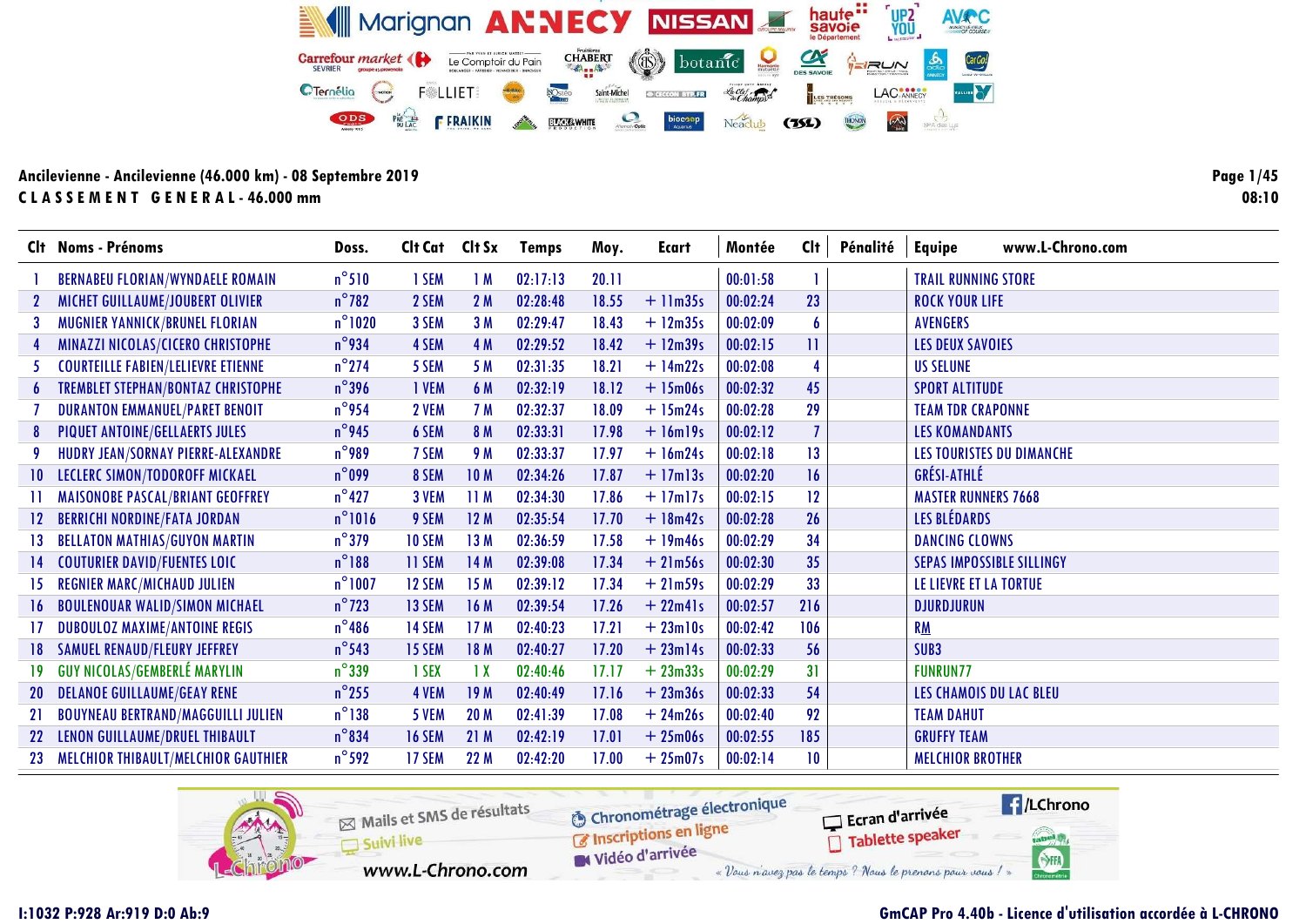**Ancilevienne - Ancilevienne (46.000 km) - 08 Septembre 2019**

**CLASSEMENT GENERAL - 46.000 mm**

| Clt | Noms - Prénoms | Doss. | Clt Cat | Clt Sx | Temps | Moy. | Ecart | Montée | Clt | Pénalité | Equipe www.L-Chrono.com |
|---|---|---|---|---|---|---|---|---|---|---|---|
| 1 | BERNABEU FLORIAN/WYNDAELE ROMAIN | n°510 | 1 SEM | 1 M | 02:17:13 | 20.11 | | 00:01:58 | 1 | | TRAIL RUNNING STORE |
| 2 | MICHET GUILLAUME/JOUBERT OLIVIER | n°782 | 2 SEM | 2 M | 02:28:48 | 18.55 | + 11m35s | 00:02:24 | 23 | | ROCK YOUR LIFE |
| 3 | MUGNIER YANNICK/BRUNEL FLORIAN | n°1020 | 3 SEM | 3 M | 02:29:47 | 18.43 | + 12m35s | 00:02:09 | 6 | | AVENGERS |
| 4 | MINAZZI NICOLAS/CICERO CHRISTOPHE | n°934 | 4 SEM | 4 M | 02:29:52 | 18.42 | + 12m39s | 00:02:15 | 11 | | LES DEUX SAVOIES |
| 5 | COURTEILLE FABIEN/LELIEVRE ETIENNE | n°274 | 5 SEM | 5 M | 02:31:35 | 18.21 | + 14m22s | 00:02:08 | 4 | | US SELUNE |
| 6 | TREMBLET STEPHAN/BONTAZ CHRISTOPHE | n°396 | 1 VEM | 6 M | 02:32:19 | 18.12 | + 15m06s | 00:02:32 | 45 | | SPORT ALTITUDE |
| 7 | DURANTON EMMANUEL/PARET BENOIT | n°954 | 2 VEM | 7 M | 02:32:37 | 18.09 | + 15m24s | 00:02:28 | 29 | | TEAM TDR CRAPONNE |
| 8 | PIQUET ANTOINE/GELLAERTS JULES | n°945 | 6 SEM | 8 M | 02:33:31 | 17.98 | + 16m19s | 00:02:12 | 7 | | LES KOMANDANTS |
| 9 | HUDRY JEAN/SORNAY PIERRE-ALEXANDRE | n°989 | 7 SEM | 9 M | 02:33:37 | 17.97 | + 16m24s | 00:02:18 | 13 | | LES TOURISTES DU DIMANCHE |
| 10 | LECLERC SIMON/TODOROFF MICKAEL | n°099 | 8 SEM | 10 M | 02:34:26 | 17.87 | + 17m13s | 00:02:20 | 16 | | GRÉSI-ATHLÉ |
| 11 | MAISONOBE PASCAL/BRIANT GEOFFREY | n°427 | 3 VEM | 11 M | 02:34:30 | 17.86 | + 17m17s | 00:02:15 | 12 | | MASTER RUNNERS 7668 |
| 12 | BERRICHI NORDINE/FATA JORDAN | n°1016 | 9 SEM | 12 M | 02:35:54 | 17.70 | + 18m42s | 00:02:28 | 26 | | LES BLÉDARDS |
| 13 | BELLATON MATHIAS/GUYON MARTIN | n°379 | 10 SEM | 13 M | 02:36:59 | 17.58 | + 19m46s | 00:02:29 | 34 | | DANCING CLOWNS |
| 14 | COUTURIER DAVID/FUENTES LOIC | n°188 | 11 SEM | 14 M | 02:39:08 | 17.34 | + 21m56s | 00:02:30 | 35 | | SEPAS IMPOSSIBLE SILLINGY |
| 15 | REGNIER MARC/MICHAUD JULIEN | n°1007 | 12 SEM | 15 M | 02:39:12 | 17.34 | + 21m59s | 00:02:29 | 33 | | LE LIEVRE ET LA TORTUE |
| 16 | BOULENOUAR WALID/SIMON MICHAEL | n°723 | 13 SEM | 16 M | 02:39:54 | 17.26 | + 22m41s | 00:02:57 | 216 | | DJURDJURUN |
| 17 | DUBOULOZ MAXIME/ANTOINE REGIS | n°486 | 14 SEM | 17 M | 02:40:23 | 17.21 | + 23m10s | 00:02:42 | 106 | | RM |
| 18 | SAMUEL RENAUD/FLEURY JEFFREY | n°543 | 15 SEM | 18 M | 02:40:27 | 17.20 | + 23m14s | 00:02:33 | 56 | | SUB3 |
| 19 | GUY NICOLAS/GEMBERLÉ MARYLIN | n°339 | 1 SEX | 1 X | 02:40:46 | 17.17 | + 23m33s | 00:02:29 | 31 | | FUNRUN77 |
| 20 | DELANOE GUILLAUME/GEAY RENE | n°255 | 4 VEM | 19 M | 02:40:49 | 17.16 | + 23m36s | 00:02:33 | 54 | | LES CHAMOIS DU LAC BLEU |
| 21 | BOUYNEAU BERTRAND/MAGGUILLI JULIEN | n°138 | 5 VEM | 20 M | 02:41:39 | 17.08 | + 24m26s | 00:02:40 | 92 | | TEAM DAHUT |
| 22 | LENON GUILLAUME/DRUEL THIBAULT | n°834 | 16 SEM | 21 M | 02:42:19 | 17.01 | + 25m06s | 00:02:55 | 185 | | GRUFFY TEAM |
| 23 | MELCHIOR THIBAULT/MELCHIOR GAUTHIER | n°592 | 17 SEM | 22 M | 02:42:20 | 17.00 | + 25m07s | 00:02:14 | 10 | | MELCHIOR BROTHER |

I:1032 P:928 Ar:919 D:0 Ab:9

GmCAP Pro 4.40b - Licence d'utilisation accordée à L-CHRONO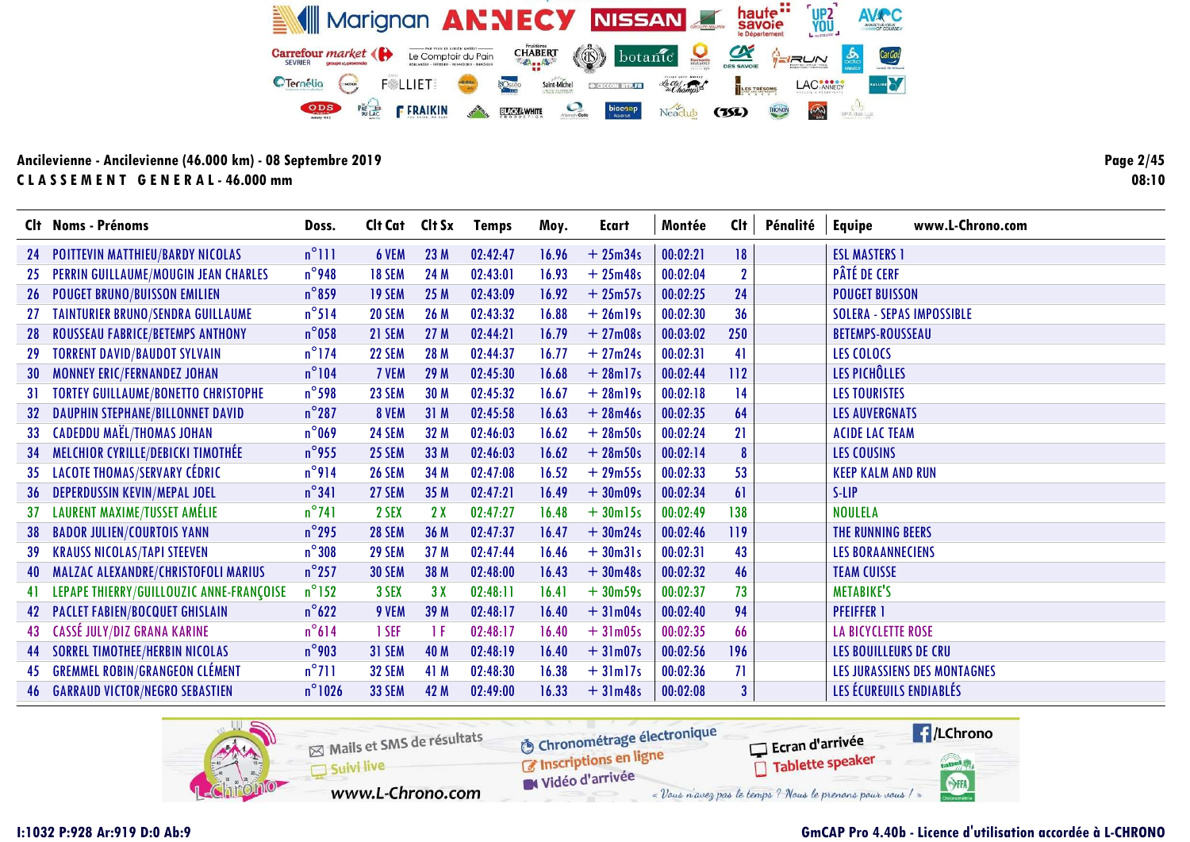**Ancilevienne - Ancilevienne (46.000 km) - 08 Septembre 2019**

**C L A S S E M E N T   G E N E R A L - 46.000 mm**

08:10

| Clt | Noms - Prénoms | Doss. | Clt Cat | Clt Sx | Temps | Moy. | Ecart | Montée | Clt | Pénalité | Equipe |
|---|---|---|---|---|---|---|---|---|---|---|---|
| 24 | POITTEVIN MATTHIEU/BARDY NICOLAS | n°111 | 6 VEM | 23 M | 02:42:47 | 16.96 | + 25m34s | 00:02:21 | 18 | | ESL MASTERS 1 |
| 25 | PERRIN GUILLAUME/MOUGIN JEAN CHARLES | n°948 | 18 SEM | 24 M | 02:43:01 | 16.93 | + 25m48s | 00:02:04 | 2 | | PÂTÉ DE CERF |
| 26 | POUGET BRUNO/BUISSON EMILIEN | n°859 | 19 SEM | 25 M | 02:43:09 | 16.92 | + 25m57s | 00:02:25 | 24 | | POUGET BUISSON |
| 27 | TAINTURIER BRUNO/SENDRA GUILLAUME | n°514 | 20 SEM | 26 M | 02:43:32 | 16.88 | + 26m19s | 00:02:30 | 36 | | SOLERA - SEPAS IMPOSSIBLE |
| 28 | ROUSSEAU FABRICE/BETEMPS ANTHONY | n°058 | 21 SEM | 27 M | 02:44:21 | 16.79 | + 27m08s | 00:03:02 | 250 | | BETEMPS-ROUSSEAU |
| 29 | TORRENT DAVID/BAUDOT SYLVAIN | n°174 | 22 SEM | 28 M | 02:44:37 | 16.77 | + 27m24s | 00:02:31 | 41 | | LES COLOCS |
| 30 | MONNEY ERIC/FERNANDEZ JOHAN | n°104 | 7 VEM | 29 M | 02:45:30 | 16.68 | + 28m17s | 00:02:44 | 112 | | LES PICHÔLLES |
| 31 | TORTEY GUILLAUME/BONETTO CHRISTOPHE | n°598 | 23 SEM | 30 M | 02:45:32 | 16.67 | + 28m19s | 00:02:18 | 14 | | LES TOURISTES |
| 32 | DAUPHIN STEPHANE/BILLONNET DAVID | n°287 | 8 VEM | 31 M | 02:45:58 | 16.63 | + 28m46s | 00:02:35 | 64 | | LES AUVERGNATS |
| 33 | CADEDDU MAËL/THOMAS JOHAN | n°069 | 24 SEM | 32 M | 02:46:03 | 16.62 | + 28m50s | 00:02:24 | 21 | | ACIDE LAC TEAM |
| 34 | MELCHIOR CYRILLE/DEBICKI TIMOTHÉE | n°955 | 25 SEM | 33 M | 02:46:03 | 16.62 | + 28m50s | 00:02:14 | 8 | | LES COUSINS |
| 35 | LACOTE THOMAS/SERVARY CÉDRIC | n°914 | 26 SEM | 34 M | 02:47:08 | 16.52 | + 29m55s | 00:02:33 | 53 | | KEEP KALM AND RUN |
| 36 | DEPERDUSSIN KEVIN/MEPAL JOEL | n°341 | 27 SEM | 35 M | 02:47:21 | 16.49 | + 30m09s | 00:02:34 | 61 | | S-LIP |
| 37 | LAURENT MAXIME/TUSSET AMÉLIE | n°741 | 2 SEX | 2 X | 02:47:27 | 16.48 | + 30m15s | 00:02:49 | 138 | | NOULELA |
| 38 | BADOR JULIEN/COURTOIS YANN | n°295 | 28 SEM | 36 M | 02:47:37 | 16.47 | + 30m24s | 00:02:46 | 119 | | THE RUNNING BEERS |
| 39 | KRAUSS NICOLAS/TAPI STEEVEN | n°308 | 29 SEM | 37 M | 02:47:44 | 16.46 | + 30m31s | 00:02:31 | 43 | | LES BORAANNECIENS |
| 40 | MALZAC ALEXANDRE/CHRISTOFOLI MARIUS | n°257 | 30 SEM | 38 M | 02:48:00 | 16.43 | + 30m48s | 00:02:32 | 46 | | TEAM CUISSE |
| 41 | LEPAPE THIERRY/GUILLOUZIC ANNE-FRANÇOISE | n°152 | 3 SEX | 3 X | 02:48:11 | 16.41 | + 30m59s | 00:02:37 | 73 | | METABIKE'S |
| 42 | PACLET FABIEN/BOCQUET GHISLAIN | n°622 | 9 VEM | 39 M | 02:48:17 | 16.40 | + 31m04s | 00:02:40 | 94 | | PFEIFFER 1 |
| 43 | CASSÉ JULY/DIZ GRANA KARINE | n°614 | 1 SEF | 1 F | 02:48:17 | 16.40 | + 31m05s | 00:02:35 | 66 | | LA BICYCLETTE ROSE |
| 44 | SORREL TIMOTHEE/HERBIN NICOLAS | n°903 | 31 SEM | 40 M | 02:48:19 | 16.40 | + 31m07s | 00:02:56 | 196 | | LES BOUILLEURS DE CRU |
| 45 | GREMMEL ROBIN/GRANGEON CLÉMENT | n°711 | 32 SEM | 41 M | 02:48:30 | 16.38 | + 31m17s | 00:02:36 | 71 | | LES JURASSIENS DES MONTAGNES |
| 46 | GARRAUD VICTOR/NEGRO SEBASTIEN | n°1026 | 33 SEM | 42 M | 02:49:00 | 16.33 | + 31m48s | 00:02:08 | 3 | | LES ÉCUREUILS ENDIABLÉS |

I:1032 P:928 Ar:919 D:0 Ab:9

GmCAP Pro 4.40b - Licence d'utilisation accordée à L-CHRONO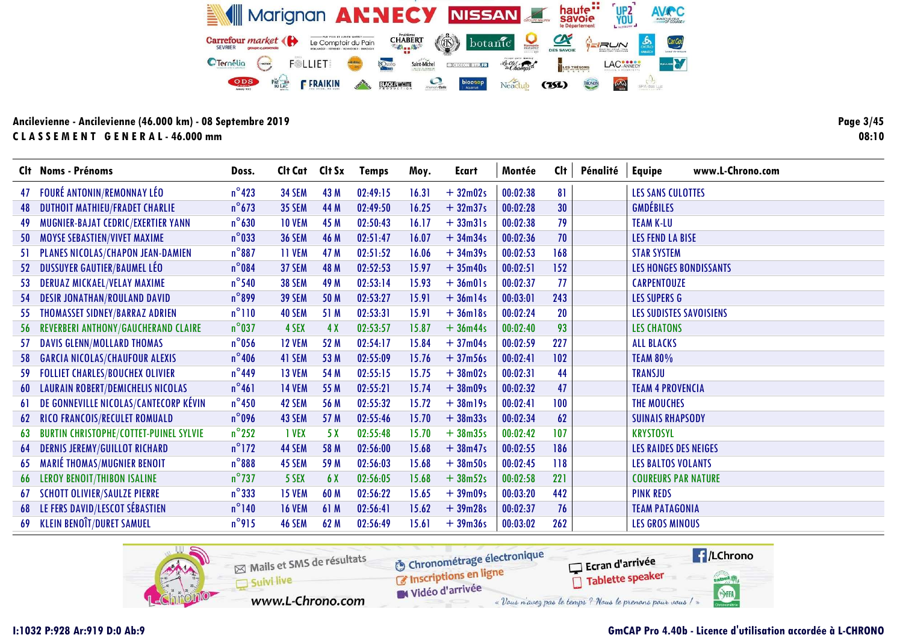Ancilevienne - Ancilevienne (46.000 km) - 08 Septembre 2019

**CLASSEMENT GENERAL - 46.000 mm**

Page 3/45
08:10

| Clt | Noms - Prénoms | Doss. | Clt Cat | Clt Sx | Temps | Moy. | Ecart | Montée | Clt | Pénalité | Equipe www.L-Chrono.com |
|---|---|---|---|---|---|---|---|---|---|---|---|
| 47 | FOURÉ ANTONIN/REMONNAY LÉO | n°423 | 34 SEM | 43 M | 02:49:15 | 16.31 | + 32m02s | 00:02:38 | 81 | | LES SANS CULOTTES |
| 48 | DUTHOIT MATHIEU/FRADET CHARLIE | n°673 | 35 SEM | 44 M | 02:49:50 | 16.25 | + 32m37s | 00:02:28 | 30 | | GMDÉBILES |
| 49 | MUGNIER-BAJAT CEDRIC/EXERTIER YANN | n°630 | 10 VEM | 45 M | 02:50:43 | 16.17 | + 33m31s | 00:02:38 | 79 | | TEAM K-LU |
| 50 | MOYSE SEBASTIEN/VIVET MAXIME | n°033 | 36 SEM | 46 M | 02:51:47 | 16.07 | + 34m34s | 00:02:36 | 70 | | LES FEND LA BISE |
| 51 | PLANES NICOLAS/CHAPON JEAN-DAMIEN | n°887 | 11 VEM | 47 M | 02:51:52 | 16.06 | + 34m39s | 00:02:53 | 168 | | STAR SYSTEM |
| 52 | DUSSUYER GAUTIER/BAUMEL LÉO | n°084 | 37 SEM | 48 M | 02:52:53 | 15.97 | + 35m40s | 00:02:51 | 152 | | LES HONGES BONDISSANTS |
| 53 | DERUAZ MICKAEL/VELAY MAXIME | n°540 | 38 SEM | 49 M | 02:53:14 | 15.93 | + 36m01s | 00:02:37 | 77 | | CARPENTOUZE |
| 54 | DESIR JONATHAN/ROULAND DAVID | n°899 | 39 SEM | 50 M | 02:53:27 | 15.91 | + 36m14s | 00:03:01 | 243 | | LES SUPERS G |
| 55 | THOMASSET SIDNEY/BARRAZ ADRIEN | n°110 | 40 SEM | 51 M | 02:53:31 | 15.91 | + 36m18s | 00:02:24 | 20 | | LES SUDISTES SAVOISIENS |
| 56 | REVERBERI ANTHONY/GAUCHERAND CLAIRE | n°037 | 4 SEX | 4 X | 02:53:57 | 15.87 | + 36m44s | 00:02:40 | 93 | | LES CHATONS |
| 57 | DAVIS GLENN/MOLLARD THOMAS | n°056 | 12 VEM | 52 M | 02:54:17 | 15.84 | + 37m04s | 00:02:59 | 227 | | ALL BLACKS |
| 58 | GARCIA NICOLAS/CHAUFOUR ALEXIS | n°406 | 41 SEM | 53 M | 02:55:09 | 15.76 | + 37m56s | 00:02:41 | 102 | | TEAM 80% |
| 59 | FOLLIET CHARLES/BOUCHEX OLIVIER | n°449 | 13 VEM | 54 M | 02:55:15 | 15.75 | + 38m02s | 00:02:31 | 44 | | TRANSJU |
| 60 | LAURAIN ROBERT/DEMICHELIS NICOLAS | n°461 | 14 VEM | 55 M | 02:55:21 | 15.74 | + 38m09s | 00:02:32 | 47 | | TEAM 4 PROVENCIA |
| 61 | DE GONNEVILLE NICOLAS/CANTECORP KÉVIN | n°450 | 42 SEM | 56 M | 02:55:32 | 15.72 | + 38m19s | 00:02:41 | 100 | | THE MOUCHES |
| 62 | RICO FRANCOIS/RECULET ROMUALD | n°096 | 43 SEM | 57 M | 02:55:46 | 15.70 | + 38m33s | 00:02:34 | 62 | | SUINAIS RHAPSODY |
| 63 | BURTIN CHRISTOPHE/COTTET-PUINEL SYLVIE | n°252 | 1 VEX | 5 X | 02:55:48 | 15.70 | + 38m35s | 00:02:42 | 107 | | KRYSTOSYL |
| 64 | DERNIS JEREMY/GUILLOT RICHARD | n°172 | 44 SEM | 58 M | 02:56:00 | 15.68 | + 38m47s | 00:02:55 | 186 | | LES RAIDES DES NEIGES |
| 65 | MARIÉ THOMAS/MUGNIER BENOIT | n°888 | 45 SEM | 59 M | 02:56:03 | 15.68 | + 38m50s | 00:02:45 | 118 | | LES BALTOS VOLANTS |
| 66 | LEROY BENOIT/THIBON ISALINE | n°737 | 5 SEX | 6 X | 02:56:05 | 15.68 | + 38m52s | 00:02:58 | 221 | | COUREURS PAR NATURE |
| 67 | SCHOTT OLIVIER/SAULZE PIERRE | n°333 | 15 VEM | 60 M | 02:56:22 | 15.65 | + 39m09s | 00:03:20 | 442 | | PINK REDS |
| 68 | LE FERS DAVID/LESCOT SÉBASTIEN | n°140 | 16 VEM | 61 M | 02:56:41 | 15.62 | + 39m28s | 00:02:37 | 76 | | TEAM PATAGONIA |
| 69 | KLEIN BENOÎT/DURET SAMUEL | n°915 | 46 SEM | 62 M | 02:56:49 | 15.61 | + 39m36s | 00:03:02 | 262 | | LES GROS MINOUS |

I:1032 P:928 Ar:919 D:0 Ab:9

GmCAP Pro 4.40b - Licence d'utilisation accordée à L-CHRONO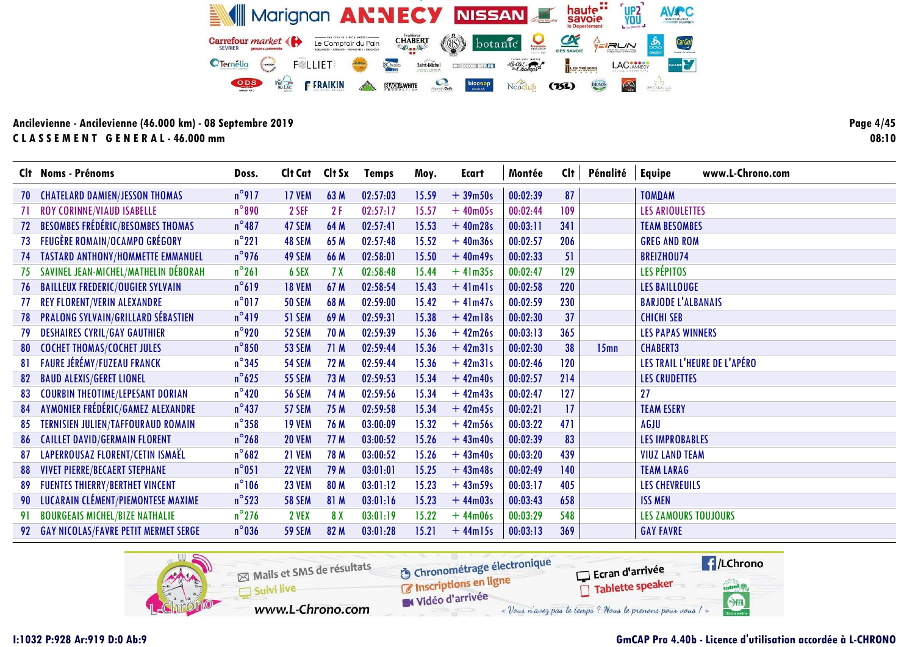Ancilevienne - Ancilevienne (46.000 km) - 08 Septembre 2019

**CLASSEMENT GENERAL - 46.000 mm**

Page 4/45
08:10

| Clt | Noms - Prénoms | Doss. | Clt Cat | Clt Sx | Temps | Moy. | Ecart | Montée | Clt | Pénalité | Equipe |
|---|---|---|---|---|---|---|---|---|---|---|---|
| 70 | CHATELARD DAMIEN/JESSON THOMAS | n°917 | 17 VEM | 63 M | 02:57:03 | 15.59 | + 39m50s | 00:02:39 | 87 | | TOMDAM |
| 71 | ROY CORINNE/VIAUD ISABELLE | n°890 | 2 SEF | 2 F | 02:57:17 | 15.57 | + 40m05s | 00:02:44 | 109 | | LES ARIOULETTES |
| 72 | BESOMBES FRÉDÉRIC/BESOMBES THOMAS | n°487 | 47 SEM | 64 M | 02:57:41 | 15.53 | + 40m28s | 00:03:11 | 341 | | TEAM BESOMBES |
| 73 | FEUGÈRE ROMAIN/OCAMPO GRÉGORY | n°221 | 48 SEM | 65 M | 02:57:48 | 15.52 | + 40m36s | 00:02:57 | 206 | | GREG AND ROM |
| 74 | TASTARD ANTHONY/HOMMETTE EMMANUEL | n°976 | 49 SEM | 66 M | 02:58:01 | 15.50 | + 40m49s | 00:02:33 | 51 | | BREIZHOU74 |
| 75 | SAVINEL JEAN-MICHEL/MATHELIN DÉBORAH | n°261 | 6 SEX | 7 X | 02:58:48 | 15.44 | + 41m35s | 00:02:47 | 129 | | LES PÉPITOS |
| 76 | BAILLEUX FREDERIC/OUGIER SYLVAIN | n°619 | 18 VEM | 67 M | 02:58:54 | 15.43 | + 41m41s | 00:02:58 | 220 | | LES BAILLOUGE |
| 77 | REY FLORENT/VERIN ALEXANDRE | n°017 | 50 SEM | 68 M | 02:59:00 | 15.42 | + 41m47s | 00:02:59 | 230 | | BARJODE L'ALBANAIS |
| 78 | PRALONG SYLVAIN/GRILLARD SÉBASTIEN | n°419 | 51 SEM | 69 M | 02:59:31 | 15.38 | + 42m18s | 00:02:30 | 37 | | CHICHI SEB |
| 79 | DESHAIRES CYRIL/GAY GAUTHIER | n°920 | 52 SEM | 70 M | 02:59:39 | 15.36 | + 42m26s | 00:03:13 | 365 | | LES PAPAS WINNERS |
| 80 | COCHET THOMAS/COCHET JULES | n°850 | 53 SEM | 71 M | 02:59:44 | 15.36 | + 42m31s | 00:02:30 | 38 | 15mn | CHABERT3 |
| 81 | FAURE JÉRÉMY/FUZEAU FRANCK | n°345 | 54 SEM | 72 M | 02:59:44 | 15.36 | + 42m31s | 00:02:46 | 120 | | LES TRAIL L'HEURE DE L'APÉRO |
| 82 | BAUD ALEXIS/GERET LIONEL | n°625 | 55 SEM | 73 M | 02:59:53 | 15.34 | + 42m40s | 00:02:57 | 214 | | LES CRUDETTES |
| 83 | COURBIN THEOTIME/LEPESANT DORIAN | n°420 | 56 SEM | 74 M | 02:59:56 | 15.34 | + 42m43s | 00:02:47 | 127 | | 27 |
| 84 | AYMONIER FRÉDÉRIC/GAMEZ ALEXANDRE | n°437 | 57 SEM | 75 M | 02:59:58 | 15.34 | + 42m45s | 00:02:21 | 17 | | TEAM ESERY |
| 85 | TERNISIEN JULIEN/TAFFOURAUD ROMAIN | n°358 | 19 VEM | 76 M | 03:00:09 | 15.32 | + 42m56s | 00:03:22 | 471 | | AGJU |
| 86 | CAILLET DAVID/GERMAIN FLORENT | n°268 | 20 VEM | 77 M | 03:00:52 | 15.26 | + 43m40s | 00:02:39 | 83 | | LES IMPROBABLES |
| 87 | LAPERROUSAZ FLORENT/CETIN ISMAËL | n°682 | 21 VEM | 78 M | 03:00:52 | 15.26 | + 43m40s | 00:03:20 | 439 | | VIUZ LAND TEAM |
| 88 | VIVET PIERRE/BECAERT STEPHANE | n°051 | 22 VEM | 79 M | 03:01:01 | 15.25 | + 43m48s | 00:02:49 | 140 | | TEAM LARAG |
| 89 | FUENTES THIERRY/BERTHET VINCENT | n°106 | 23 VEM | 80 M | 03:01:12 | 15.23 | + 43m59s | 00:03:17 | 405 | | LES CHEVREUILS |
| 90 | LUCARAIN CLÉMENT/PIEMONTESE MAXIME | n°523 | 58 SEM | 81 M | 03:01:16 | 15.23 | + 44m03s | 00:03:43 | 658 | | ISS MEN |
| 91 | BOURGEAIS MICHEL/BIZE NATHALIE | n°276 | 2 VEX | 8 X | 03:01:19 | 15.22 | + 44m06s | 00:03:29 | 548 | | LES ZAMOURS TOUJOURS |
| 92 | GAY NICOLAS/FAVRE PETIT MERMET SERGE | n°036 | 59 SEM | 82 M | 03:01:28 | 15.21 | + 44m15s | 00:03:13 | 369 | | GAY FAVRE |

I:1032 P:928 Ar:919 D:0 Ab:9

GmCAP Pro 4.40b - Licence d'utilisation accordée à L-CHRONO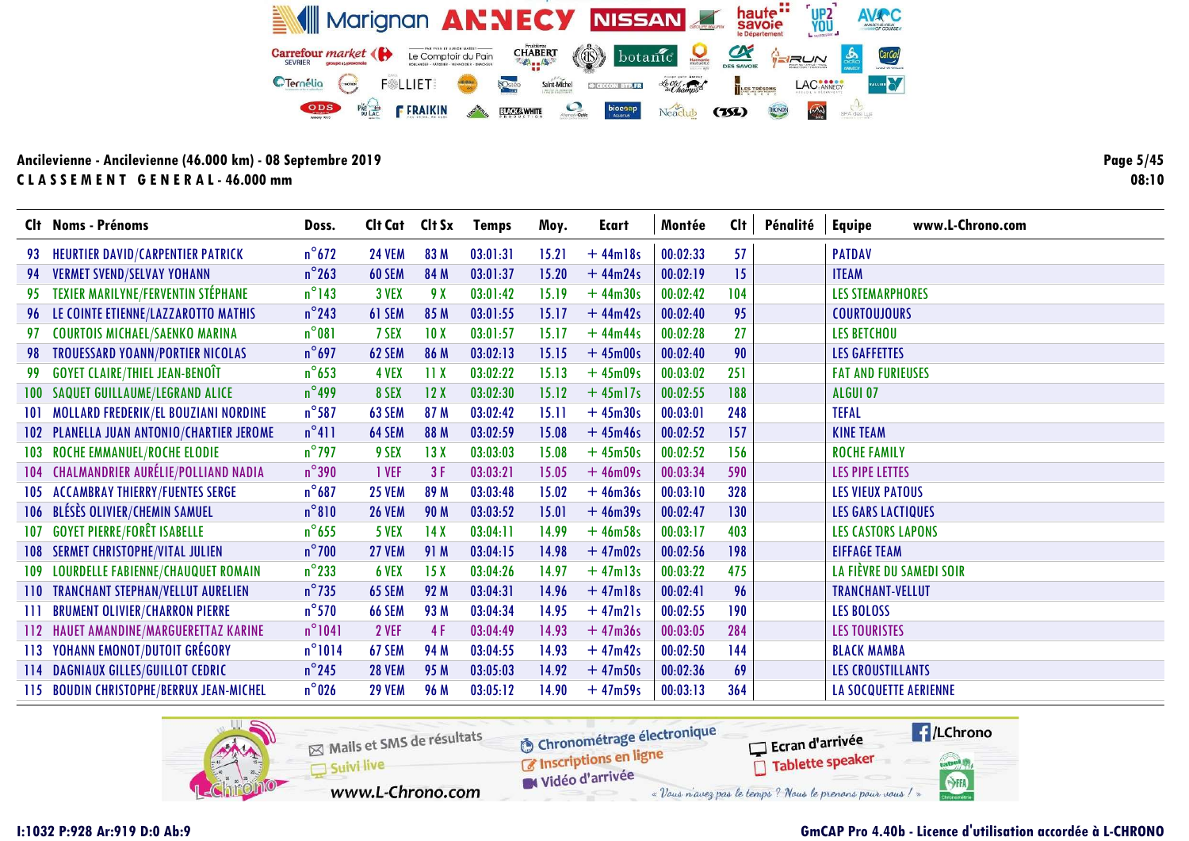**Ancilevienne - Ancilevienne (46.000 km) - 08 Septembre 2019**

**C L A S S E M E N T   G E N E R A L - 46.000 mm**

| Clt | Noms - Prénoms | Doss. | Clt Cat | Clt Sx | Temps | Moy. | Ecart | Montée | Clt | Pénalité | Equipe |
|---|---|---|---|---|---|---|---|---|---|---|---|
| 93 | HEURTIER DAVID/CARPENTIER PATRICK | n°672 | 24 VEM | 83 M | 03:01:31 | 15.21 | + 44m18s | 00:02:33 | 57 | | PATDAV |
| 94 | VERMET SVEND/SELVAY YOHANN | n°263 | 60 SEM | 84 M | 03:01:37 | 15.20 | + 44m24s | 00:02:19 | 15 | | ITEAM |
| 95 | TEXIER MARILYNE/FERVENTIN STÉPHANE | n°143 | 3 VEX | 9 X | 03:01:42 | 15.19 | + 44m30s | 00:02:42 | 104 | | LES STEMARPHORES |
| 96 | LE COINTE ETIENNE/LAZZAROTTO MATHIS | n°243 | 61 SEM | 85 M | 03:01:55 | 15.17 | + 44m42s | 00:02:40 | 95 | | COURTOUJOURS |
| 97 | COURTOIS MICHAEL/SAENKO MARINA | n°081 | 7 SEX | 10 X | 03:01:57 | 15.17 | + 44m44s | 00:02:28 | 27 | | LES BETCHOU |
| 98 | TROUESSARD YOANN/PORTIER NICOLAS | n°697 | 62 SEM | 86 M | 03:02:13 | 15.15 | + 45m00s | 00:02:40 | 90 | | LES GAFFETTES |
| 99 | GOYET CLAIRE/THIEL JEAN-BENOÎT | n°653 | 4 VEX | 11 X | 03:02:22 | 15.13 | + 45m09s | 00:03:02 | 251 | | FAT AND FURIEUSES |
| 100 | SAQUET GUILLAUME/LEGRAND ALICE | n°499 | 8 SEX | 12 X | 03:02:30 | 15.12 | + 45m17s | 00:02:55 | 188 | | ALGUI 07 |
| 101 | MOLLARD FREDERIK/EL BOUZIANI NORDINE | n°587 | 63 SEM | 87 M | 03:02:42 | 15.11 | + 45m30s | 00:03:01 | 248 | | TEFAL |
| 102 | PLANELLA JUAN ANTONIO/CHARTIER JEROME | n°411 | 64 SEM | 88 M | 03:02:59 | 15.08 | + 45m46s | 00:02:52 | 157 | | KINE TEAM |
| 103 | ROCHE EMMANUEL/ROCHE ELODIE | n°797 | 9 SEX | 13 X | 03:03:03 | 15.08 | + 45m50s | 00:02:52 | 156 | | ROCHE FAMILY |
| 104 | CHALMANDRIER AURÉLIE/POLLIAND NADIA | n°390 | 1 VEF | 3 F | 03:03:21 | 15.05 | + 46m09s | 00:03:34 | 590 | | LES PIPE LETTES |
| 105 | ACCAMBRAY THIERRY/FUENTES SERGE | n°687 | 25 VEM | 89 M | 03:03:48 | 15.02 | + 46m36s | 00:03:10 | 328 | | LES VIEUX PATOUS |
| 106 | BLÉSÈS OLIVIER/CHEMIN SAMUEL | n°810 | 26 VEM | 90 M | 03:03:52 | 15.01 | + 46m39s | 00:02:47 | 130 | | LES GARS LACTIQUES |
| 107 | GOYET PIERRE/FORÊT ISABELLE | n°655 | 5 VEX | 14 X | 03:04:11 | 14.99 | + 46m58s | 00:03:17 | 403 | | LES CASTORS LAPONS |
| 108 | SERMET CHRISTOPHE/VITAL JULIEN | n°700 | 27 VEM | 91 M | 03:04:15 | 14.98 | + 47m02s | 00:02:56 | 198 | | EIFFAGE TEAM |
| 109 | LOURDELLE FABIENNE/CHAUQUET ROMAIN | n°233 | 6 VEX | 15 X | 03:04:26 | 14.97 | + 47m13s | 00:03:22 | 475 | | LA FIÈVRE DU SAMEDI SOIR |
| 110 | TRANCHANT STEPHAN/VELLUT AURELIEN | n°735 | 65 SEM | 92 M | 03:04:31 | 14.96 | + 47m18s | 00:02:41 | 96 | | TRANCHANT-VELLUT |
| 111 | BRUMENT OLIVIER/CHARRON PIERRE | n°570 | 66 SEM | 93 M | 03:04:34 | 14.95 | + 47m21s | 00:02:55 | 190 | | LES BOLOSS |
| 112 | HAUET AMANDINE/MARGUERETTAZ KARINE | n°1041 | 2 VEF | 4 F | 03:04:49 | 14.93 | + 47m36s | 00:03:05 | 284 | | LES TOURISTES |
| 113 | YOHANN EMONOT/DUTOIT GRÉGORY | n°1014 | 67 SEM | 94 M | 03:04:55 | 14.93 | + 47m42s | 00:02:50 | 144 | | BLACK MAMBA |
| 114 | DAGNIAUX GILLES/GUILLOT CEDRIC | n°245 | 28 VEM | 95 M | 03:05:03 | 14.92 | + 47m50s | 00:02:36 | 69 | | LES CROUSTILLANTS |
| 115 | BOUDIN CHRISTOPHE/BERRUX JEAN-MICHEL | n°026 | 29 VEM | 96 M | 03:05:12 | 14.90 | + 47m59s | 00:03:13 | 364 | | LA SOCQUETTE AERIENNE |

I:1032 P:928 Ar:919 D:0 Ab:9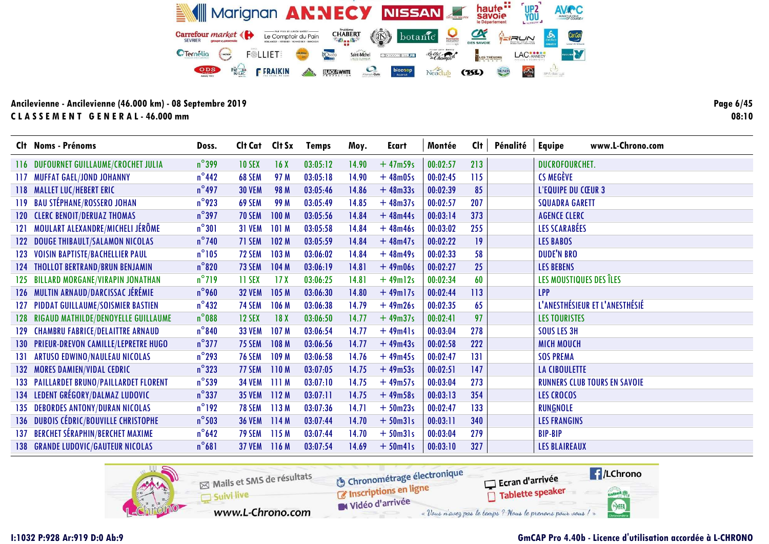**Ancilevienne - Ancilevienne (46.000 km) - 08 Septembre 2019**

**C L A S S E M E N T  G E N E R A L - 46.000 mm**

| Clt | Noms - Prénoms | Doss. | Clt Cat | Clt Sx | Temps | Moy. | Ecart | Montée | Clt | Pénalité | Equipe |
|---|---|---|---|---|---|---|---|---|---|---|---|
| 116 | DUFOURNET GUILLAUME/CROCHET JULIA | n°399 | 10 SEX | 16 X | 03:05:12 | 14.90 | + 47m59s | 00:02:57 | 213 | | DUCROFOURCHET. |
| 117 | MUFFAT GAEL/JOND JOHANNY | n°442 | 68 SEM | 97 M | 03:05:18 | 14.90 | + 48m05s | 00:02:45 | 115 | | CS MEGÈVE |
| 118 | MALLET LUC/HEBERT ERIC | n°497 | 30 VEM | 98 M | 03:05:46 | 14.86 | + 48m33s | 00:02:39 | 85 | | L'EQUIPE DU CŒUR 3 |
| 119 | BAU STÉPHANE/ROSSERO JOHAN | n°923 | 69 SEM | 99 M | 03:05:49 | 14.85 | + 48m37s | 00:02:57 | 207 | | SQUADRA GARETT |
| 120 | CLERC BENOIT/DERUAZ THOMAS | n°397 | 70 SEM | 100 M | 03:05:56 | 14.84 | + 48m44s | 00:03:14 | 373 | | AGENCE CLERC |
| 121 | MOULART ALEXANDRE/MICHELI JÉRÔME | n°301 | 31 VEM | 101 M | 03:05:58 | 14.84 | + 48m46s | 00:03:02 | 255 | | LES SCARABÉES |
| 122 | DOUGE THIBAULT/SALAMON NICOLAS | n°740 | 71 SEM | 102 M | 03:05:59 | 14.84 | + 48m47s | 00:02:22 | 19 | | LES BABOS |
| 123 | VOISIN BAPTISTE/BACHELLIER PAUL | n°105 | 72 SEM | 103 M | 03:06:02 | 14.84 | + 48m49s | 00:02:33 | 58 | | DUDE'N BRO |
| 124 | THOLLOT BERTRAND/BRUN BENJAMIN | n°820 | 73 SEM | 104 M | 03:06:19 | 14.81 | + 49m06s | 00:02:27 | 25 | | LES BEBENS |
| 125 | BILLARD MORGANE/VIRAPIN JONATHAN | n°719 | 11 SEX | 17 X | 03:06:25 | 14.81 | + 49m12s | 00:02:34 | 60 | | LES MOUSTIQUES DES ÎLES |
| 126 | MULTIN ARNAUD/DARCISSAC JÉRÉMIE | n°960 | 32 VEM | 105 M | 03:06:30 | 14.80 | + 49m17s | 00:02:44 | 113 | | LPP |
| 127 | PIDDAT GUILLAUME/SOISMIER BASTIEN | n°432 | 74 SEM | 106 M | 03:06:38 | 14.79 | + 49m26s | 00:02:35 | 65 | | L'ANESTHÉSIEUR ET L'ANESTHÉSIÉ |
| 128 | RIGAUD MATHILDE/DENOYELLE GUILLAUME | n°088 | 12 SEX | 18 X | 03:06:50 | 14.77 | + 49m37s | 00:02:41 | 97 | | LES TOURISTES |
| 129 | CHAMBRU FABRICE/DELAITTRE ARNAUD | n°840 | 33 VEM | 107 M | 03:06:54 | 14.77 | + 49m41s | 00:03:04 | 278 | | SOUS LES 3H |
| 130 | PRIEUR-DREVON CAMILLE/LEPRETRE HUGO | n°377 | 75 SEM | 108 M | 03:06:56 | 14.77 | + 49m43s | 00:02:58 | 222 | | MICH MOUCH |
| 131 | ARTUSO EDWINO/NAULEAU NICOLAS | n°293 | 76 SEM | 109 M | 03:06:58 | 14.76 | + 49m45s | 00:02:47 | 131 | | SOS PREMA |
| 132 | MORES DAMIEN/VIDAL CEDRIC | n°323 | 77 SEM | 110 M | 03:07:05 | 14.75 | + 49m53s | 00:02:51 | 147 | | LA CIBOULETTE |
| 133 | PAILLARDET BRUNO/PAILLARDET FLORENT | n°539 | 34 VEM | 111 M | 03:07:10 | 14.75 | + 49m57s | 00:03:04 | 273 | | RUNNERS CLUB TOURS EN SAVOIE |
| 134 | LEDENT GRÉGORY/DALMAZ LUDOVIC | n°337 | 35 VEM | 112 M | 03:07:11 | 14.75 | + 49m58s | 00:03:13 | 354 | | LES CROCOS |
| 135 | DEBORDES ANTONY/DURAN NICOLAS | n°192 | 78 SEM | 113 M | 03:07:36 | 14.71 | + 50m23s | 00:02:47 | 133 | | RUNGNOLE |
| 136 | DUBOIS CÉDRIC/BOUVILLE CHRISTOPHE | n°503 | 36 VEM | 114 M | 03:07:44 | 14.70 | + 50m31s | 00:03:11 | 340 | | LES FRANGINS |
| 137 | BERCHET SÉRAPHIN/BERCHET MAXIME | n°642 | 79 SEM | 115 M | 03:07:44 | 14.70 | + 50m31s | 00:03:04 | 279 | | BIP-BIP |
| 138 | GRANDE LUDOVIC/GAUTEUR NICOLAS | n°681 | 37 VEM | 116 M | 03:07:54 | 14.69 | + 50m41s | 00:03:10 | 327 | | LES BLAIREAUX |

I:1032 P:928 Ar:919 D:0 Ab:9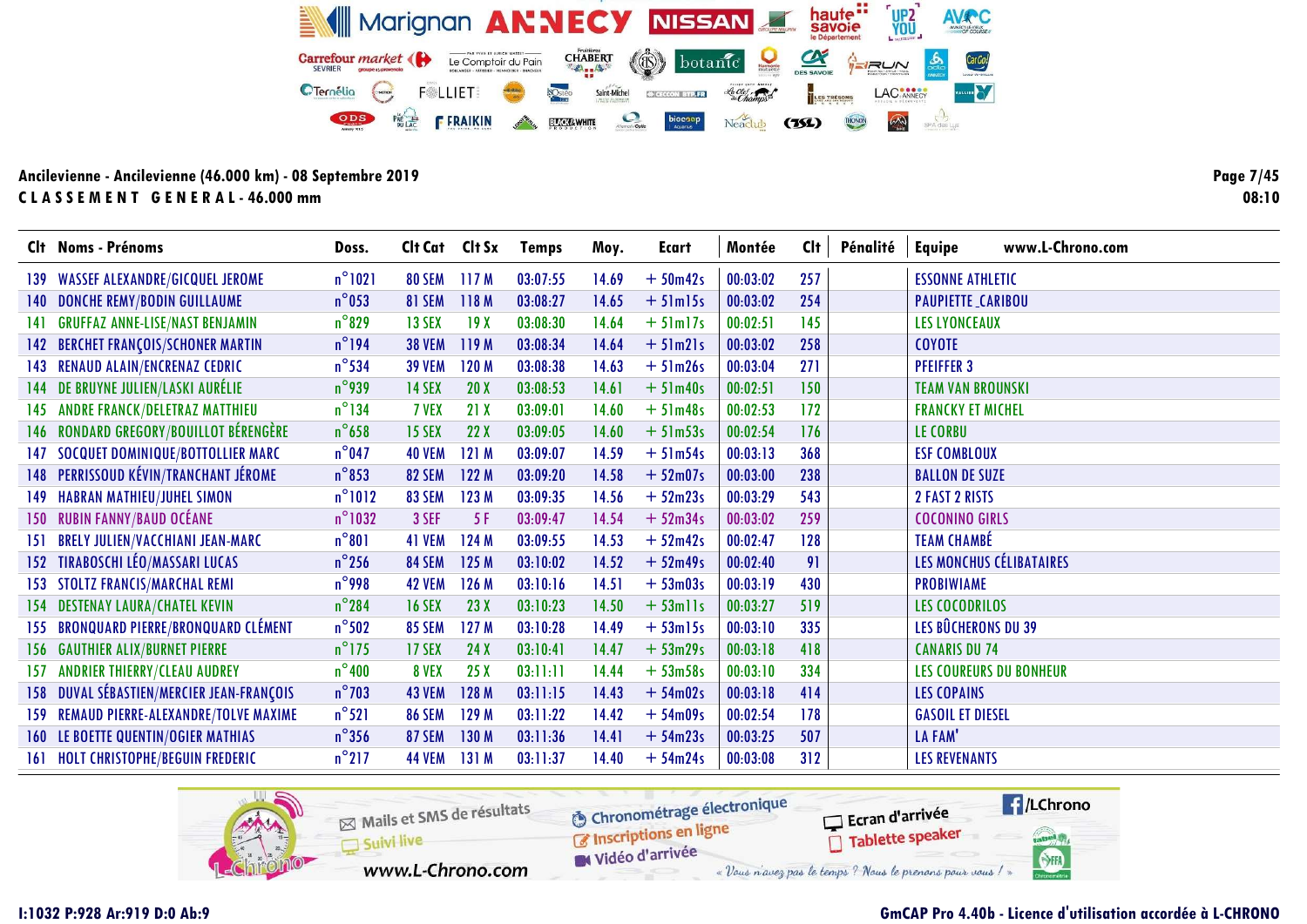## Ancilevienne - Ancilevienne (46.000 km) - 08 Septembre 2019

**C L A S S E M E N T   G E N E R A L - 46.000 mm**

| Clt | Noms - Prénoms | Doss. | Clt Cat | Clt Sx | Temps | Moy. | Ecart | Montée | Clt | Pénalité | Equipe |
|---|---|---|---|---|---|---|---|---|---|---|---|
| 139 | WASSEF ALEXANDRE/GICQUEL JEROME | n°1021 | 80 SEM | 117 M | 03:07:55 | 14.69 | + 50m42s | 00:03:02 | 257 | | ESSONNE ATHLETIC |
| 140 | DONCHE REMY/BODIN GUILLAUME | n°053 | 81 SEM | 118 M | 03:08:27 | 14.65 | + 51m15s | 00:03:02 | 254 | | PAUPIETTE_CARIBOU |
| 141 | GRUFFAZ ANNE-LISE/NAST BENJAMIN | n°829 | 13 SEX | 19 X | 03:08:30 | 14.64 | + 51m17s | 00:02:51 | 145 | | LES LYONCEAUX |
| 142 | BERCHET FRANÇOIS/SCHONER MARTIN | n°194 | 38 VEM | 119 M | 03:08:34 | 14.64 | + 51m21s | 00:03:02 | 258 | | COYOTE |
| 143 | RENAUD ALAIN/ENCRENAZ CEDRIC | n°534 | 39 VEM | 120 M | 03:08:38 | 14.63 | + 51m26s | 00:03:04 | 271 | | PFEIFFER 3 |
| 144 | DE BRUYNE JULIEN/LASKI AURÉLIE | n°939 | 14 SEX | 20 X | 03:08:53 | 14.61 | + 51m40s | 00:02:51 | 150 | | TEAM VAN BROUNSKI |
| 145 | ANDRE FRANCK/DELETRAZ MATTHIEU | n°134 | 7 VEX | 21 X | 03:09:01 | 14.60 | + 51m48s | 00:02:53 | 172 | | FRANCKY ET MICHEL |
| 146 | RONDARD GREGORY/BOUILLOT BÉRENGÈRE | n°658 | 15 SEX | 22 X | 03:09:05 | 14.60 | + 51m53s | 00:02:54 | 176 | | LE CORBU |
| 147 | SOCQUET DOMINIQUE/BOTTOLLIER MARC | n°047 | 40 VEM | 121 M | 03:09:07 | 14.59 | + 51m54s | 00:03:13 | 368 | | ESF COMBLOUX |
| 148 | PERRISSOUD KÉVIN/TRANCHANT JÉROME | n°853 | 82 SEM | 122 M | 03:09:20 | 14.58 | + 52m07s | 00:03:00 | 238 | | BALLON DE SUZE |
| 149 | HABRAN MATHIEU/JUHEL SIMON | n°1012 | 83 SEM | 123 M | 03:09:35 | 14.56 | + 52m23s | 00:03:29 | 543 | | 2 FAST 2 RISTS |
| 150 | RUBIN FANNY/BAUD OCÉANE | n°1032 | 3 SEF | 5 F | 03:09:47 | 14.54 | + 52m34s | 00:03:02 | 259 | | COCONINO GIRLS |
| 151 | BRELY JULIEN/VACCHIANI JEAN-MARC | n°801 | 41 VEM | 124 M | 03:09:55 | 14.53 | + 52m42s | 00:02:47 | 128 | | TEAM CHAMBÉ |
| 152 | TIRABOSCHI LÉO/MASSARI LUCAS | n°256 | 84 SEM | 125 M | 03:10:02 | 14.52 | + 52m49s | 00:02:40 | 91 | | LES MONCHUS CÉLIBATAIRES |
| 153 | STOLTZ FRANCIS/MARCHAL REMI | n°998 | 42 VEM | 126 M | 03:10:16 | 14.51 | + 53m03s | 00:03:19 | 430 | | PROBIWIAME |
| 154 | DESTENAY LAURA/CHATEL KEVIN | n°284 | 16 SEX | 23 X | 03:10:23 | 14.50 | + 53m11s | 00:03:27 | 519 | | LES COCODRILOS |
| 155 | BRONQUARD PIERRE/BRONQUARD CLÉMENT | n°502 | 85 SEM | 127 M | 03:10:28 | 14.49 | + 53m15s | 00:03:10 | 335 | | LES BÛCHERONS DU 39 |
| 156 | GAUTHIER ALIX/BURNET PIERRE | n°175 | 17 SEX | 24 X | 03:10:41 | 14.47 | + 53m29s | 00:03:18 | 418 | | CANARIS DU 74 |
| 157 | ANDRIER THIERRY/CLEAU AUDREY | n°400 | 8 VEX | 25 X | 03:11:11 | 14.44 | + 53m58s | 00:03:10 | 334 | | LES COUREURS DU BONHEUR |
| 158 | DUVAL SÉBASTIEN/MERCIER JEAN-FRANÇOIS | n°703 | 43 VEM | 128 M | 03:11:15 | 14.43 | + 54m02s | 00:03:18 | 414 | | LES COPAINS |
| 159 | REMAUD PIERRE-ALEXANDRE/TOLVE MAXIME | n°521 | 86 SEM | 129 M | 03:11:22 | 14.42 | + 54m09s | 00:02:54 | 178 | | GASOIL ET DIESEL |
| 160 | LE BOETTE QUENTIN/OGIER MATHIAS | n°356 | 87 SEM | 130 M | 03:11:36 | 14.41 | + 54m23s | 00:03:25 | 507 | | LA FAM' |
| 161 | HOLT CHRISTOPHE/BEGUIN FREDERIC | n°217 | 44 VEM | 131 M | 03:11:37 | 14.40 | + 54m24s | 00:03:08 | 312 | | LES REVENANTS |

I:1032 P:928 Ar:919 D:0 Ab:9

GmCAP Pro 4.40b - Licence d'utilisation accordée à L-CHRONO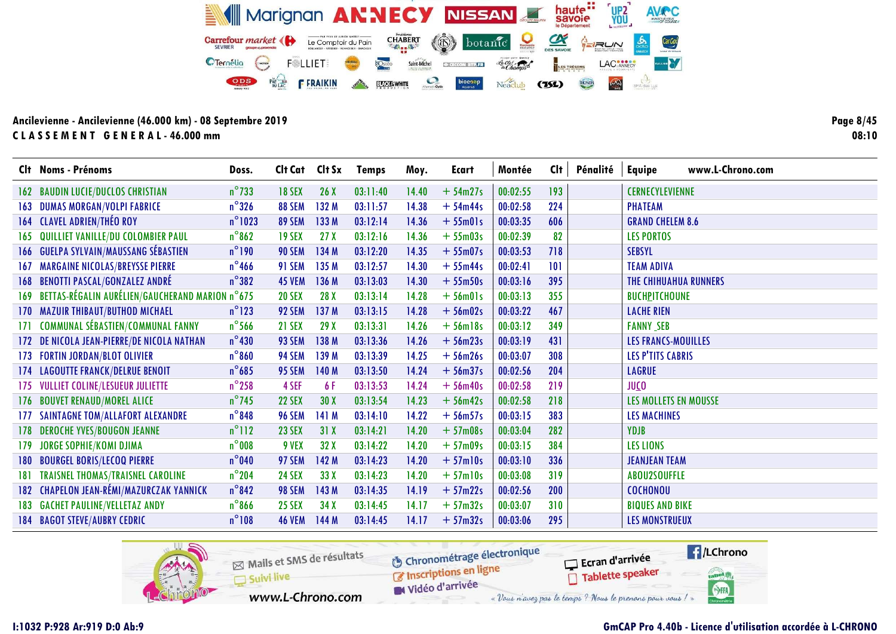## Ancilevienne - Ancilevienne (46.000 km) - 08 Septembre 2019

**C L A S S E M E N T   G E N E R A L - 46.000 mm**

| Clt | Noms - Prénoms | Doss. | Clt Cat | Clt Sx | Temps | Moy. | Ecart | Montée | Clt | Pénalité | Equipe |
|---|---|---|---|---|---|---|---|---|---|---|---|
| 162 | BAUDIN LUCIE/DUCLOS CHRISTIAN | n°733 | 18 SEX | 26 X | 03:11:40 | 14.40 | + 54m27s | 00:02:55 | 193 | | CERNECYLEVIENNE |
| 163 | DUMAS MORGAN/VOLPI FABRICE | n°326 | 88 SEM | 132 M | 03:11:57 | 14.38 | + 54m44s | 00:02:58 | 224 | | PHATEAM |
| 164 | CLAVEL ADRIEN/THÉO ROY | n°1023 | 89 SEM | 133 M | 03:12:14 | 14.36 | + 55m01s | 00:03:35 | 606 | | GRAND CHELEM 8.6 |
| 165 | QUILLIET VANILLE/DU COLOMBIER PAUL | n°862 | 19 SEX | 27 X | 03:12:16 | 14.36 | + 55m03s | 00:02:39 | 82 | | LES PORTOS |
| 166 | GUELPA SYLVAIN/MAUSSANG SÉBASTIEN | n°190 | 90 SEM | 134 M | 03:12:20 | 14.35 | + 55m07s | 00:03:53 | 718 | | SEBSYL |
| 167 | MARGAINE NICOLAS/BREYSSE PIERRE | n°466 | 91 SEM | 135 M | 03:12:57 | 14.30 | + 55m44s | 00:02:41 | 101 | | TEAM ADIVA |
| 168 | BENOTTI PASCAL/GONZALEZ ANDRÉ | n°382 | 45 VEM | 136 M | 03:13:03 | 14.30 | + 55m50s | 00:03:16 | 395 | | THE CHIHUAHUA RUNNERS |
| 169 | BETTAS-RÉGALIN AURÉLIEN/GAUCHERAND MARION | n°675 | 20 SEX | 28 X | 03:13:14 | 14.28 | + 56m01s | 00:03:13 | 355 | | BUCHPITCHOUNE |
| 170 | MAZUIR THIBAUT/BUTHOD MICHAEL | n°123 | 92 SEM | 137 M | 03:13:15 | 14.28 | + 56m02s | 00:03:22 | 467 | | LACHE RIEN |
| 171 | COMMUNAL SÉBASTIEN/COMMUNAL FANNY | n°566 | 21 SEX | 29 X | 03:13:31 | 14.26 | + 56m18s | 00:03:12 | 349 | | FANNY _SEB |
| 172 | DE NICOLA JEAN-PIERRE/DE NICOLA NATHAN | n°430 | 93 SEM | 138 M | 03:13:36 | 14.26 | + 56m23s | 00:03:19 | 431 | | LES FRANCS-MOUILLES |
| 173 | FORTIN JORDAN/BLOT OLIVIER | n°860 | 94 SEM | 139 M | 03:13:39 | 14.25 | + 56m26s | 00:03:07 | 308 | | LES P'TITS CABRIS |
| 174 | LAGOUTTE FRANCK/DELRUE BENOIT | n°685 | 95 SEM | 140 M | 03:13:50 | 14.24 | + 56m37s | 00:02:56 | 204 | | LAGRUE |
| 175 | VULLIET COLINE/LESUEUR JULIETTE | n°258 | 4 SEF | 6 F | 03:13:53 | 14.24 | + 56m40s | 00:02:58 | 219 | | JUCO |
| 176 | BOUVET RENAUD/MOREL ALICE | n°745 | 22 SEX | 30 X | 03:13:54 | 14.23 | + 56m42s | 00:02:58 | 218 | | LES MOLLETS EN MOUSSE |
| 177 | SAINTAGNE TOM/ALLAFORT ALEXANDRE | n°848 | 96 SEM | 141 M | 03:14:10 | 14.22 | + 56m57s | 00:03:15 | 383 | | LES MACHINES |
| 178 | DEROCHE YVES/BOUGON JEANNE | n°112 | 23 SEX | 31 X | 03:14:21 | 14.20 | + 57m08s | 00:03:04 | 282 | | YDJB |
| 179 | JORGE SOPHIE/KOMI DJIMA | n°008 | 9 VEX | 32 X | 03:14:22 | 14.20 | + 57m09s | 00:03:15 | 384 | | LES LIONS |
| 180 | BOURGEL BORIS/LECOQ PIERRE | n°040 | 97 SEM | 142 M | 03:14:23 | 14.20 | + 57m10s | 00:03:10 | 336 | | JEANJEAN TEAM |
| 181 | TRAISNEL THOMAS/TRAISNEL CAROLINE | n°204 | 24 SEX | 33 X | 03:14:23 | 14.20 | + 57m10s | 00:03:08 | 319 | | ABOU2SOUFFLE |
| 182 | CHAPELON JEAN-RÉMI/MAZURCZAK YANNICK | n°842 | 98 SEM | 143 M | 03:14:35 | 14.19 | + 57m22s | 00:02:56 | 200 | | COCHONOU |
| 183 | GACHET PAULINE/VELLETAZ ANDY | n°866 | 25 SEX | 34 X | 03:14:45 | 14.17 | + 57m32s | 00:03:07 | 310 | | BIQUES AND BIKE |
| 184 | BAGOT STEVE/AUBRY CEDRIC | n°108 | 46 VEM | 144 M | 03:14:45 | 14.17 | + 57m32s | 00:03:06 | 295 | | LES MONSTRUEUX |

I:1032 P:928 Ar:919 D:0 Ab:9

GmCAP Pro 4.40b - Licence d'utilisation accordée à L-CHRONO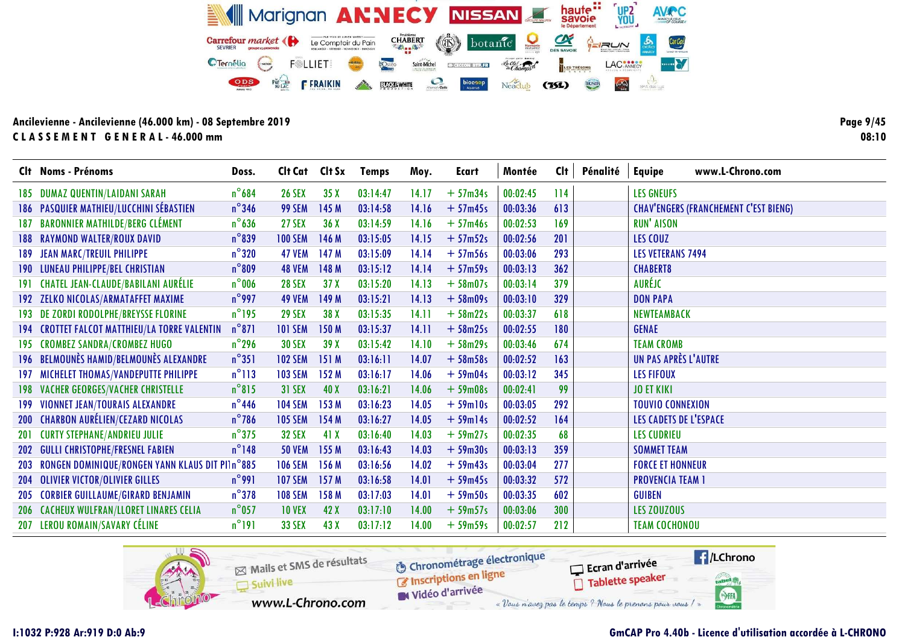**Ancilevienne - Ancilevienne (46.000 km) - 08 Septembre 2019**

**CLASSEMENT GENERAL - 46.000 mm**

| Clt | Noms - Prénoms | Doss. | Clt Cat | Clt Sx | Temps | Moy. | Ecart | Montée | Clt | Pénalité | Equipe |
|---|---|---|---|---|---|---|---|---|---|---|---|
| 185 | DUMAZ QUENTIN/LAIDANI SARAH | n°684 | 26 SEX | 35 X | 03:14:47 | 14.17 | + 57m34s | 00:02:45 | 114 | | LES GNEUFS |
| 186 | PASQUIER MATHIEU/LUCCHINI SÉBASTIEN | n°346 | 99 SEM | 145 M | 03:14:58 | 14.16 | + 57m45s | 00:03:36 | 613 | | CHAV'ENGERS (FRANCHEMENT C'EST BIENG) |
| 187 | BARONNIER MATHILDE/BERG CLÉMENT | n°636 | 27 SEX | 36 X | 03:14:59 | 14.16 | + 57m46s | 00:02:53 | 169 | | RUN' AISON |
| 188 | RAYMOND WALTER/ROUX DAVID | n°839 | 100 SEM | 146 M | 03:15:05 | 14.15 | + 57m52s | 00:02:56 | 201 | | LES COUZ |
| 189 | JEAN MARC/TREUIL PHILIPPE | n°320 | 47 VEM | 147 M | 03:15:09 | 14.14 | + 57m56s | 00:03:06 | 293 | | LES VETERANS 7494 |
| 190 | LUNEAU PHILIPPE/BEL CHRISTIAN | n°809 | 48 VEM | 148 M | 03:15:12 | 14.14 | + 57m59s | 00:03:13 | 362 | | CHABERT8 |
| 191 | CHATEL JEAN-CLAUDE/BABILANI AURÉLIE | n°006 | 28 SEX | 37 X | 03:15:20 | 14.13 | + 58m07s | 00:03:14 | 379 | | AURÉJC |
| 192 | ZELKO NICOLAS/ARMATAFFET MAXIME | n°997 | 49 VEM | 149 M | 03:15:21 | 14.13 | + 58m09s | 00:03:10 | 329 | | DON PAPA |
| 193 | DE ZORDI RODOLPHE/BREYSSE FLORINE | n°195 | 29 SEX | 38 X | 03:15:35 | 14.11 | + 58m22s | 00:03:37 | 618 | | NEWTEAMBACK |
| 194 | CROTTET FALCOT MATTHIEU/LA TORRE VALENTIN | n°871 | 101 SEM | 150 M | 03:15:37 | 14.11 | + 58m25s | 00:02:55 | 180 | | GENAE |
| 195 | CROMBEZ SANDRA/CROMBEZ HUGO | n°296 | 30 SEX | 39 X | 03:15:42 | 14.10 | + 58m29s | 00:03:46 | 674 | | TEAM CROMB |
| 196 | BELMOUNÈS HAMID/BELMOUNÈS ALEXANDRE | n°351 | 102 SEM | 151 M | 03:16:11 | 14.07 | + 58m58s | 00:02:52 | 163 | | UN PAS APRÈS L'AUTRE |
| 197 | MICHELET THOMAS/VANDEPUTTE PHILIPPE | n°113 | 103 SEM | 152 M | 03:16:17 | 14.06 | + 59m04s | 00:03:12 | 345 | | LES FIFOUX |
| 198 | VACHER GEORGES/VACHER CHRISTELLE | n°815 | 31 SEX | 40 X | 03:16:21 | 14.06 | + 59m08s | 00:02:41 | 99 | | JO ET KIKI |
| 199 | VIONNET JEAN/TOURAIS ALEXANDRE | n°446 | 104 SEM | 153 M | 03:16:23 | 14.05 | + 59m10s | 00:03:05 | 292 | | TOUVIO CONNEXION |
| 200 | CHARBON AURÉLIEN/CEZARD NICOLAS | n°786 | 105 SEM | 154 M | 03:16:27 | 14.05 | + 59m14s | 00:02:52 | 164 | | LES CADETS DE L'ESPACE |
| 201 | CURTY STEPHANE/ANDRIEU JULIE | n°375 | 32 SEX | 41 X | 03:16:40 | 14.03 | + 59m27s | 00:02:35 | 68 | | LES CUDRIEU |
| 202 | GULLI CHRISTOPHE/FRESNEL FABIEN | n°148 | 50 VEM | 155 M | 03:16:43 | 14.03 | + 59m30s | 00:03:13 | 359 | | SOMMET TEAM |
| 203 | RONGEN DOMINIQUE/RONGEN YANN KLAUS DIT PI | n°885 | 106 SEM | 156 M | 03:16:56 | 14.02 | + 59m43s | 00:03:04 | 277 | | FORCE ET HONNEUR |
| 204 | OLIVIER VICTOR/OLIVIER GILLES | n°991 | 107 SEM | 157 M | 03:16:58 | 14.01 | + 59m45s | 00:03:32 | 572 | | PROVENCIA TEAM 1 |
| 205 | CORBIER GUILLAUME/GIRARD BENJAMIN | n°378 | 108 SEM | 158 M | 03:17:03 | 14.01 | + 59m50s | 00:03:35 | 602 | | GUIBEN |
| 206 | CACHEUX WULFRAN/LLORET LINARES CELIA | n°057 | 10 VEX | 42 X | 03:17:10 | 14.00 | + 59m57s | 00:03:06 | 300 | | LES ZOUZOUS |
| 207 | LEROU ROMAIN/SAVARY CÉLINE | n°191 | 33 SEX | 43 X | 03:17:12 | 14.00 | + 59m59s | 00:02:57 | 212 | | TEAM COCHONOU |

I:1032 P:928 Ar:919 D:0 Ab:9

GmCAP Pro 4.40b - Licence d'utilisation accordée à L-CHRONO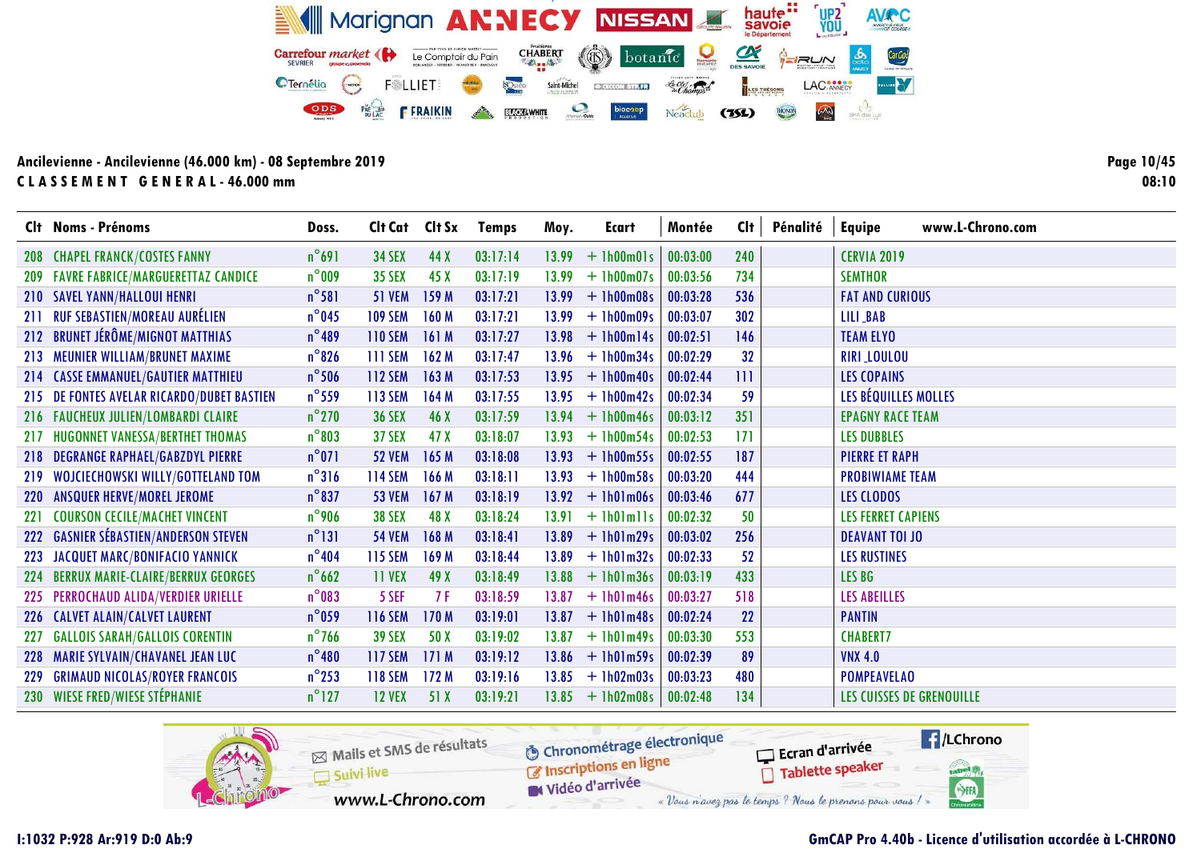## Ancilevienne - Ancilevienne (46.000 km) - 08 Septembre 2019

**CLASSEMENT GENERAL - 46.000 mm**

08:10

| Clt | Noms - Prénoms | Doss. | Clt Cat | Clt Sx | Temps | Moy. | Ecart | Montée | Clt | Pénalité | Equipe |
|---|---|---|---|---|---|---|---|---|---|---|---|
| 208 | CHAPEL FRANCK/COSTES FANNY | n°691 | 34 SEX | 44 X | 03:17:14 | 13.99 | + 1h00m01s | 00:03:00 | 240 | | CERVIA 2019 |
| 209 | FAVRE FABRICE/MARGUERETTAZ CANDICE | n°009 | 35 SEX | 45 X | 03:17:19 | 13.99 | + 1h00m07s | 00:03:56 | 734 | | SEMTHOR |
| 210 | SAVEL YANN/HALLOUI HENRI | n°581 | 51 VEM | 159 M | 03:17:21 | 13.99 | + 1h00m08s | 00:03:28 | 536 | | FAT AND CURIOUS |
| 211 | RUF SEBASTIEN/MOREAU AURÉLIEN | n°045 | 109 SEM | 160 M | 03:17:21 | 13.99 | + 1h00m09s | 00:03:07 | 302 | | LILI_BAB |
| 212 | BRUNET JÉRÔME/MIGNOT MATTHIAS | n°489 | 110 SEM | 161 M | 03:17:27 | 13.98 | + 1h00m14s | 00:02:51 | 146 | | TEAM ELYO |
| 213 | MEUNIER WILLIAM/BRUNET MAXIME | n°826 | 111 SEM | 162 M | 03:17:47 | 13.96 | + 1h00m34s | 00:02:29 | 32 | | RIRI_LOULOU |
| 214 | CASSE EMMANUEL/GAUTIER MATTHIEU | n°506 | 112 SEM | 163 M | 03:17:53 | 13.95 | + 1h00m40s | 00:02:44 | 111 | | LES COPAINS |
| 215 | DE FONTES AVELAR RICARDO/DUBET BASTIEN | n°559 | 113 SEM | 164 M | 03:17:55 | 13.95 | + 1h00m42s | 00:02:34 | 59 | | LES BÉQUILLES MOLLES |
| 216 | FAUCHEUX JULIEN/LOMBARDI CLAIRE | n°270 | 36 SEX | 46 X | 03:17:59 | 13.94 | + 1h00m46s | 00:03:12 | 351 | | EPAGNY RACE TEAM |
| 217 | HUGONNET VANESSA/BERTHET THOMAS | n°803 | 37 SEX | 47 X | 03:18:07 | 13.93 | + 1h00m54s | 00:02:53 | 171 | | LES DUBBELS |
| 218 | DEGRANGE RAPHAEL/GABZDYL PIERRE | n°071 | 52 VEM | 165 M | 03:18:08 | 13.93 | + 1h00m55s | 00:02:55 | 187 | | PIERRE ET RAPH |
| 219 | WOJCIECHOWSKI WILLY/GOTTELAND TOM | n°316 | 114 SEM | 166 M | 03:18:11 | 13.93 | + 1h00m58s | 00:03:20 | 444 | | PROBIWIAME TEAM |
| 220 | ANSQUER HERVE/MOREL JEROME | n°837 | 53 VEM | 167 M | 03:18:19 | 13.92 | + 1h01m06s | 00:03:46 | 677 | | LES CLODOS |
| 221 | COURSON CECILE/MACHET VINCENT | n°906 | 38 SEX | 48 X | 03:18:24 | 13.91 | + 1h01m11s | 00:02:32 | 50 | | LES FERRET CAPIENS |
| 222 | GASNIER SÉBASTIEN/ANDERSON STEVEN | n°131 | 54 VEM | 168 M | 03:18:41 | 13.89 | + 1h01m29s | 00:03:02 | 256 | | DEAVANT TOI JO |
| 223 | JACQUET MARC/BONIFACIO YANNICK | n°404 | 115 SEM | 169 M | 03:18:44 | 13.89 | + 1h01m32s | 00:02:33 | 52 | | LES RUSTINES |
| 224 | BERRUX MARIE-CLAIRE/BERRUX GEORGES | n°662 | 11 VEX | 49 X | 03:18:49 | 13.88 | + 1h01m36s | 00:03:19 | 433 | | LES BG |
| 225 | PERROCHAUD ALIDA/VERDIER URIELLE | n°083 | 5 SEF | 7 F | 03:18:59 | 13.87 | + 1h01m46s | 00:03:27 | 518 | | LES ABEILLES |
| 226 | CALVET ALAIN/CALVET LAURENT | n°059 | 116 SEM | 170 M | 03:19:01 | 13.87 | + 1h01m48s | 00:02:24 | 22 | | PANTIN |
| 227 | GALLOIS SARAH/GALLOIS CORENTIN | n°766 | 39 SEX | 50 X | 03:19:02 | 13.87 | + 1h01m49s | 00:03:30 | 553 | | CHABERT7 |
| 228 | MARIE SYLVAIN/CHAVANEL JEAN LUC | n°480 | 117 SEM | 171 M | 03:19:12 | 13.86 | + 1h01m59s | 00:02:39 | 89 | | VNX 4.0 |
| 229 | GRIMAUD NICOLAS/ROYER FRANCOIS | n°253 | 118 SEM | 172 M | 03:19:16 | 13.85 | + 1h02m03s | 00:03:23 | 480 | | POMPEAVELAO |
| 230 | WIESE FRED/WIESE STÉPHANIE | n°127 | 12 VEX | 51 X | 03:19:21 | 13.85 | + 1h02m08s | 00:02:48 | 134 | | LES CUISSES DE GRENOUILLE |

I:1032 P:928 Ar:919 D:0 Ab:9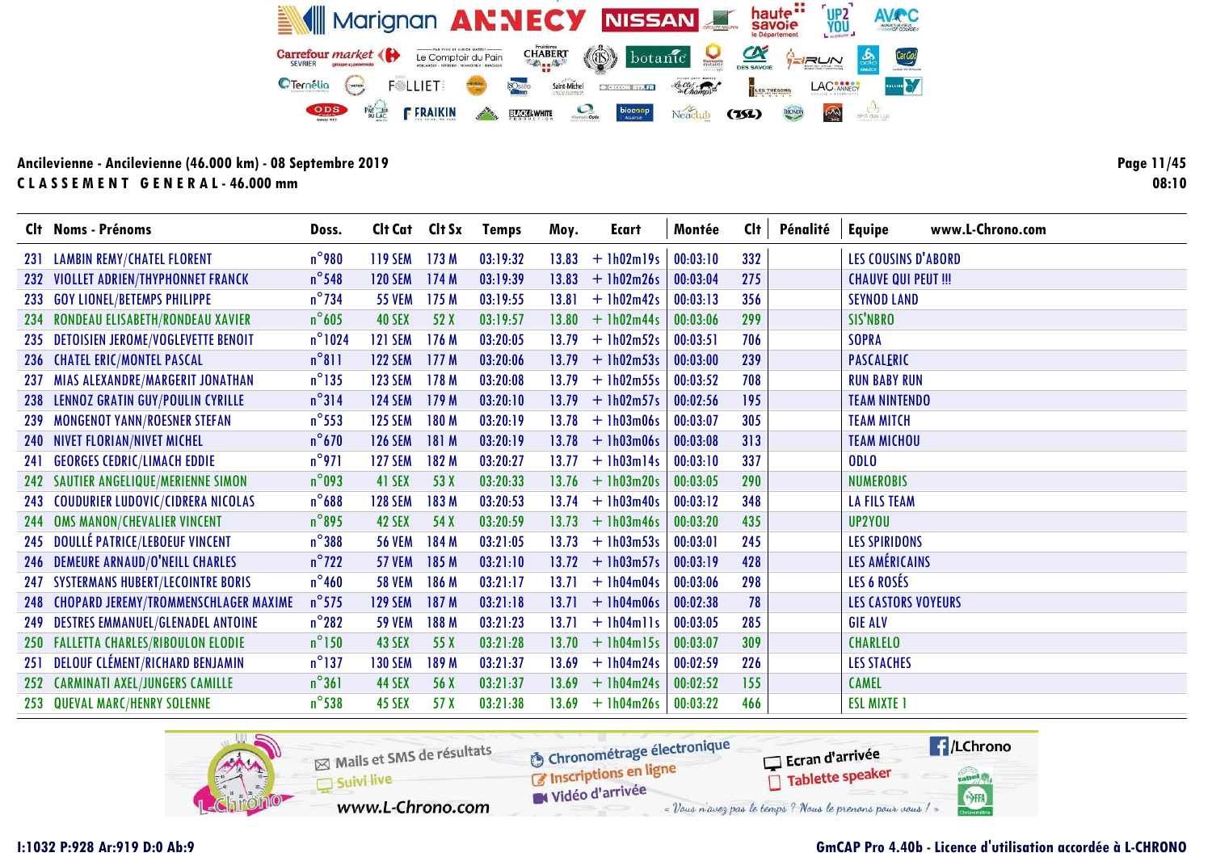**Ancilevienne - Ancilevienne (46.000 km) - 08 Septembre 2019**

**CLASSEMENT GENERAL - 46.000 mm**

| Clt | Noms - Prénoms | Doss. | Clt Cat | Clt Sx | Temps | Moy. | Ecart | Montée | Clt | Pénalité | Equipe |
|---|---|---|---|---|---|---|---|---|---|---|---|
| 231 | LAMBIN REMY/CHATEL FLORENT | n°980 | 119 SEM | 173 M | 03:19:32 | 13.83 | + 1h02m19s | 00:03:10 | 332 | | LES COUSINS D'ABORD |
| 232 | VIOLLET ADRIEN/THYPHONNET FRANCK | n°548 | 120 SEM | 174 M | 03:19:39 | 13.83 | + 1h02m26s | 00:03:04 | 275 | | CHAUVE QUI PEUT !!! |
| 233 | GOY LIONEL/BETEMPS PHILIPPE | n°734 | 55 VEM | 175 M | 03:19:55 | 13.81 | + 1h02m42s | 00:03:13 | 356 | | SEYNOD LAND |
| 234 | RONDEAU ELISABETH/RONDEAU XAVIER | n°605 | 40 SEX | 52 X | 03:19:57 | 13.80 | + 1h02m44s | 00:03:06 | 299 | | SIS'NBRO |
| 235 | DETOISIEN JEROME/VOGLEVETTE BENOIT | n°1024 | 121 SEM | 176 M | 03:20:05 | 13.79 | + 1h02m52s | 00:03:51 | 706 | | SOPRA |
| 236 | CHATEL ERIC/MONTEL PASCAL | n°811 | 122 SEM | 177 M | 03:20:06 | 13.79 | + 1h02m53s | 00:03:00 | 239 | | PASCALERIC |
| 237 | MIAS ALEXANDRE/MARGERIT JONATHAN | n°135 | 123 SEM | 178 M | 03:20:08 | 13.79 | + 1h02m55s | 00:03:52 | 708 | | RUN BABY RUN |
| 238 | LENNOZ GRATIN GUY/POULIN CYRILLE | n°314 | 124 SEM | 179 M | 03:20:10 | 13.79 | + 1h02m57s | 00:02:56 | 195 | | TEAM NINTENDO |
| 239 | MONGENOT YANN/ROESNER STEFAN | n°553 | 125 SEM | 180 M | 03:20:19 | 13.78 | + 1h03m06s | 00:03:07 | 305 | | TEAM MITCH |
| 240 | NIVET FLORIAN/NIVET MICHEL | n°670 | 126 SEM | 181 M | 03:20:19 | 13.78 | + 1h03m06s | 00:03:08 | 313 | | TEAM MICHOU |
| 241 | GEORGES CEDRIC/LIMACH EDDIE | n°971 | 127 SEM | 182 M | 03:20:27 | 13.77 | + 1h03m14s | 00:03:10 | 337 | | ODLO |
| 242 | SAUTIER ANGELIQUE/MERIENNE SIMON | n°093 | 41 SEX | 53 X | 03:20:33 | 13.76 | + 1h03m20s | 00:03:05 | 290 | | NUMEROBIS |
| 243 | COUDURIER LUDOVIC/CIDRERA NICOLAS | n°688 | 128 SEM | 183 M | 03:20:53 | 13.74 | + 1h03m40s | 00:03:12 | 348 | | LA FILS TEAM |
| 244 | OMS MANON/CHEVALIER VINCENT | n°895 | 42 SEX | 54 X | 03:20:59 | 13.73 | + 1h03m46s | 00:03:20 | 435 | | UP2YOU |
| 245 | DOULLÉ PATRICE/LEBOEUF VINCENT | n°388 | 56 VEM | 184 M | 03:21:05 | 13.73 | + 1h03m53s | 00:03:01 | 245 | | LES SPIRIDONS |
| 246 | DEMEURE ARNAUD/O'NEILL CHARLES | n°722 | 57 VEM | 185 M | 03:21:10 | 13.72 | + 1h03m57s | 00:03:19 | 428 | | LES AMÉRICAINS |
| 247 | SYSTERMANS HUBERT/LECOINTRE BORIS | n°460 | 58 VEM | 186 M | 03:21:17 | 13.71 | + 1h04m04s | 00:03:06 | 298 | | LES 6 ROSÉS |
| 248 | CHOPARD JEREMY/TROMMENSCHLAGER MAXIME | n°575 | 129 SEM | 187 M | 03:21:18 | 13.71 | + 1h04m06s | 00:02:38 | 78 | | LES CASTORS VOYEURS |
| 249 | DESTRES EMMANUEL/GLENADEL ANTOINE | n°282 | 59 VEM | 188 M | 03:21:23 | 13.71 | + 1h04m11s | 00:03:05 | 285 | | GIE ALV |
| 250 | FALLETTA CHARLES/RIBOULON ELODIE | n°150 | 43 SEX | 55 X | 03:21:28 | 13.70 | + 1h04m15s | 00:03:07 | 309 | | CHARLELO |
| 251 | DELOUF CLÉMENT/RICHARD BENJAMIN | n°137 | 130 SEM | 189 M | 03:21:37 | 13.69 | + 1h04m24s | 00:02:59 | 226 | | LES STACHES |
| 252 | CARMINATI AXEL/JUNGERS CAMILLE | n°361 | 44 SEX | 56 X | 03:21:37 | 13.69 | + 1h04m24s | 00:02:52 | 155 | | CAMEL |
| 253 | QUEVAL MARC/HENRY SOLENNE | n°538 | 45 SEX | 57 X | 03:21:38 | 13.69 | + 1h04m26s | 00:03:22 | 466 | | ESL MIXTE 1 |

I:1032 P:928 Ar:919 D:0 Ab:9

GmCAP Pro 4.40b - Licence d'utilisation accordée à L-CHRONO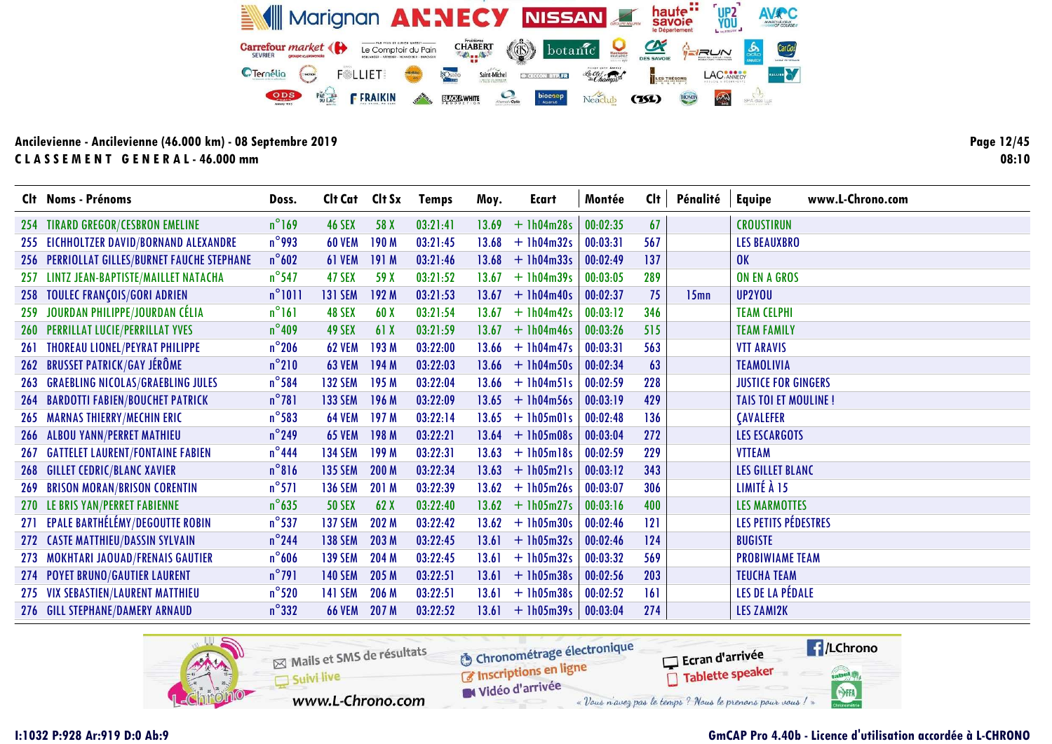**Ancilevienne - Ancilevienne (46.000 km) - 08 Septembre 2019**

**CLASSEMENT GENERAL - 46.000 mm**

08:10

| Clt | Noms - Prénoms | Doss. | Clt Cat | Clt Sx | Temps | Moy. | Ecart | Montée | Clt | Pénalité | Equipe |
|---|---|---|---|---|---|---|---|---|---|---|---|
| 254 | TIRARD GREGOR/CESBRON EMELINE | n°169 | 46 SEX | 58 X | 03:21:41 | 13.69 | + 1h04m28s | 00:02:35 | 67 | | CROUSTIRUN |
| 255 | EICHHOLTZER DAVID/BORNAND ALEXANDRE | n°993 | 60 VEM | 190 M | 03:21:45 | 13.68 | + 1h04m32s | 00:03:31 | 567 | | LES BEAUXBRO |
| 256 | PERRIOLLAT GILLES/BURNET FAUCHE STEPHANE | n°602 | 61 VEM | 191 M | 03:21:46 | 13.68 | + 1h04m33s | 00:02:49 | 137 | | OK |
| 257 | LINTZ JEAN-BAPTISTE/MAILLET NATACHA | n°547 | 47 SEX | 59 X | 03:21:52 | 13.67 | + 1h04m39s | 00:03:05 | 289 | | ON EN A GROS |
| 258 | TOULEC FRANÇOIS/GORI ADRIEN | n°1011 | 131 SEM | 192 M | 03:21:53 | 13.67 | + 1h04m40s | 00:02:37 | 75 | 15mn | UP2YOU |
| 259 | JOURDAN PHILIPPE/JOURDAN CÉLIA | n°161 | 48 SEX | 60 X | 03:21:54 | 13.67 | + 1h04m42s | 00:03:12 | 346 | | TEAM CELPHI |
| 260 | PERRILLAT LUCIE/PERRILLAT YVES | n°409 | 49 SEX | 61 X | 03:21:59 | 13.67 | + 1h04m46s | 00:03:26 | 515 | | TEAM FAMILY |
| 261 | THOREAU LIONEL/PEYRAT PHILIPPE | n°206 | 62 VEM | 193 M | 03:22:00 | 13.66 | + 1h04m47s | 00:03:31 | 563 | | VTT ARAVIS |
| 262 | BRUSSET PATRICK/GAY JÉRÔME | n°210 | 63 VEM | 194 M | 03:22:03 | 13.66 | + 1h04m50s | 00:02:34 | 63 | | TEAMOLIVIA |
| 263 | GRAEBLING NICOLAS/GRAEBLING JULES | n°584 | 132 SEM | 195 M | 03:22:04 | 13.66 | + 1h04m51s | 00:02:59 | 228 | | JUSTICE FOR GINGERS |
| 264 | BARDOTTI FABIEN/BOUCHET PATRICK | n°781 | 133 SEM | 196 M | 03:22:09 | 13.65 | + 1h04m56s | 00:03:19 | 429 | | TAIS TOI ET MOULINE ! |
| 265 | MARNAS THIERRY/MECHIN ERIC | n°583 | 64 VEM | 197 M | 03:22:14 | 13.65 | + 1h05m01s | 00:02:48 | 136 | | ÇAVALEFER |
| 266 | ALBOU YANN/PERRET MATHIEU | n°249 | 65 VEM | 198 M | 03:22:21 | 13.64 | + 1h05m08s | 00:03:04 | 272 | | LES ESCARGOTS |
| 267 | GATTELET LAURENT/FONTAINE FABIEN | n°444 | 134 SEM | 199 M | 03:22:31 | 13.63 | + 1h05m18s | 00:02:59 | 229 | | VTTEAM |
| 268 | GILLET CEDRIC/BLANC XAVIER | n°816 | 135 SEM | 200 M | 03:22:34 | 13.63 | + 1h05m21s | 00:03:12 | 343 | | LES GILLET BLANC |
| 269 | BRISON MORAN/BRISON CORENTIN | n°571 | 136 SEM | 201 M | 03:22:39 | 13.62 | + 1h05m26s | 00:03:07 | 306 | | LIMITÉ À 15 |
| 270 | LE BRIS YAN/PERRET FABIENNE | n°635 | 50 SEX | 62 X | 03:22:40 | 13.62 | + 1h05m27s | 00:03:16 | 400 | | LES MARMOTTES |
| 271 | EPALE BARTHÉLÉMY/DEGOUTTE ROBIN | n°537 | 137 SEM | 202 M | 03:22:42 | 13.62 | + 1h05m30s | 00:02:46 | 121 | | LES PETITS PÉDESTRES |
| 272 | CASTE MATTHIEU/DASSIN SYLVAIN | n°244 | 138 SEM | 203 M | 03:22:45 | 13.61 | + 1h05m32s | 00:02:46 | 124 | | BUGISTE |
| 273 | MOKHTARI JAOUAD/FRENAIS GAUTIER | n°606 | 139 SEM | 204 M | 03:22:45 | 13.61 | + 1h05m32s | 00:03:32 | 569 | | PROBIWIAME TEAM |
| 274 | POYET BRUNO/GAUTIER LAURENT | n°791 | 140 SEM | 205 M | 03:22:51 | 13.61 | + 1h05m38s | 00:02:56 | 203 | | TEUCHA TEAM |
| 275 | VIX SEBASTIEN/LAURENT MATTHIEU | n°520 | 141 SEM | 206 M | 03:22:51 | 13.61 | + 1h05m38s | 00:02:52 | 161 | | LES DE LA PÉDALE |
| 276 | GILL STEPHANE/DAMERY ARNAUD | n°332 | 66 VEM | 207 M | 03:22:52 | 13.61 | + 1h05m39s | 00:03:04 | 274 | | LES ZAMI2K |

I:1032 P:928 Ar:919 D:0 Ab:9

GmCAP Pro 4.40b - Licence d'utilisation accordée à L-CHRONO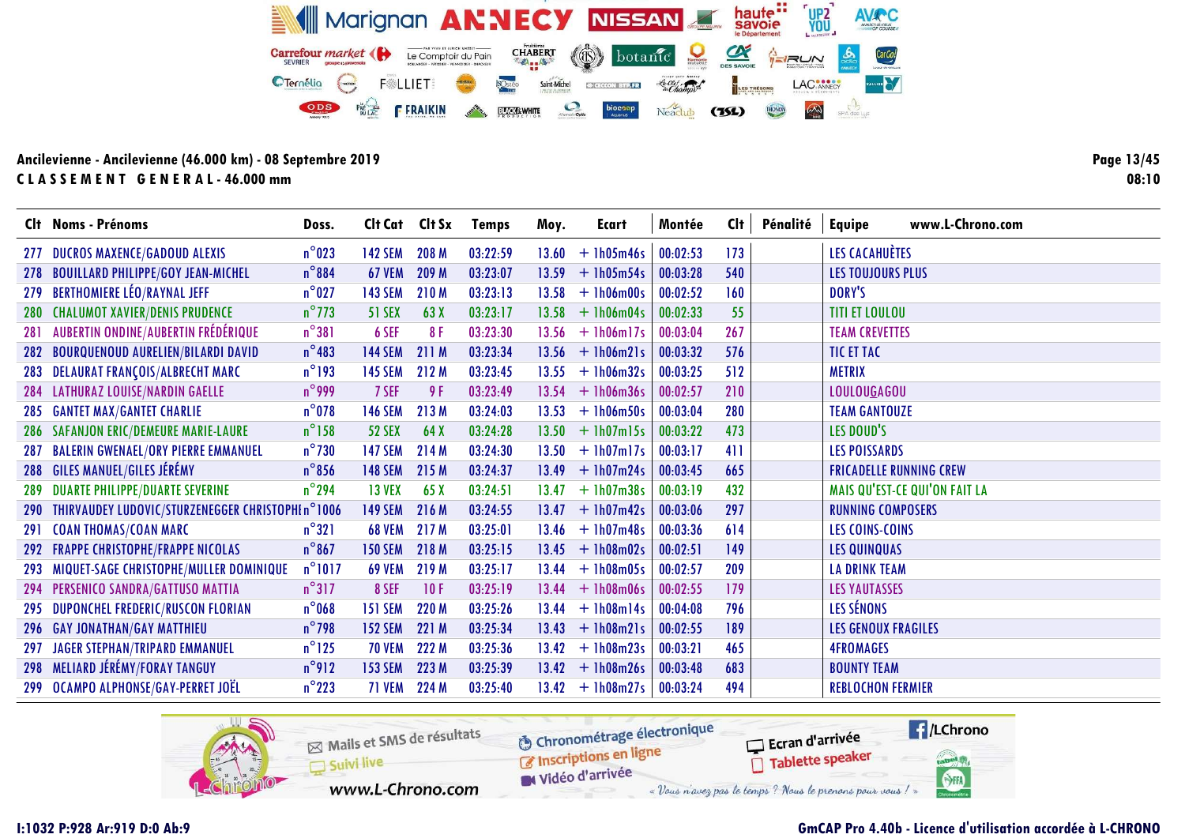## Ancilevienne - Ancilevienne (46.000 km) - 08 Septembre 2019

**C L A S S E M E N T   G E N E R A L - 46.000 mm**

| Clt | Noms - Prénoms | Doss. | Clt Cat | Clt Sx | Temps | Moy. | Ecart | Montée | Clt | Pénalité | Equipe www.L-Chrono.com |
|---|---|---|---|---|---|---|---|---|---|---|---|
| 277 | DUCROS MAXENCE/GADOUD ALEXIS | n°023 | 142 SEM | 208 M | 03:22:59 | 13.60 | + 1h05m46s | 00:02:53 | 173 | | LES CACAHUÈTES |
| 278 | BOUILLARD PHILIPPE/GOY JEAN-MICHEL | n°884 | 67 VEM | 209 M | 03:23:07 | 13.59 | + 1h05m54s | 00:03:28 | 540 | | LES TOUJOURS PLUS |
| 279 | BERTHOMIERE LÉO/RAYNAL JEFF | n°027 | 143 SEM | 210 M | 03:23:13 | 13.58 | + 1h06m00s | 00:02:52 | 160 | | DORY'S |
| 280 | CHALUMOT XAVIER/DENIS PRUDENCE | n°773 | 51 SEX | 63 X | 03:23:17 | 13.58 | + 1h06m04s | 00:02:33 | 55 | | TITI ET LOULOU |
| 281 | AUBERTIN ONDINE/AUBERTIN FRÉDÉRIQUE | n°381 | 6 SEF | 8 F | 03:23:30 | 13.56 | + 1h06m17s | 00:03:04 | 267 | | TEAM CREVETTES |
| 282 | BOURQUENOUD AURELIEN/BILARDI DAVID | n°483 | 144 SEM | 211 M | 03:23:34 | 13.56 | + 1h06m21s | 00:03:32 | 576 | | TIC ET TAC |
| 283 | DELAURAT FRANÇOIS/ALBRECHT MARC | n°193 | 145 SEM | 212 M | 03:23:45 | 13.55 | + 1h06m32s | 00:03:25 | 512 | | METRIX |
| 284 | LATHURAZ LOUISE/NARDIN GAELLE | n°999 | 7 SEF | 9 F | 03:23:49 | 13.54 | + 1h06m36s | 00:02:57 | 210 | | LOULOUGAGOU |
| 285 | GANTET MAX/GANTET CHARLIE | n°078 | 146 SEM | 213 M | 03:24:03 | 13.53 | + 1h06m50s | 00:03:04 | 280 | | TEAM GANTOUZE |
| 286 | SAFANJON ERIC/DEMEURE MARIE-LAURE | n°158 | 52 SEX | 64 X | 03:24:28 | 13.50 | + 1h07m15s | 00:03:22 | 473 | | LES DOUD'S |
| 287 | BALERIN GWENAEL/ORY PIERRE EMMANUEL | n°730 | 147 SEM | 214 M | 03:24:30 | 13.50 | + 1h07m17s | 00:03:17 | 411 | | LES POISSARDS |
| 288 | GILES MANUEL/GILES JÉRÉMY | n°856 | 148 SEM | 215 M | 03:24:37 | 13.49 | + 1h07m24s | 00:03:45 | 665 | | FRICADELLE RUNNING CREW |
| 289 | DUARTE PHILIPPE/DUARTE SEVERINE | n°294 | 13 VEX | 65 X | 03:24:51 | 13.47 | + 1h07m38s | 00:03:19 | 432 | | MAIS QU'EST-CE QUI'ON FAIT LA |
| 290 | THIRVAUDEY LUDOVIC/STURZENEGGER CHRISTOPHI | n°1006 | 149 SEM | 216 M | 03:24:55 | 13.47 | + 1h07m42s | 00:03:06 | 297 | | RUNNING COMPOSERS |
| 291 | COAN THOMAS/COAN MARC | n°321 | 68 VEM | 217 M | 03:25:01 | 13.46 | + 1h07m48s | 00:03:36 | 614 | | LES COINS-COINS |
| 292 | FRAPPE CHRISTOPHE/FRAPPE NICOLAS | n°867 | 150 SEM | 218 M | 03:25:15 | 13.45 | + 1h08m02s | 00:02:51 | 149 | | LES QUINQUAS |
| 293 | MIQUET-SAGE CHRISTOPHE/MULLER DOMINIQUE | n°1017 | 69 VEM | 219 M | 03:25:17 | 13.44 | + 1h08m05s | 00:02:57 | 209 | | LA DRINK TEAM |
| 294 | PERSENICO SANDRA/GATTUSO MATTIA | n°317 | 8 SEF | 10 F | 03:25:19 | 13.44 | + 1h08m06s | 00:02:55 | 179 | | LES YAUTASSES |
| 295 | DUPONCHEL FREDERIC/RUSCON FLORIAN | n°068 | 151 SEM | 220 M | 03:25:26 | 13.44 | + 1h08m14s | 00:04:08 | 796 | | LES SÉNONS |
| 296 | GAY JONATHAN/GAY MATTHIEU | n°798 | 152 SEM | 221 M | 03:25:34 | 13.43 | + 1h08m21s | 00:02:55 | 189 | | LES GENOUX FRAGILES |
| 297 | JAGER STEPHAN/TRIPARD EMMANUEL | n°125 | 70 VEM | 222 M | 03:25:36 | 13.42 | + 1h08m23s | 00:03:21 | 465 | | 4FROMAGES |
| 298 | MELIARD JÉRÉMY/FORAY TANGUY | n°912 | 153 SEM | 223 M | 03:25:39 | 13.42 | + 1h08m26s | 00:03:48 | 683 | | BOUNTY TEAM |
| 299 | OCAMPO ALPHONSE/GAY-PERRET JOËL | n°223 | 71 VEM | 224 M | 03:25:40 | 13.42 | + 1h08m27s | 00:03:24 | 494 | | REBLOCHON FERMIER |

I:1032 P:928 Ar:919 D:0 Ab:9

GmCAP Pro 4.40b - Licence d'utilisation accordée à L-CHRONO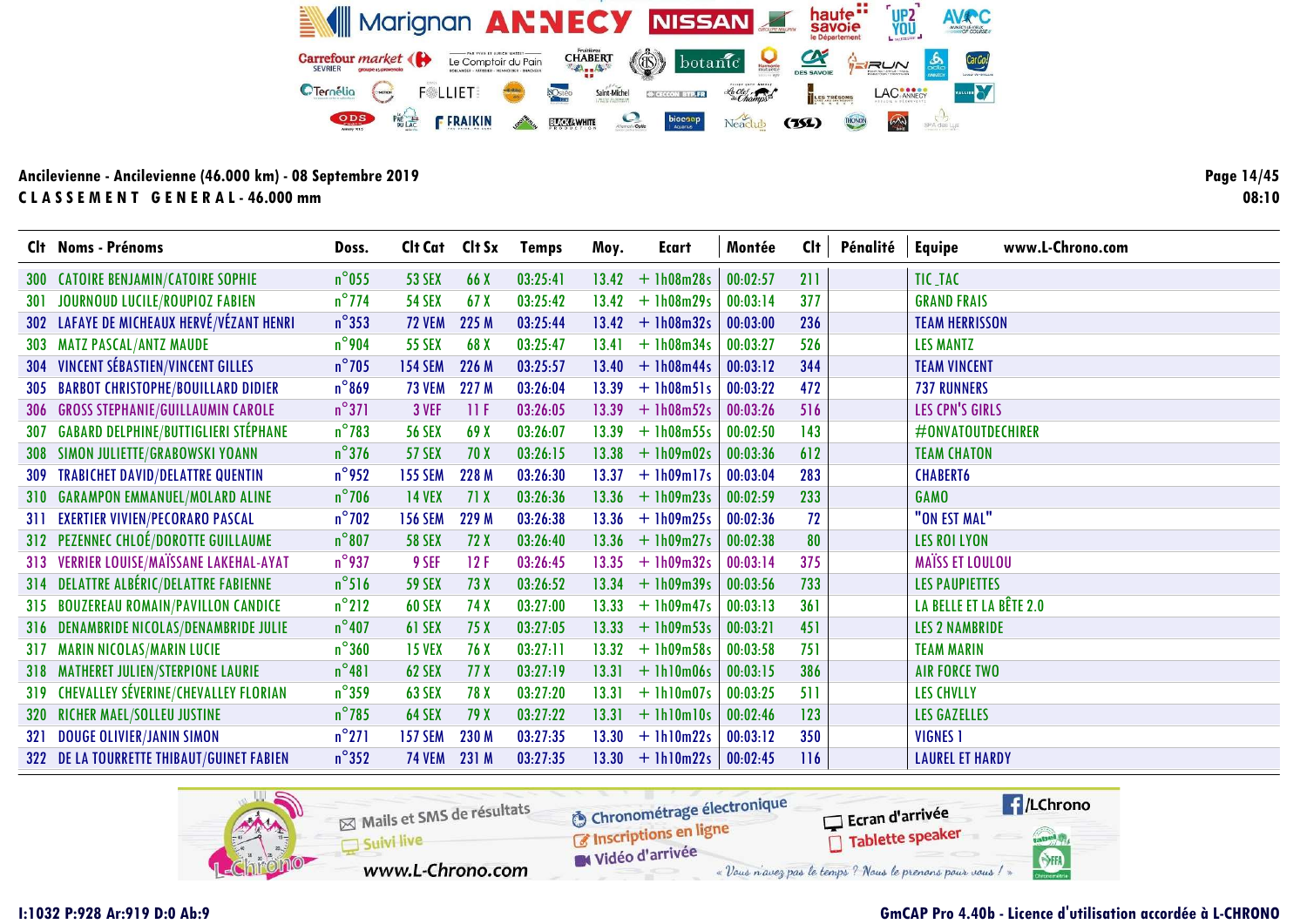## Ancilevienne - Ancilevienne (46.000 km) - 08 Septembre 2019

**CLASSEMENT GENERAL - 46.000 mm**

08:10

| Clt | Noms - Prénoms | Doss. | Clt Cat | Clt Sx | Temps | Moy. | Ecart | Montée | Clt | Pénalité | Equipe |
|---|---|---|---|---|---|---|---|---|---|---|---|
| 300 | CATOIRE BENJAMIN/CATOIRE SOPHIE | n°055 | 53 SEX | 66 X | 03:25:41 | 13.42 | + 1h08m28s | 00:02:57 | 211 | | TIC_TAC |
| 301 | JOURNOUD LUCILE/ROUPIOZ FABIEN | n°774 | 54 SEX | 67 X | 03:25:42 | 13.42 | + 1h08m29s | 00:03:14 | 377 | | GRAND FRAIS |
| 302 | LAFAYE DE MICHEAUX HERVÉ/VÉZANT HENRI | n°353 | 72 VEM | 225 M | 03:25:44 | 13.42 | + 1h08m32s | 00:03:00 | 236 | | TEAM HERRISSON |
| 303 | MATZ PASCAL/ANTZ MAUDE | n°904 | 55 SEX | 68 X | 03:25:47 | 13.41 | + 1h08m34s | 00:03:27 | 526 | | LES MANTZ |
| 304 | VINCENT SÉBASTIEN/VINCENT GILLES | n°705 | 154 SEM | 226 M | 03:25:57 | 13.40 | + 1h08m44s | 00:03:12 | 344 | | TEAM VINCENT |
| 305 | BARBOT CHRISTOPHE/BOUILLARD DIDIER | n°869 | 73 VEM | 227 M | 03:26:04 | 13.39 | + 1h08m51s | 00:03:22 | 472 | | 737 RUNNERS |
| 306 | GROSS STEPHANIE/GUILLAUMIN CAROLE | n°371 | 3 VEF | 11 F | 03:26:05 | 13.39 | + 1h08m52s | 00:03:26 | 516 | | LES CPN'S GIRLS |
| 307 | GABARD DELPHINE/BUTTIGLIERI STÉPHANE | n°783 | 56 SEX | 69 X | 03:26:07 | 13.39 | + 1h08m55s | 00:02:50 | 143 | | #ONVATOUTDECHIRER |
| 308 | SIMON JULIETTE/GRABOWSKI YOANN | n°376 | 57 SEX | 70 X | 03:26:15 | 13.38 | + 1h09m02s | 00:03:36 | 612 | | TEAM CHATON |
| 309 | TRABICHET DAVID/DELATTRE QUENTIN | n°952 | 155 SEM | 228 M | 03:26:30 | 13.37 | + 1h09m17s | 00:03:04 | 283 | | CHABERT6 |
| 310 | GARAMPON EMMANUEL/MOLARD ALINE | n°706 | 14 VEX | 71 X | 03:26:36 | 13.36 | + 1h09m23s | 00:02:59 | 233 | | GAMO |
| 311 | EXERTIER VIVIEN/PECORARO PASCAL | n°702 | 156 SEM | 229 M | 03:26:38 | 13.36 | + 1h09m25s | 00:02:36 | 72 | | "ON EST MAL" |
| 312 | PEZENNEC CHLOÉ/DOROTTE GUILLAUME | n°807 | 58 SEX | 72 X | 03:26:40 | 13.36 | + 1h09m27s | 00:02:38 | 80 | | LES ROI LYON |
| 313 | VERRIER LOUISE/MAÏSSANE LAKEHAL-AYAT | n°937 | 9 SEF | 12 F | 03:26:45 | 13.35 | + 1h09m32s | 00:03:14 | 375 | | MAÏSS ET LOULOU |
| 314 | DELATTRE ALBÉRIC/DELATTRE FABIENNE | n°516 | 59 SEX | 73 X | 03:26:52 | 13.34 | + 1h09m39s | 00:03:56 | 733 | | LES PAUPIETTES |
| 315 | BOUZEREAU ROMAIN/PAVILLON CANDICE | n°212 | 60 SEX | 74 X | 03:27:00 | 13.33 | + 1h09m47s | 00:03:13 | 361 | | LA BELLE ET LA BÊTE 2.0 |
| 316 | DENAMBRIDE NICOLAS/DENAMBRIDE JULIE | n°407 | 61 SEX | 75 X | 03:27:05 | 13.33 | + 1h09m53s | 00:03:21 | 451 | | LES 2 NAMBRIDE |
| 317 | MARIN NICOLAS/MARIN LUCIE | n°360 | 15 VEX | 76 X | 03:27:11 | 13.32 | + 1h09m58s | 00:03:58 | 751 | | TEAM MARIN |
| 318 | MATHERET JULIEN/STERPIONE LAURIE | n°481 | 62 SEX | 77 X | 03:27:19 | 13.31 | + 1h10m06s | 00:03:15 | 386 | | AIR FORCE TWO |
| 319 | CHEVALLEY SÉVERINE/CHEVALLEY FLORIAN | n°359 | 63 SEX | 78 X | 03:27:20 | 13.31 | + 1h10m07s | 00:03:25 | 511 | | LES CHVLLY |
| 320 | RICHER MAEL/SOLLEU JUSTINE | n°785 | 64 SEX | 79 X | 03:27:22 | 13.31 | + 1h10m10s | 00:02:46 | 123 | | LES GAZELLES |
| 321 | DOUGE OLIVIER/JANIN SIMON | n°271 | 157 SEM | 230 M | 03:27:35 | 13.30 | + 1h10m22s | 00:03:12 | 350 | | VIGNES 1 |
| 322 | DE LA TOURRETTE THIBAUT/GUINET FABIEN | n°352 | 74 VEM | 231 M | 03:27:35 | 13.30 | + 1h10m22s | 00:02:45 | 116 | | LAUREL ET HARDY |

I:1032 P:928 Ar:919 D:0 Ab:9

GmCAP Pro 4.40b - Licence d'utilisation accordée à L-CHRONO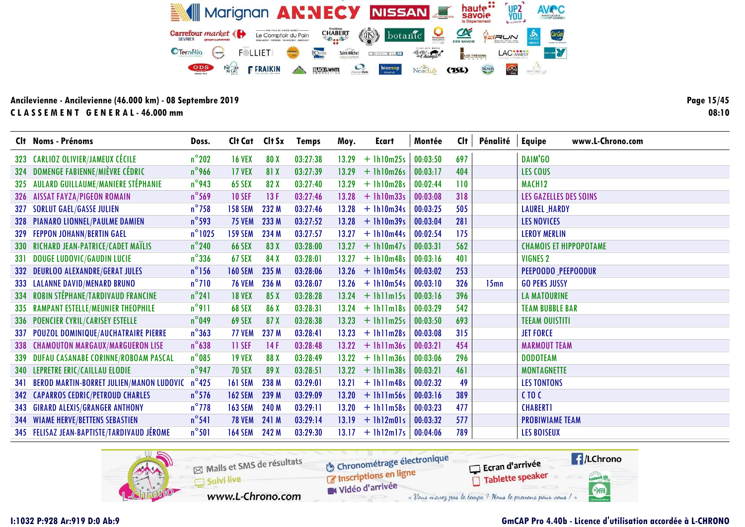**Ancilevienne - Ancilevienne (46.000 km) - 08 Septembre 2019**

**C L A S S E M E N T   G E N E R A L - 46.000 mm**

| Clt | Noms - Prénoms | Doss. | Clt Cat | Clt Sx | Temps | Moy. | Ecart | Montée | Clt | Pénalité | Equipe |
|---|---|---|---|---|---|---|---|---|---|---|---|
| 323 | CARLIOZ OLIVIER/JAMEUX CÉCILE | n°202 | 16 VEX | 80 X | 03:27:38 | 13.29 | + 1h10m25s | 00:03:50 | 697 | | DAIM'GO |
| 324 | DOMENGE FABIENNE/MIÈVRE CÉDRIC | n°966 | 17 VEX | 81 X | 03:27:39 | 13.29 | + 1h10m26s | 00:03:17 | 404 | | LES COUS |
| 325 | AULARD GUILLAUME/MANIERE STÉPHANIE | n°943 | 65 SEX | 82 X | 03:27:40 | 13.29 | + 1h10m28s | 00:02:44 | 110 | | MACH12 |
| 326 | AISSAT FAYZA/PIGEON ROMAIN | n°569 | 10 SEF | 13 F | 03:27:46 | 13.28 | + 1h10m33s | 00:03:08 | 318 | | LES GAZELLES DES SOINS |
| 327 | SORLUT GAEL/GASSE JULIEN | n°758 | 158 SEM | 232 M | 03:27:46 | 13.28 | + 1h10m34s | 00:03:25 | 505 | | LAUREL_HARDY |
| 328 | PIANARO LIONNEL/PAULME DAMIEN | n°593 | 75 VEM | 233 M | 03:27:52 | 13.28 | + 1h10m39s | 00:03:04 | 281 | | LES NOVICES |
| 329 | FEPPON JOHANN/BERTIN GAEL | n°1025 | 159 SEM | 234 M | 03:27:57 | 13.27 | + 1h10m44s | 00:02:54 | 175 | | LEROY MERLIN |
| 330 | RICHARD JEAN-PATRICE/CADET MAÏLIS | n°240 | 66 SEX | 83 X | 03:28:00 | 13.27 | + 1h10m47s | 00:03:31 | 562 | | CHAMOIS ET HIPPOPOTAME |
| 331 | DOUGE LUDOVIC/GAUDIN LUCIE | n°336 | 67 SEX | 84 X | 03:28:01 | 13.27 | + 1h10m48s | 00:03:16 | 401 | | VIGNES 2 |
| 332 | DEURLOO ALEXANDRE/GERAT JULES | n°156 | 160 SEM | 235 M | 03:28:06 | 13.26 | + 1h10m54s | 00:03:02 | 253 | | PEEPOODO_PEEPOODUR |
| 333 | LALANNE DAVID/MENARD BRUNO | n°710 | 76 VEM | 236 M | 03:28:07 | 13.26 | + 1h10m54s | 00:03:10 | 326 | 15mn | GO PERS JUSSY |
| 334 | ROBIN STÉPHANE/TARDIVAUD FRANCINE | n°241 | 18 VEX | 85 X | 03:28:28 | 13.24 | + 1h11m15s | 00:03:16 | 396 | | LA MATOURINE |
| 335 | RAMPANT ESTELLE/MEUNIER THEOPHILE | n°911 | 68 SEX | 86 X | 03:28:31 | 13.24 | + 1h11m18s | 00:03:29 | 542 | | TEAM BUBBLE BAR |
| 336 | POENCIER CYRIL/CARISEY ESTELLE | n°049 | 69 SEX | 87 X | 03:28:38 | 13.23 | + 1h11m25s | 00:03:50 | 693 | | TEEAM OUISTITI |
| 337 | POUZOL DOMINIQUE/AUCHATRAIRE PIERRE | n°363 | 77 VEM | 237 M | 03:28:41 | 13.23 | + 1h11m28s | 00:03:08 | 315 | | JET FORCE |
| 338 | CHAMOUTON MARGAUX/MARGUERON LISE | n°638 | 11 SEF | 14 F | 03:28:48 | 13.22 | + 1h11m36s | 00:03:21 | 454 | | MARMOUT TEAM |
| 339 | DUFAU CASANABE CORINNE/ROBOAM PASCAL | n°085 | 19 VEX | 88 X | 03:28:49 | 13.22 | + 1h11m36s | 00:03:06 | 296 | | DODOTEAM |
| 340 | LEPRETRE ERIC/CAILLAU ELODIE | n°947 | 70 SEX | 89 X | 03:28:51 | 13.22 | + 1h11m38s | 00:03:21 | 461 | | MONTAGNETTE |
| 341 | BEROD MARTIN-BORRET JULIEN/MANON LUDOVIC | n°425 | 161 SEM | 238 M | 03:29:01 | 13.21 | + 1h11m48s | 00:02:32 | 49 | | LES TONTONS |
| 342 | CAPARROS CEDRIC/PETROUD CHARLES | n°576 | 162 SEM | 239 M | 03:29:09 | 13.20 | + 1h11m56s | 00:03:16 | 389 | | C TO C |
| 343 | GIRARD ALEXIS/GRANGER ANTHONY | n°778 | 163 SEM | 240 M | 03:29:11 | 13.20 | + 1h11m58s | 00:03:23 | 477 | | CHABERT1 |
| 344 | WIAME HERVE/BETTENS SEBASTIEN | n°541 | 78 VEM | 241 M | 03:29:14 | 13.19 | + 1h12m01s | 00:03:32 | 577 | | PROBIWIAME TEAM |
| 345 | FELISAZ JEAN-BAPTISTE/TARDIVAUD JÉROME | n°501 | 164 SEM | 242 M | 03:29:30 | 13.17 | + 1h12m17s | 00:04:06 | 789 | | LES BOISEUX |

I:1032 P:928 Ar:919 D:0 Ab:9

GmCAP Pro 4.40b - Licence d'utilisation accordée à L-CHRONO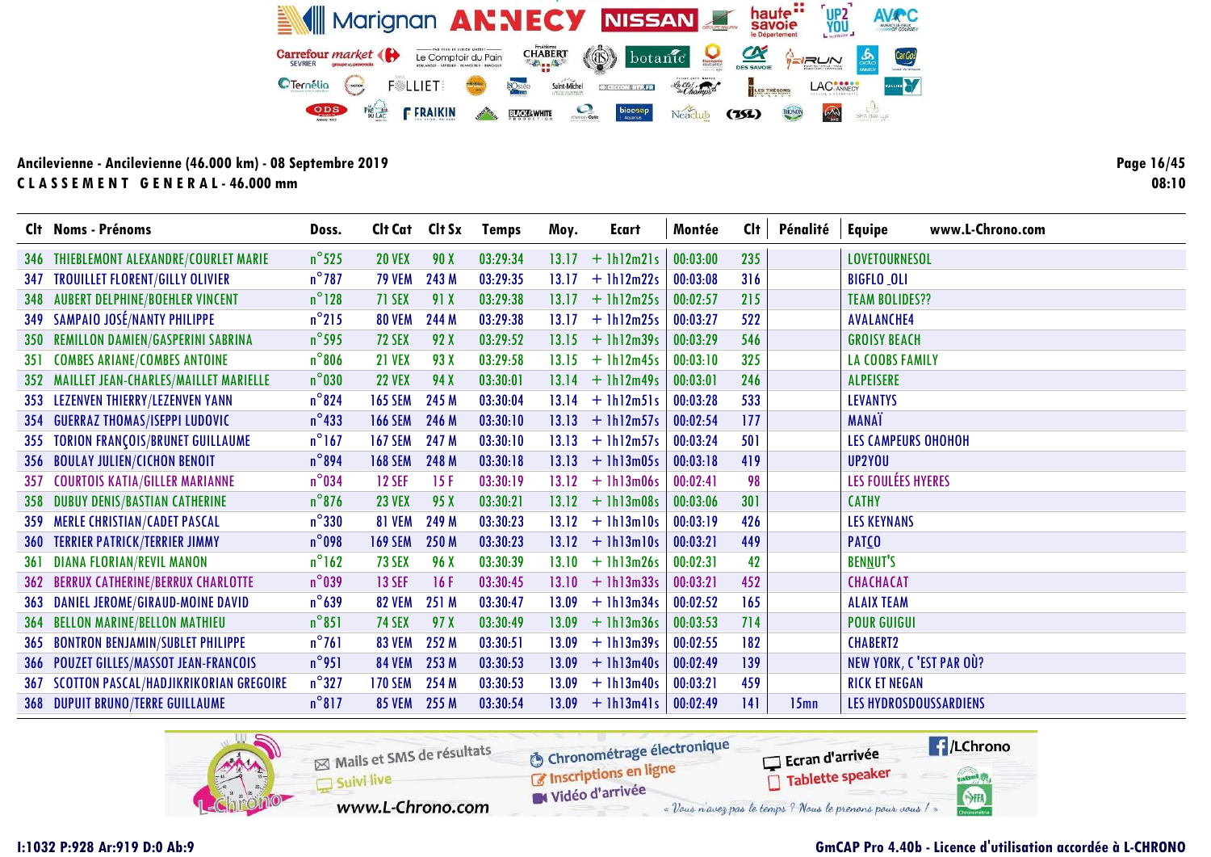**Ancilevienne - Ancilevienne (46.000 km) - 08 Septembre 2019**

**C L A S S E M E N T  G E N E R A L - 46.000 mm**

| Clt | Noms - Prénoms | Doss. | Clt Cat | Clt Sx | Temps | Moy. | Ecart | Montée | Clt | Pénalité | Equipe www.L-Chrono.com |
|---|---|---|---|---|---|---|---|---|---|---|---|
| 346 | THIEBLEMONT ALEXANDRE/COURLET MARIE | n°525 | 20 VEX | 90 X | 03:29:34 | 13.17 | + 1h12m21s | 00:03:00 | 235 | | LOVETOURNESOL |
| 347 | TROUILLET FLORENT/GILLY OLIVIER | n°787 | 79 VEM | 243 M | 03:29:35 | 13.17 | + 1h12m22s | 00:03:08 | 316 | | BIGFLO _OLI |
| 348 | AUBERT DELPHINE/BOEHLER VINCENT | n°128 | 71 SEX | 91 X | 03:29:38 | 13.17 | + 1h12m25s | 00:02:57 | 215 | | TEAM BOLIDES?? |
| 349 | SAMPAIO JOSÉ/NANTY PHILIPPE | n°215 | 80 VEM | 244 M | 03:29:38 | 13.17 | + 1h12m25s | 00:03:27 | 522 | | AVALANCHE4 |
| 350 | REMILLON DAMIEN/GASPERINI SABRINA | n°595 | 72 SEX | 92 X | 03:29:52 | 13.15 | + 1h12m39s | 00:03:29 | 546 | | GROISY BEACH |
| 351 | COMBES ARIANE/COMBES ANTOINE | n°806 | 21 VEX | 93 X | 03:29:58 | 13.15 | + 1h12m45s | 00:03:10 | 325 | | LA COOBS FAMILY |
| 352 | MAILLET JEAN-CHARLES/MAILLET MARIELLE | n°030 | 22 VEX | 94 X | 03:30:01 | 13.14 | + 1h12m49s | 00:03:01 | 246 | | ALPEISERE |
| 353 | LEZENVEN THIERRY/LEZENVEN YANN | n°824 | 165 SEM | 245 M | 03:30:04 | 13.14 | + 1h12m51s | 00:03:28 | 533 | | LEVANTYS |
| 354 | GUERRAZ THOMAS/ISEPPI LUDOVIC | n°433 | 166 SEM | 246 M | 03:30:10 | 13.13 | + 1h12m57s | 00:02:54 | 177 | | MANAÏ |
| 355 | TORION FRANÇOIS/BRUNET GUILLAUME | n°167 | 167 SEM | 247 M | 03:30:10 | 13.13 | + 1h12m57s | 00:03:24 | 501 | | LES CAMPEURS OHOHOH |
| 356 | BOULAY JULIEN/CICHON BENOIT | n°894 | 168 SEM | 248 M | 03:30:18 | 13.13 | + 1h13m05s | 00:03:18 | 419 | | UP2YOU |
| 357 | COURTOIS KATIA/GILLER MARIANNE | n°034 | 12 SEF | 15 F | 03:30:19 | 13.12 | + 1h13m06s | 00:02:41 | 98 | | LES FOULÉES HYERES |
| 358 | DUBUY DENIS/BASTIAN CATHERINE | n°876 | 23 VEX | 95 X | 03:30:21 | 13.12 | + 1h13m08s | 00:03:06 | 301 | | CATHY |
| 359 | MERLE CHRISTIAN/CADET PASCAL | n°330 | 81 VEM | 249 M | 03:30:23 | 13.12 | + 1h13m10s | 00:03:19 | 426 | | LES KEYNANS |
| 360 | TERRIER PATRICK/TERRIER JIMMY | n°098 | 169 SEM | 250 M | 03:30:23 | 13.12 | + 1h13m10s | 00:03:21 | 449 | | PATCO |
| 361 | DIANA FLORIAN/REVIL MANON | n°162 | 73 SEX | 96 X | 03:30:39 | 13.10 | + 1h13m26s | 00:02:31 | 42 | | BENNUT'S |
| 362 | BERRUX CATHERINE/BERRUX CHARLOTTE | n°039 | 13 SEF | 16 F | 03:30:45 | 13.10 | + 1h13m33s | 00:03:21 | 452 | | CHACHACAT |
| 363 | DANIEL JEROME/GIRAUD-MOINE DAVID | n°639 | 82 VEM | 251 M | 03:30:47 | 13.09 | + 1h13m34s | 00:02:52 | 165 | | ALAIX TEAM |
| 364 | BELLON MARINE/BELLON MATHIEU | n°851 | 74 SEX | 97 X | 03:30:49 | 13.09 | + 1h13m36s | 00:03:53 | 714 | | POUR GUIGUI |
| 365 | BONTRON BENJAMIN/SUBLET PHILIPPE | n°761 | 83 VEM | 252 M | 03:30:51 | 13.09 | + 1h13m39s | 00:02:55 | 182 | | CHABERT2 |
| 366 | POUZET GILLES/MASSOT JEAN-FRANCOIS | n°951 | 84 VEM | 253 M | 03:30:53 | 13.09 | + 1h13m40s | 00:02:49 | 139 | | NEW YORK, C 'EST PAR OÙ? |
| 367 | SCOTTON PASCAL/HADJIKRIKORIAN GREGOIRE | n°327 | 170 SEM | 254 M | 03:30:53 | 13.09 | + 1h13m40s | 00:03:21 | 459 | | RICK ET NEGAN |
| 368 | DUPUIT BRUNO/TERRE GUILLAUME | n°817 | 85 VEM | 255 M | 03:30:54 | 13.09 | + 1h13m41s | 00:02:49 | 141 | 15mn | LES HYDROSDOUSSARDIENS |

I:1032 P:928 Ar:919 D:0 Ab:9

GmCAP Pro 4.40b - Licence d'utilisation accordée à L-CHRONO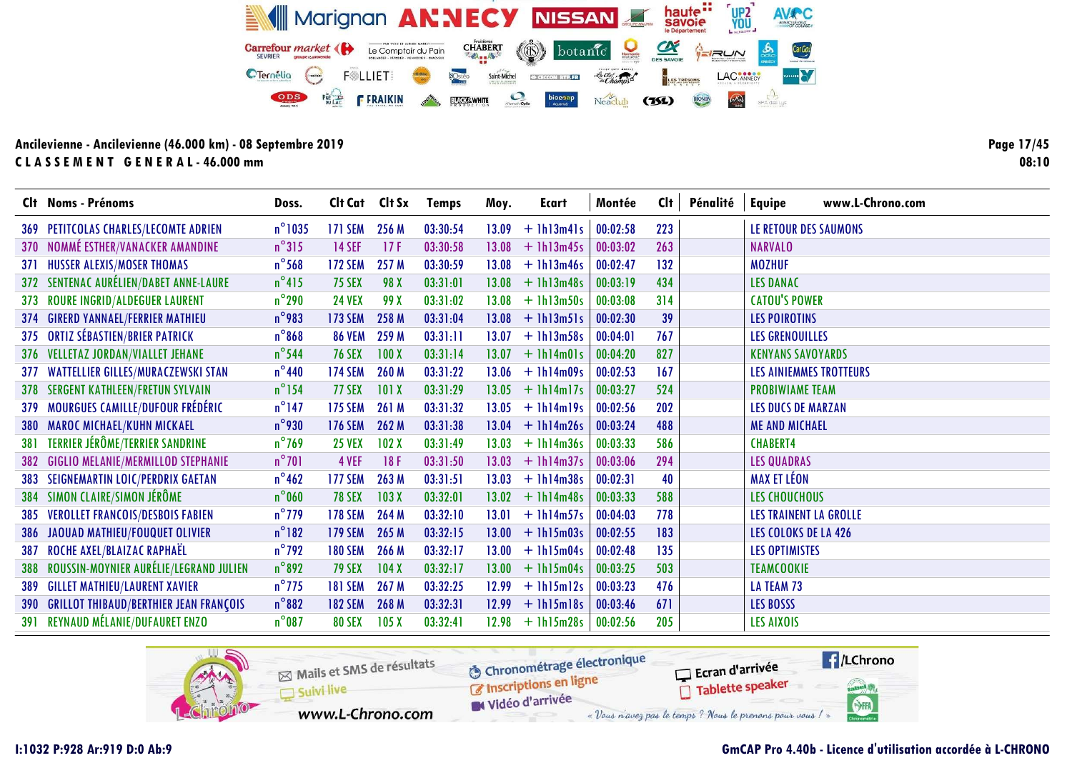**Ancilevienne - Ancilevienne (46.000 km) - 08 Septembre 2019**

**CLASSEMENT GENERAL - 46.000 mm**

| Clt | Noms - Prénoms | Doss. | Clt Cat | Clt Sx | Temps | Moy. | Ecart | Montée | Clt | Pénalité | Equipe www.L-Chrono.com |
|---|---|---|---|---|---|---|---|---|---|---|---|
| 369 | PETITCOLAS CHARLES/LECOMTE ADRIEN | n°1035 | 171 SEM | 256 M | 03:30:54 | 13.09 | + 1h13m41s | 00:02:58 | 223 | | LE RETOUR DES SAUMONS |
| 370 | NOMMÉ ESTHER/VANACKER AMANDINE | n°315 | 14 SEF | 17 F | 03:30:58 | 13.08 | + 1h13m45s | 00:03:02 | 263 | | NARVALO |
| 371 | HUSSER ALEXIS/MOSER THOMAS | n°568 | 172 SEM | 257 M | 03:30:59 | 13.08 | + 1h13m46s | 00:02:47 | 132 | | MOZHUF |
| 372 | SENTENAC AURÉLIEN/DABET ANNE-LAURE | n°415 | 75 SEX | 98 X | 03:31:01 | 13.08 | + 1h13m48s | 00:03:19 | 434 | | LES DANAC |
| 373 | ROURE INGRID/ALDEGUER LAURENT | n°290 | 24 VEX | 99 X | 03:31:02 | 13.08 | + 1h13m50s | 00:03:08 | 314 | | CATOU'S POWER |
| 374 | GIRERD YANNAEL/FERRIER MATHIEU | n°983 | 173 SEM | 258 M | 03:31:04 | 13.08 | + 1h13m51s | 00:02:30 | 39 | | LES POIROTINS |
| 375 | ORTIZ SÉBASTIEN/BRIER PATRICK | n°868 | 86 VEM | 259 M | 03:31:11 | 13.07 | + 1h13m58s | 00:04:01 | 767 | | LES GRENOUILLES |
| 376 | VELLETAZ JORDAN/VIALLET JEHANE | n°544 | 76 SEX | 100 X | 03:31:14 | 13.07 | + 1h14m01s | 00:04:20 | 827 | | KENYANS SAVOYARDS |
| 377 | WATTELLIER GILLES/MURACZEWSKI STAN | n°440 | 174 SEM | 260 M | 03:31:22 | 13.06 | + 1h14m09s | 00:02:53 | 167 | | LES AINIEMMES TROTTEURS |
| 378 | SERGENT KATHLEEN/FRETUN SYLVAIN | n°154 | 77 SEX | 101 X | 03:31:29 | 13.05 | + 1h14m17s | 00:03:27 | 524 | | PROBIWIAME TEAM |
| 379 | MOURGUES CAMILLE/DUFOUR FRÉDÉRIC | n°147 | 175 SEM | 261 M | 03:31:32 | 13.05 | + 1h14m19s | 00:02:56 | 202 | | LES DUCS DE MARZAN |
| 380 | MAROC MICHAEL/KUHN MICKAEL | n°930 | 176 SEM | 262 M | 03:31:38 | 13.04 | + 1h14m26s | 00:03:24 | 488 | | ME AND MICHAEL |
| 381 | TERRIER JÉRÔME/TERRIER SANDRINE | n°769 | 25 VEX | 102 X | 03:31:49 | 13.03 | + 1h14m36s | 00:03:33 | 586 | | CHABERT4 |
| 382 | GIGLIO MELANIE/MERMILLOD STEPHANIE | n°701 | 4 VEF | 18 F | 03:31:50 | 13.03 | + 1h14m37s | 00:03:06 | 294 | | LES QUADRAS |
| 383 | SEIGNEMARTIN LOIC/PERDRIX GAETAN | n°462 | 177 SEM | 263 M | 03:31:51 | 13.03 | + 1h14m38s | 00:02:31 | 40 | | MAX ET LÉON |
| 384 | SIMON CLAIRE/SIMON JÉRÔME | n°060 | 78 SEX | 103 X | 03:32:01 | 13.02 | + 1h14m48s | 00:03:33 | 588 | | LES CHOUCHOUS |
| 385 | VEROLLET FRANCOIS/DESBOIS FABIEN | n°779 | 178 SEM | 264 M | 03:32:10 | 13.01 | + 1h14m57s | 00:04:03 | 778 | | LES TRAINENT LA GROLLE |
| 386 | JAOUAD MATHIEU/FOUQUET OLIVIER | n°182 | 179 SEM | 265 M | 03:32:15 | 13.00 | + 1h15m03s | 00:02:55 | 183 | | LES COLOKS DE LA 426 |
| 387 | ROCHE AXEL/BLAIZAC RAPHAËL | n°792 | 180 SEM | 266 M | 03:32:17 | 13.00 | + 1h15m04s | 00:02:48 | 135 | | LES OPTIMISTES |
| 388 | ROUSSIN-MOYNIER AURÉLIE/LEGRAND JULIEN | n°892 | 79 SEX | 104 X | 03:32:17 | 13.00 | + 1h15m04s | 00:03:25 | 503 | | TEAMCOOKIE |
| 389 | GILLET MATHIEU/LAURENT XAVIER | n°775 | 181 SEM | 267 M | 03:32:25 | 12.99 | + 1h15m12s | 00:03:23 | 476 | | LA TEAM 73 |
| 390 | GRILLOT THIBAUD/BERTHIER JEAN FRANÇOIS | n°882 | 182 SEM | 268 M | 03:32:31 | 12.99 | + 1h15m18s | 00:03:46 | 671 | | LES BOSSS |
| 391 | REYNAUD MÉLANIE/DUFAURET ENZO | n°087 | 80 SEX | 105 X | 03:32:41 | 12.98 | + 1h15m28s | 00:02:56 | 205 | | LES AIXOIS |

I:1032 P:928 Ar:919 D:0 Ab:9

GmCAP Pro 4.40b - Licence d'utilisation accordée à L-CHRONO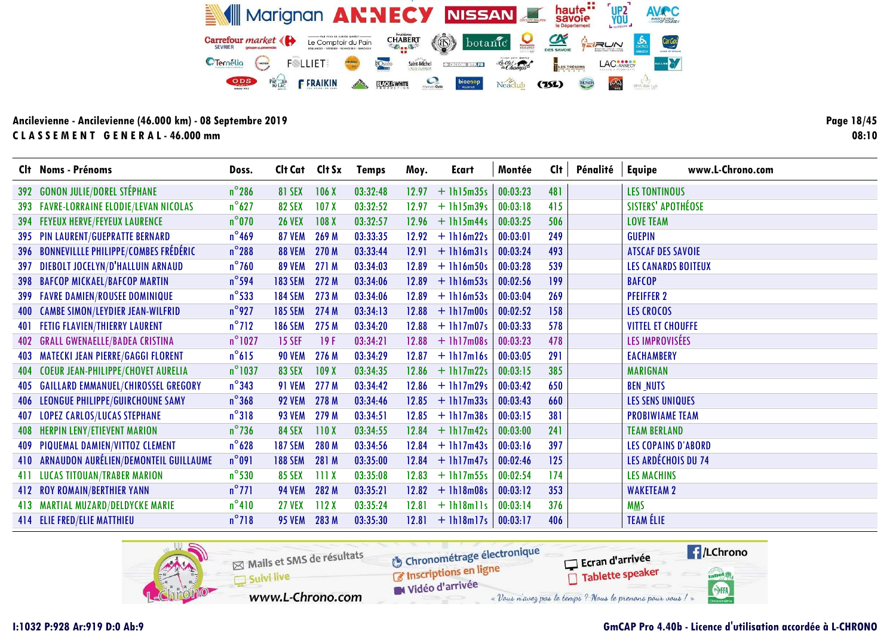**Ancilevienne - Ancilevienne (46.000 km) - 08 Septembre 2019**
**CLASSEMENT GENERAL - 46.000 mm**

| Clt | Noms - Prénoms | Doss. | Clt Cat | Clt Sx | Temps | Moy. | Ecart | Montée | Clt | Pénalité | Equipe |
|---|---|---|---|---|---|---|---|---|---|---|---|
| 392 | GONON JULIE/DOREL STÉPHANE | n°286 | 81 SEX | 106 X | 03:32:48 | 12.97 | + 1h15m35s | 00:03:23 | 481 | | LES TONTINOUS |
| 393 | FAVRE-LORRAINE ELODIE/LEVAN NICOLAS | n°627 | 82 SEX | 107 X | 03:32:52 | 12.97 | + 1h15m39s | 00:03:18 | 415 | | SISTERS' APOTHÉOSE |
| 394 | FEYEUX HERVE/FEYEUX LAURENCE | n°070 | 26 VEX | 108 X | 03:32:57 | 12.96 | + 1h15m44s | 00:03:25 | 506 | | LOVE TEAM |
| 395 | PIN LAURENT/GUEPRATTE BERNARD | n°469 | 87 VEM | 269 M | 03:33:35 | 12.92 | + 1h16m22s | 00:03:01 | 249 | | GUEPIN |
| 396 | BONNEVILLLE PHILIPPE/COMBES FRÉDÉRIC | n°288 | 88 VEM | 270 M | 03:33:44 | 12.91 | + 1h16m31s | 00:03:24 | 493 | | ATSCAF DES SAVOIE |
| 397 | DIEBOLT JOCELYN/D'HALLUIN ARNAUD | n°760 | 89 VEM | 271 M | 03:34:03 | 12.89 | + 1h16m50s | 00:03:28 | 539 | | LES CANARDS BOITEUX |
| 398 | BAFCOP MICKAEL/BAFCOP MARTIN | n°594 | 183 SEM | 272 M | 03:34:06 | 12.89 | + 1h16m53s | 00:02:56 | 199 | | BAFCOP |
| 399 | FAVRE DAMIEN/ROUSEE DOMINIQUE | n°533 | 184 SEM | 273 M | 03:34:06 | 12.89 | + 1h16m53s | 00:03:04 | 269 | | PFEIFFER 2 |
| 400 | CAMBE SIMON/LEYDIER JEAN-WILFRID | n°927 | 185 SEM | 274 M | 03:34:13 | 12.88 | + 1h17m00s | 00:02:52 | 158 | | LES CROCOS |
| 401 | FETIG FLAVIEN/THIERRY LAURENT | n°712 | 186 SEM | 275 M | 03:34:20 | 12.88 | + 1h17m07s | 00:03:33 | 578 | | VITTEL ET CHOUFFE |
| 402 | GRALL GWENAELLE/BADEA CRISTINA | n°1027 | 15 SEF | 19 F | 03:34:21 | 12.88 | + 1h17m08s | 00:03:23 | 478 | | LES IMPROVISÉES |
| 403 | MATECKI JEAN PIERRE/GAGGI FLORENT | n°615 | 90 VEM | 276 M | 03:34:29 | 12.87 | + 1h17m16s | 00:03:05 | 291 | | EACHAMBERY |
| 404 | COEUR JEAN-PHILIPPE/CHOVET AURELIA | n°1037 | 83 SEX | 109 X | 03:34:35 | 12.86 | + 1h17m22s | 00:03:15 | 385 | | MARIGNAN |
| 405 | GAILLARD EMMANUEL/CHIROSSEL GREGORY | n°343 | 91 VEM | 277 M | 03:34:42 | 12.86 | + 1h17m29s | 00:03:42 | 650 | | BEN_NUTS |
| 406 | LEONGUE PHILIPPE/GUIRCHOUNE SAMY | n°368 | 92 VEM | 278 M | 03:34:46 | 12.85 | + 1h17m33s | 00:03:43 | 660 | | LES SENS UNIQUES |
| 407 | LOPEZ CARLOS/LUCAS STEPHANE | n°318 | 93 VEM | 279 M | 03:34:51 | 12.85 | + 1h17m38s | 00:03:15 | 381 | | PROBIWIAME TEAM |
| 408 | HERPIN LENY/ETIEVENT MARION | n°736 | 84 SEX | 110 X | 03:34:55 | 12.84 | + 1h17m42s | 00:03:00 | 241 | | TEAM BERLAND |
| 409 | PIQUEMAL DAMIEN/VITTOZ CLEMENT | n°628 | 187 SEM | 280 M | 03:34:56 | 12.84 | + 1h17m43s | 00:03:16 | 397 | | LES COPAINS D'ABORD |
| 410 | ARNAUDON AURÉLIEN/DEMONTEIL GUILLAUME | n°091 | 188 SEM | 281 M | 03:35:00 | 12.84 | + 1h17m47s | 00:02:46 | 125 | | LES ARDÉCHOIS DU 74 |
| 411 | LUCAS TITOUAN/TRABER MARION | n°530 | 85 SEX | 111 X | 03:35:08 | 12.83 | + 1h17m55s | 00:02:54 | 174 | | LES MACHINS |
| 412 | ROY ROMAIN/BERTHIER YANN | n°771 | 94 VEM | 282 M | 03:35:21 | 12.82 | + 1h18m08s | 00:03:12 | 353 | | WAKETEAM 2 |
| 413 | MARTIAL MUZARD/DELDYCKE MARIE | n°410 | 27 VEX | 112 X | 03:35:24 | 12.81 | + 1h18m11s | 00:03:14 | 376 | | MMS |
| 414 | ELIE FRED/ELIE MATTHIEU | n°718 | 95 VEM | 283 M | 03:35:30 | 12.81 | + 1h18m17s | 00:03:17 | 406 | | TEAM ÉLIE |

I:1032 P:928 Ar:919 D:0 Ab:9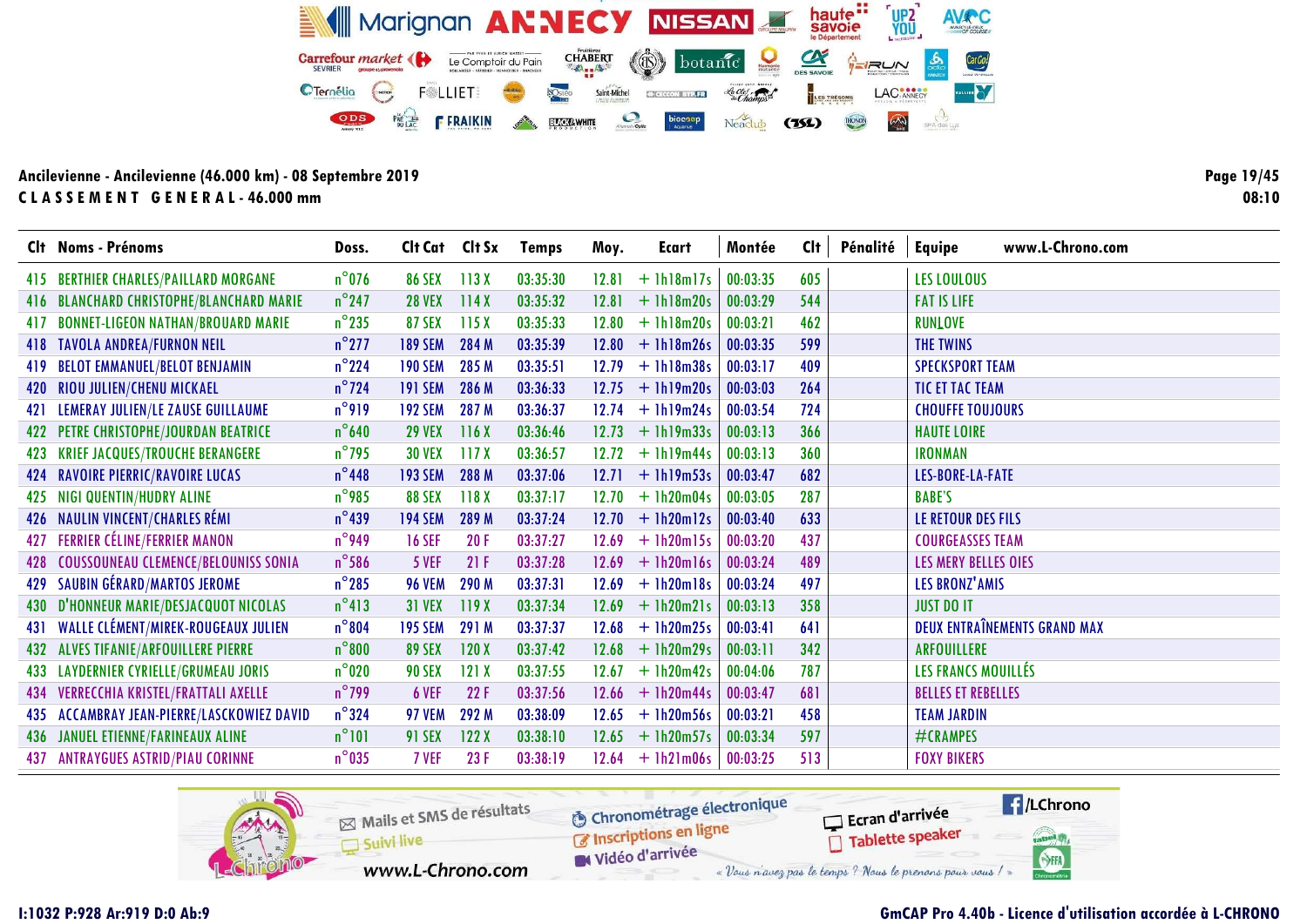## Ancilevienne - Ancilevienne (46.000 km) - 08 Septembre 2019

**CLASSEMENT GENERAL - 46.000 mm**

| Clt | Noms - Prénoms | Doss. | Clt Cat | Clt Sx | Temps | Moy. | Ecart | Montée | Clt | Pénalité | Equipe |
|---|---|---|---|---|---|---|---|---|---|---|---|
| 415 | BERTHIER CHARLES/PAILLARD MORGANE | n°076 | 86 SEX | 113 X | 03:35:30 | 12.81 | + 1h18m17s | 00:03:35 | 605 | | LES LOULOUS |
| 416 | BLANCHARD CHRISTOPHE/BLANCHARD MARIE | n°247 | 28 VEX | 114 X | 03:35:32 | 12.81 | + 1h18m20s | 00:03:29 | 544 | | FAT IS LIFE |
| 417 | BONNET-LIGEON NATHAN/BROUARD MARIE | n°235 | 87 SEX | 115 X | 03:35:33 | 12.80 | + 1h18m20s | 00:03:21 | 462 | | RUNLOVE |
| 418 | TAVOLA ANDREA/FURNON NEIL | n°277 | 189 SEM | 284 M | 03:35:39 | 12.80 | + 1h18m26s | 00:03:35 | 599 | | THE TWINS |
| 419 | BELOT EMMANUEL/BELOT BENJAMIN | n°224 | 190 SEM | 285 M | 03:35:51 | 12.79 | + 1h18m38s | 00:03:17 | 409 | | SPECKSPORT TEAM |
| 420 | RIOU JULIEN/CHENU MICKAEL | n°724 | 191 SEM | 286 M | 03:36:33 | 12.75 | + 1h19m20s | 00:03:03 | 264 | | TIC ET TAC TEAM |
| 421 | LEMERAY JULIEN/LE ZAUSE GUILLAUME | n°919 | 192 SEM | 287 M | 03:36:37 | 12.74 | + 1h19m24s | 00:03:54 | 724 | | CHOUFFE TOUJOURS |
| 422 | PETRE CHRISTOPHE/JOURDAN BEATRICE | n°640 | 29 VEX | 116 X | 03:36:46 | 12.73 | + 1h19m33s | 00:03:13 | 366 | | HAUTE LOIRE |
| 423 | KRIEF JACQUES/TROUCHE BERANGERE | n°795 | 30 VEX | 117 X | 03:36:57 | 12.72 | + 1h19m44s | 00:03:13 | 360 | | IRONMAN |
| 424 | RAVOIRE PIERRIC/RAVOIRE LUCAS | n°448 | 193 SEM | 288 M | 03:37:06 | 12.71 | + 1h19m53s | 00:03:47 | 682 | | LES-BORE-LA-FATE |
| 425 | NIGI QUENTIN/HUDRY ALINE | n°985 | 88 SEX | 118 X | 03:37:17 | 12.70 | + 1h20m04s | 00:03:05 | 287 | | BABE'S |
| 426 | NAULIN VINCENT/CHARLES RÉMI | n°439 | 194 SEM | 289 M | 03:37:24 | 12.70 | + 1h20m12s | 00:03:40 | 633 | | LE RETOUR DES FILS |
| 427 | FERRIER CÉLINE/FERRIER MANON | n°949 | 16 SEF | 20 F | 03:37:27 | 12.69 | + 1h20m15s | 00:03:20 | 437 | | COURGEASSES TEAM |
| 428 | COUSSOUNEAU CLEMENCE/BELOUNISS SONIA | n°586 | 5 VEF | 21 F | 03:37:28 | 12.69 | + 1h20m16s | 00:03:24 | 489 | | LES MERY BELLES OIES |
| 429 | SAUBIN GÉRARD/MARTOS JEROME | n°285 | 96 VEM | 290 M | 03:37:31 | 12.69 | + 1h20m18s | 00:03:24 | 497 | | LES BRONZ'AMIS |
| 430 | D'HONNEUR MARIE/DESJACQUOT NICOLAS | n°413 | 31 VEX | 119 X | 03:37:34 | 12.69 | + 1h20m21s | 00:03:13 | 358 | | JUST DO IT |
| 431 | WALLE CLÉMENT/MIREK-ROUGEAUX JULIEN | n°804 | 195 SEM | 291 M | 03:37:37 | 12.68 | + 1h20m25s | 00:03:41 | 641 | | DEUX ENTRAÎNEMENTS GRAND MAX |
| 432 | ALVES TIFANIE/ARFOUILLERE PIERRE | n°800 | 89 SEX | 120 X | 03:37:42 | 12.68 | + 1h20m29s | 00:03:11 | 342 | | ARFOUILLERE |
| 433 | LAYDERNIER CYRIELLE/GRUMEAU JORIS | n°020 | 90 SEX | 121 X | 03:37:55 | 12.67 | + 1h20m42s | 00:04:06 | 787 | | LES FRANCS MOUILLÉS |
| 434 | VERRECCHIA KRISTEL/FRATTALI AXELLE | n°799 | 6 VEF | 22 F | 03:37:56 | 12.66 | + 1h20m44s | 00:03:47 | 681 | | BELLES ET REBELLES |
| 435 | ACCAMBRAY JEAN-PIERRE/LASCKOWIEZ DAVID | n°324 | 97 VEM | 292 M | 03:38:09 | 12.65 | + 1h20m56s | 00:03:21 | 458 | | TEAM JARDIN |
| 436 | JANUEL ETIENNE/FARINEAUX ALINE | n°101 | 91 SEX | 122 X | 03:38:10 | 12.65 | + 1h20m57s | 00:03:34 | 597 | | #CRAMPES |
| 437 | ANTRAYGUES ASTRID/PIAU CORINNE | n°035 | 7 VEF | 23 F | 03:38:19 | 12.64 | + 1h21m06s | 00:03:25 | 513 | | FOXY BIKERS |

I:1032 P:928 Ar:919 D:0 Ab:9

GmCAP Pro 4.40b - Licence d'utilisation accordée à L-CHRONO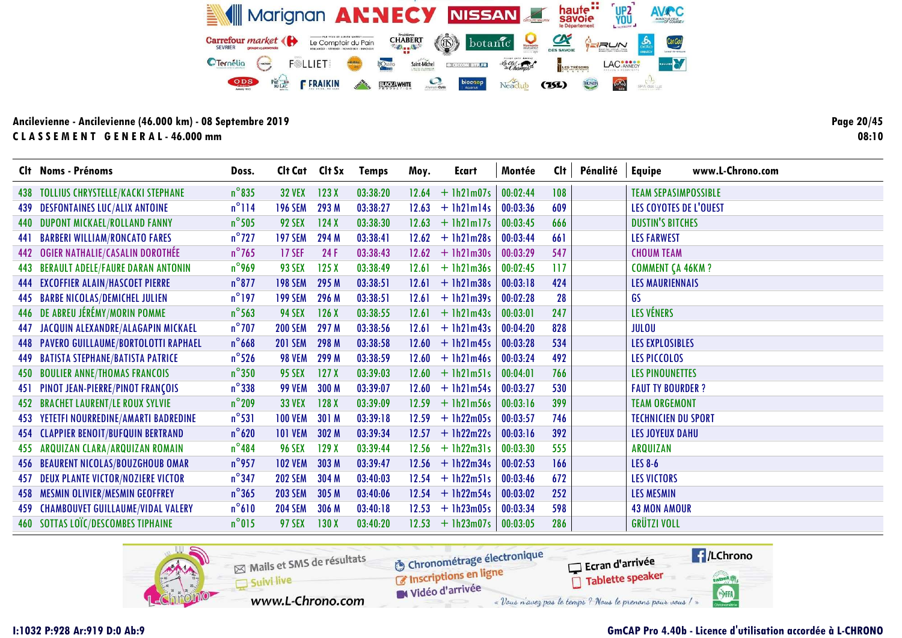## Ancilevienne - Ancilevienne (46.000 km) - 08 Septembre 2019

**CLASSEMENT GENERAL - 46.000 mm**

08:10

| Clt | Noms - Prénoms | Doss. | Clt Cat | Clt Sx | Temps | Moy. | Ecart | Montée | Clt | Pénalité | Equipe |
|---|---|---|---|---|---|---|---|---|---|---|---|
| 438 | TOLLIUS CHRYSTELLE/KACKI STEPHANE | n°835 | 32 VEX | 123 X | 03:38:20 | 12.64 | + 1h21m07s | 00:02:44 | 108 | | TEAM SEPASIMPOSSIBLE |
| 439 | DESFONTAINES LUC/ALIX ANTOINE | n°114 | 196 SEM | 293 M | 03:38:27 | 12.63 | + 1h21m14s | 00:03:36 | 609 | | LES COYOTES DE L'OUEST |
| 440 | DUPONT MICKAEL/ROLLAND FANNY | n°505 | 92 SEX | 124 X | 03:38:30 | 12.63 | + 1h21m17s | 00:03:45 | 666 | | DUSTIN'S BITCHES |
| 441 | BARBERI WILLIAM/RONCATO FARES | n°727 | 197 SEM | 294 M | 03:38:41 | 12.62 | + 1h21m28s | 00:03:44 | 661 | | LES FARWEST |
| 442 | OGIER NATHALIE/CASALIN DOROTHÉE | n°765 | 17 SEF | 24 F | 03:38:43 | 12.62 | + 1h21m30s | 00:03:29 | 547 | | CHOUM TEAM |
| 443 | BERAULT ADELE/FAURE DARAN ANTONIN | n°969 | 93 SEX | 125 X | 03:38:49 | 12.61 | + 1h21m36s | 00:02:45 | 117 | | COMMENT ÇA 46KM ? |
| 444 | EXCOFFIER ALAIN/HASCOET PIERRE | n°877 | 198 SEM | 295 M | 03:38:51 | 12.61 | + 1h21m38s | 00:03:18 | 424 | | LES MAURIENNAIS |
| 445 | BARBE NICOLAS/DEMICHEL JULIEN | n°197 | 199 SEM | 296 M | 03:38:51 | 12.61 | + 1h21m39s | 00:02:28 | 28 | | GS |
| 446 | DE ABREU JÉRÉMY/MORIN POMME | n°563 | 94 SEX | 126 X | 03:38:55 | 12.61 | + 1h21m43s | 00:03:01 | 247 | | LES VÉNERS |
| 447 | JACQUIN ALEXANDRE/ALAGAPIN MICKAEL | n°707 | 200 SEM | 297 M | 03:38:56 | 12.61 | + 1h21m43s | 00:04:20 | 828 | | JULOU |
| 448 | PAVERO GUILLAUME/BORTOLOTTI RAPHAEL | n°668 | 201 SEM | 298 M | 03:38:58 | 12.60 | + 1h21m45s | 00:03:28 | 534 | | LES EXPLOSIBLES |
| 449 | BATISTA STEPHANE/BATISTA PATRICE | n°526 | 98 VEM | 299 M | 03:38:59 | 12.60 | + 1h21m46s | 00:03:24 | 492 | | LES PICCOLOS |
| 450 | BOULIER ANNE/THOMAS FRANCOIS | n°350 | 95 SEX | 127 X | 03:39:03 | 12.60 | + 1h21m51s | 00:04:01 | 766 | | LES PINOUNETTES |
| 451 | PINOT JEAN-PIERRE/PINOT FRANÇOIS | n°338 | 99 VEM | 300 M | 03:39:07 | 12.60 | + 1h21m54s | 00:03:27 | 530 | | FAUT TY BOURDER ? |
| 452 | BRACHET LAURENT/LE ROUX SYLVIE | n°209 | 33 VEX | 128 X | 03:39:09 | 12.59 | + 1h21m56s | 00:03:16 | 399 | | TEAM ORGEMONT |
| 453 | YETETFI NOURREDINE/AMARTI BADREDINE | n°531 | 100 VEM | 301 M | 03:39:18 | 12.59 | + 1h22m05s | 00:03:57 | 746 | | TECHNICIEN DU SPORT |
| 454 | CLAPPIER BENOIT/BUFQUIN BERTRAND | n°620 | 101 VEM | 302 M | 03:39:34 | 12.57 | + 1h22m22s | 00:03:16 | 392 | | LES JOYEUX DAHU |
| 455 | ARQUIZAN CLARA/ARQUIZAN ROMAIN | n°484 | 96 SEX | 129 X | 03:39:44 | 12.56 | + 1h22m31s | 00:03:30 | 555 | | ARQUIZAN |
| 456 | BEAURENT NICOLAS/BOUZGHOUB OMAR | n°957 | 102 VEM | 303 M | 03:39:47 | 12.56 | + 1h22m34s | 00:02:53 | 166 | | LES 8-6 |
| 457 | DEUX PLANTE VICTOR/NOZIERE VICTOR | n°347 | 202 SEM | 304 M | 03:40:03 | 12.54 | + 1h22m51s | 00:03:46 | 672 | | LES VICTORS |
| 458 | MESMIN OLIVIER/MESMIN GEOFFREY | n°365 | 203 SEM | 305 M | 03:40:06 | 12.54 | + 1h22m54s | 00:03:02 | 252 | | LES MESMIN |
| 459 | CHAMBOUVET GUILLAUME/VIDAL VALERY | n°610 | 204 SEM | 306 M | 03:40:18 | 12.53 | + 1h23m05s | 00:03:34 | 598 | | 43 MON AMOUR |
| 460 | SOTTAS LOÏC/DESCOMBES TIPHAINE | n°015 | 97 SEX | 130 X | 03:40:20 | 12.53 | + 1h23m07s | 00:03:05 | 286 | | GRÜTZI VOLL |

I:1032 P:928 Ar:919 D:0 Ab:9

GmCAP Pro 4.40b - Licence d'utilisation accordée à L-CHRONO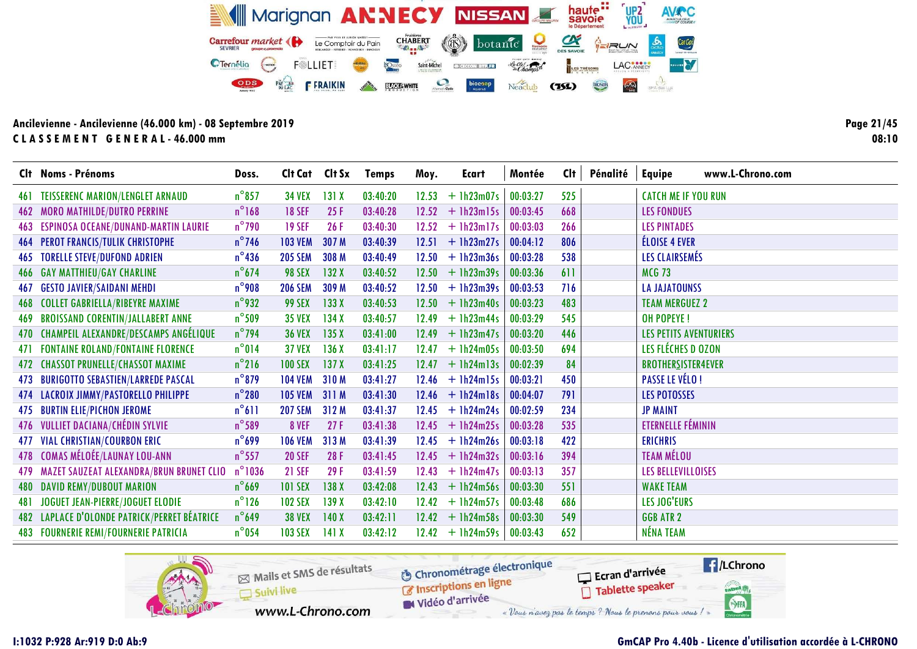# Ancilevienne - Ancilevienne (46.000 km) - 08 Septembre 2019

## CLASSEMENT GENERAL - 46.000 mm

Page 21/45
08:10

| Clt | Noms - Prénoms | Doss. | Clt Cat | Clt Sx | Temps | Moy. | Ecart | Montée | Clt | Pénalité | Equipe www.L-Chrono.com |
|---|---|---|---|---|---|---|---|---|---|---|---|
| 461 | TEISSERENC MARION/LENGLET ARNAUD | n°857 | 34 VEX | 131 X | 03:40:20 | 12.53 | + 1h23m07s | 00:03:27 | 525 | | CATCH ME IF YOU RUN |
| 462 | MORO MATHILDE/DUTRO PERRINE | n°168 | 18 SEF | 25 F | 03:40:28 | 12.52 | + 1h23m15s | 00:03:45 | 668 | | LES FONDUES |
| 463 | ESPINOSA OCEANE/DUNAND-MARTIN LAURIE | n°790 | 19 SEF | 26 F | 03:40:30 | 12.52 | + 1h23m17s | 00:03:03 | 266 | | LES PINTADES |
| 464 | PEROT FRANCIS/TULIK CHRISTOPHE | n°746 | 103 VEM | 307 M | 03:40:39 | 12.51 | + 1h23m27s | 00:04:12 | 806 | | ÉLOISE 4 EVER |
| 465 | TORELLE STEVE/DUFOND ADRIEN | n°436 | 205 SEM | 308 M | 03:40:49 | 12.50 | + 1h23m36s | 00:03:28 | 538 | | LES CLAIRSEMÉS |
| 466 | GAY MATTHIEU/GAY CHARLINE | n°674 | 98 SEX | 132 X | 03:40:52 | 12.50 | + 1h23m39s | 00:03:36 | 611 | | MCG 73 |
| 467 | GESTO JAVIER/SAIDANI MEHDI | n°908 | 206 SEM | 309 M | 03:40:52 | 12.50 | + 1h23m39s | 00:03:53 | 716 | | LA JAJATOUNSS |
| 468 | COLLET GABRIELLA/RIBEYRE MAXIME | n°932 | 99 SEX | 133 X | 03:40:53 | 12.50 | + 1h23m40s | 00:03:23 | 483 | | TEAM MERGUEZ 2 |
| 469 | BROISSAND CORENTIN/JALLABERT ANNE | n°509 | 35 VEX | 134 X | 03:40:57 | 12.49 | + 1h23m44s | 00:03:29 | 545 | | OH POPEYE ! |
| 470 | CHAMPEIL ALEXANDRE/DESCAMPS ANGÉLIQUE | n°794 | 36 VEX | 135 X | 03:41:00 | 12.49 | + 1h23m47s | 00:03:20 | 446 | | LES PETITS AVENTURIERS |
| 471 | FONTAINE ROLAND/FONTAINE FLORENCE | n°014 | 37 VEX | 136 X | 03:41:17 | 12.47 | + 1h24m05s | 00:03:50 | 694 | | LES FLÉCHES D OZON |
| 472 | CHASSOT PRUNELLE/CHASSOT MAXIME | n°216 | 100 SEX | 137 X | 03:41:25 | 12.47 | + 1h24m13s | 00:02:39 | 84 | | BROTHERSISTER4EVER |
| 473 | BURIGOTTO SEBASTIEN/LARREDE PASCAL | n°879 | 104 VEM | 310 M | 03:41:27 | 12.46 | + 1h24m15s | 00:03:21 | 450 | | PASSE LE VÉLO ! |
| 474 | LACROIX JIMMY/PASTORELLO PHILIPPE | n°280 | 105 VEM | 311 M | 03:41:30 | 12.46 | + 1h24m18s | 00:04:07 | 791 | | LES POTOSSES |
| 475 | BURTIN ELIE/PICHON JEROME | n°611 | 207 SEM | 312 M | 03:41:37 | 12.45 | + 1h24m24s | 00:02:59 | 234 | | JP MAINT |
| 476 | VULLIET DACIANA/CHÉDIN SYLVIE | n°589 | 8 VEF | 27 F | 03:41:38 | 12.45 | + 1h24m25s | 00:03:28 | 535 | | ETERNELLE FÉMININ |
| 477 | VIAL CHRISTIAN/COURBON ERIC | n°699 | 106 VEM | 313 M | 03:41:39 | 12.45 | + 1h24m26s | 00:03:18 | 422 | | ERICHRIS |
| 478 | COMAS MÉLOÉE/LAUNAY LOU-ANN | n°557 | 20 SEF | 28 F | 03:41:45 | 12.45 | + 1h24m32s | 00:03:16 | 394 | | TEAM MÉLOU |
| 479 | MAZET SAUZEAT ALEXANDRA/BRUN BRUNET CLIO | n°1036 | 21 SEF | 29 F | 03:41:59 | 12.43 | + 1h24m47s | 00:03:13 | 357 | | LES BELLEVILLOISES |
| 480 | DAVID REMY/DUBOUT MARION | n°669 | 101 SEX | 138 X | 03:42:08 | 12.43 | + 1h24m56s | 00:03:30 | 551 | | WAKE TEAM |
| 481 | JOGUET JEAN-PIERRE/JOGUET ELODIE | n°126 | 102 SEX | 139 X | 03:42:10 | 12.42 | + 1h24m57s | 00:03:48 | 686 | | LES JOG'EURS |
| 482 | LAPLACE D'OLONDE PATRICK/PERRET BÉATRICE | n°649 | 38 VEX | 140 X | 03:42:11 | 12.42 | + 1h24m58s | 00:03:30 | 549 | | GGB ATR 2 |
| 483 | FOURNERIE REMI/FOURNERIE PATRICIA | n°054 | 103 SEX | 141 X | 03:42:12 | 12.42 | + 1h24m59s | 00:03:43 | 652 | | NÉNA TEAM |

I:1032 P:928 Ar:919 D:0 Ab:9

GmCAP Pro 4.40b - Licence d'utilisation accordée à L-CHRONO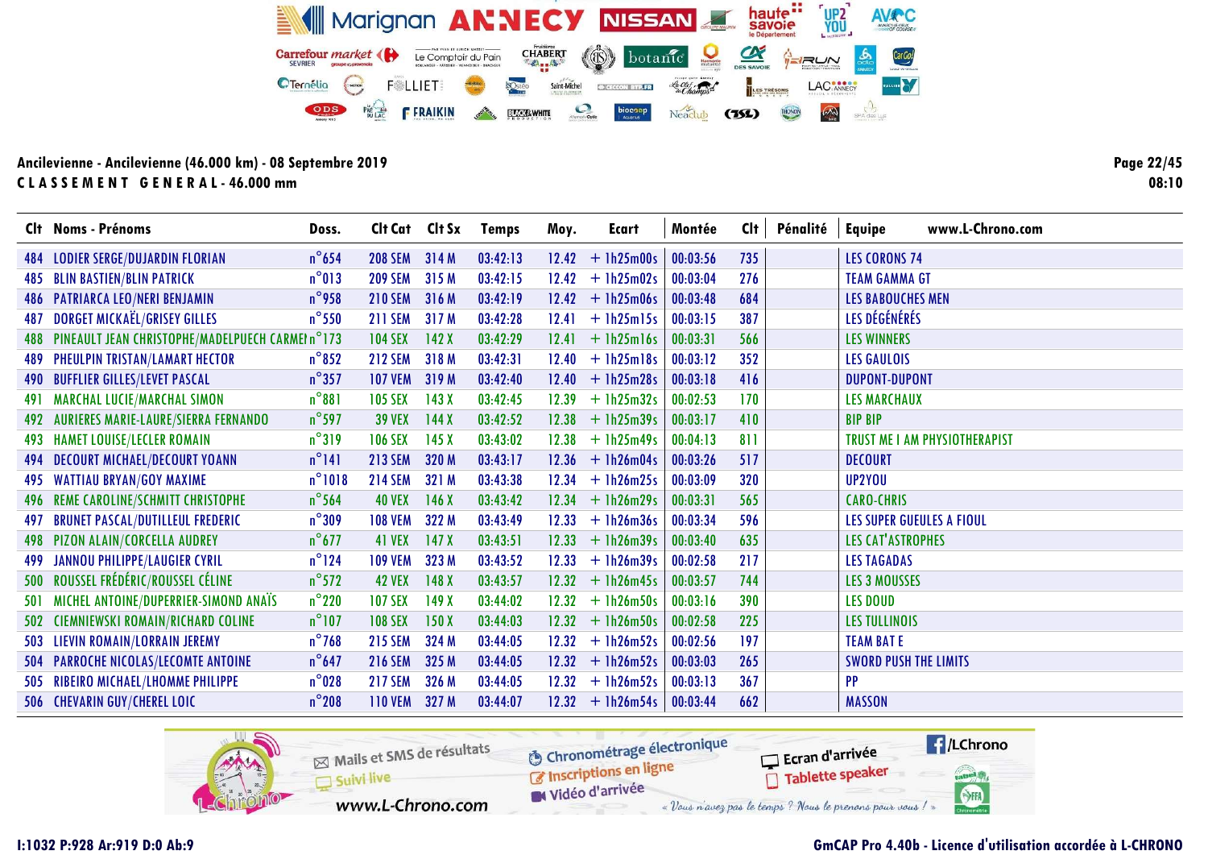Ancilevienne - Ancilevienne (46.000 km) - 08 Septembre 2019

CLASSEMENT GENERAL - 46.000 mm

| Clt | Noms - Prénoms | Doss. | Clt Cat | Clt Sx | Temps | Moy. | Ecart | Montée | Clt | Pénalité | Equipe |
|---|---|---|---|---|---|---|---|---|---|---|---|
| 484 | LODIER SERGE/DUJARDIN FLORIAN | n°654 | 208 SEM | 314 M | 03:42:13 | 12.42 | + 1h25m00s | 00:03:56 | 735 | | LES CORONS 74 |
| 485 | BLIN BASTIEN/BLIN PATRICK | n°013 | 209 SEM | 315 M | 03:42:15 | 12.42 | + 1h25m02s | 00:03:04 | 276 | | TEAM GAMMA GT |
| 486 | PATRIARCA LEO/NERI BENJAMIN | n°958 | 210 SEM | 316 M | 03:42:19 | 12.42 | + 1h25m06s | 00:03:48 | 684 | | LES BABOUCHES MEN |
| 487 | DORGET MICKAËL/GRISEY GILLES | n°550 | 211 SEM | 317 M | 03:42:28 | 12.41 | + 1h25m15s | 00:03:15 | 387 | | LES DÉGÉNÉRÉS |
| 488 | PINEAULT JEAN CHRISTOPHE/MADELPUECH CARMEI | n°173 | 104 SEX | 142 X | 03:42:29 | 12.41 | + 1h25m16s | 00:03:31 | 566 | | LES WINNERS |
| 489 | PHEULPIN TRISTAN/LAMART HECTOR | n°852 | 212 SEM | 318 M | 03:42:31 | 12.40 | + 1h25m18s | 00:03:12 | 352 | | LES GAULOIS |
| 490 | BUFFLIER GILLES/LEVET PASCAL | n°357 | 107 VEM | 319 M | 03:42:40 | 12.40 | + 1h25m28s | 00:03:18 | 416 | | DUPONT-DUPONT |
| 491 | MARCHAL LUCIE/MARCHAL SIMON | n°881 | 105 SEX | 143 X | 03:42:45 | 12.39 | + 1h25m32s | 00:02:53 | 170 | | LES MARCHAUX |
| 492 | AURIERES MARIE-LAURE/SIERRA FERNANDO | n°597 | 39 VEX | 144 X | 03:42:52 | 12.38 | + 1h25m39s | 00:03:17 | 410 | | BIP BIP |
| 493 | HAMET LOUISE/LECLER ROMAIN | n°319 | 106 SEX | 145 X | 03:43:02 | 12.38 | + 1h25m49s | 00:04:13 | 811 | | TRUST ME I AM PHYSIOTHERAPIST |
| 494 | DECOURT MICHAEL/DECOURT YOANN | n°141 | 213 SEM | 320 M | 03:43:17 | 12.36 | + 1h26m04s | 00:03:26 | 517 | | DECOURT |
| 495 | WATTIAU BRYAN/GOY MAXIME | n°1018 | 214 SEM | 321 M | 03:43:38 | 12.34 | + 1h26m25s | 00:03:09 | 320 | | UP2YOU |
| 496 | REME CAROLINE/SCHMITT CHRISTOPHE | n°564 | 40 VEX | 146 X | 03:43:42 | 12.34 | + 1h26m29s | 00:03:31 | 565 | | CARO-CHRIS |
| 497 | BRUNET PASCAL/DUTILLEUL FREDERIC | n°309 | 108 VEM | 322 M | 03:43:49 | 12.33 | + 1h26m36s | 00:03:34 | 596 | | LES SUPER GUEULES A FIOUL |
| 498 | PIZON ALAIN/CORCELLA AUDREY | n°677 | 41 VEX | 147 X | 03:43:51 | 12.33 | + 1h26m39s | 00:03:40 | 635 | | LES CAT'ASTROPHES |
| 499 | JANNOU PHILIPPE/LAUGIER CYRIL | n°124 | 109 VEM | 323 M | 03:43:52 | 12.33 | + 1h26m39s | 00:02:58 | 217 | | LES TAGADAS |
| 500 | ROUSSEL FRÉDÉRIC/ROUSSEL CÉLINE | n°572 | 42 VEX | 148 X | 03:43:57 | 12.32 | + 1h26m45s | 00:03:57 | 744 | | LES 3 MOUSSES |
| 501 | MICHEL ANTOINE/DUPERRIER-SIMOND ANAÏS | n°220 | 107 SEX | 149 X | 03:44:02 | 12.32 | + 1h26m50s | 00:03:16 | 390 | | LES DOUD |
| 502 | CIEMNIEWSKI ROMAIN/RICHARD COLINE | n°107 | 108 SEX | 150 X | 03:44:03 | 12.32 | + 1h26m50s | 00:02:58 | 225 | | LES TULLINOIS |
| 503 | LIEVIN ROMAIN/LORRAIN JEREMY | n°768 | 215 SEM | 324 M | 03:44:05 | 12.32 | + 1h26m52s | 00:02:56 | 197 | | TEAM BAT E |
| 504 | PARROCHE NICOLAS/LECOMTE ANTOINE | n°647 | 216 SEM | 325 M | 03:44:05 | 12.32 | + 1h26m52s | 00:03:03 | 265 | | SWORD PUSH THE LIMITS |
| 505 | RIBEIRO MICHAEL/LHOMME PHILIPPE | n°028 | 217 SEM | 326 M | 03:44:05 | 12.32 | + 1h26m52s | 00:03:13 | 367 | | PP |
| 506 | CHEVARIN GUY/CHEREL LOIC | n°208 | 110 VEM | 327 M | 03:44:07 | 12.32 | + 1h26m54s | 00:03:44 | 662 | | MASSON |

I:1032 P:928 Ar:919 D:0 Ab:9

GmCAP Pro 4.40b - Licence d'utilisation accordée à L-CHRONO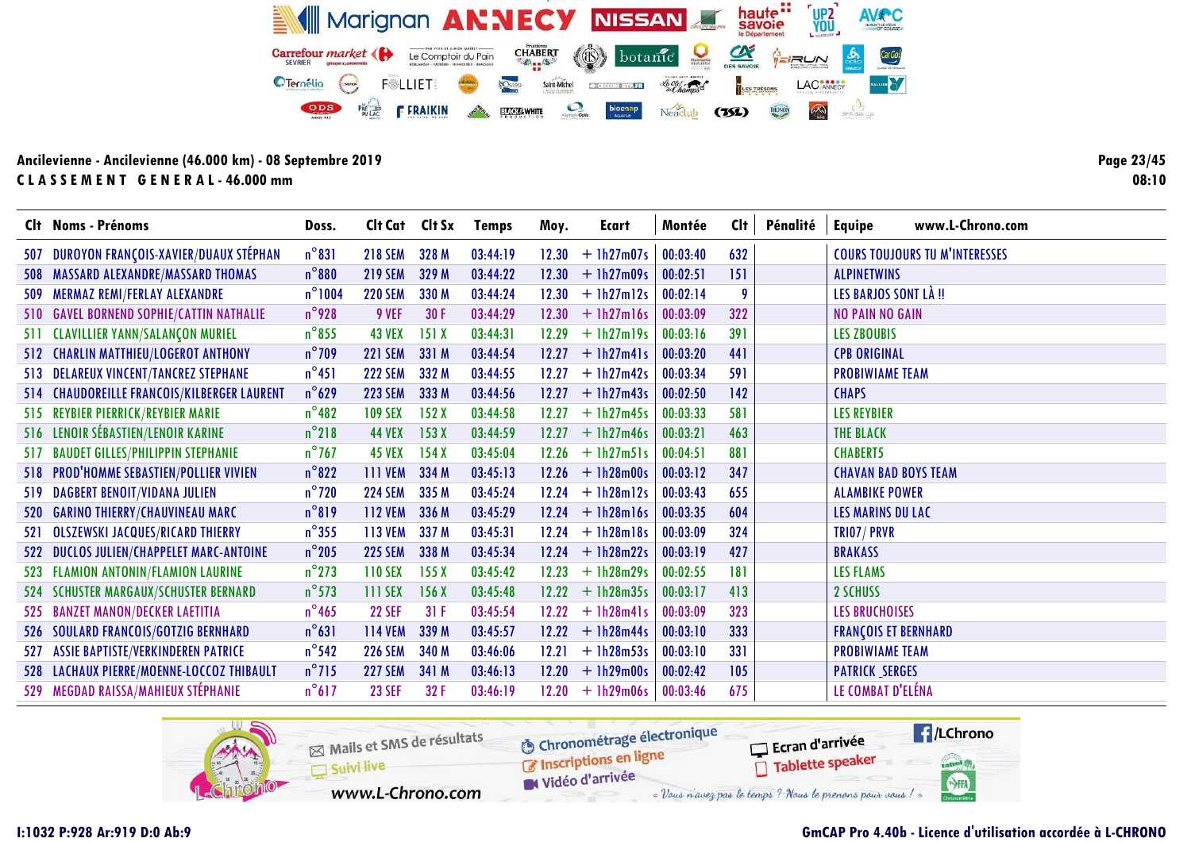**Ancilevienne - Ancilevienne (46.000 km) - 08 Septembre 2019**
**C L A S S E M E N T   G E N E R A L - 46.000 mm**

08:10

| Clt | Noms - Prénoms | Doss. | Clt Cat | Clt Sx | Temps | Moy. | Ecart | Montée | Clt | Pénalité | Equipe www.L-Chrono.com |
|---|---|---|---|---|---|---|---|---|---|---|---|
| 507 | DUROYON FRANÇOIS-XAVIER/DUAUX STÉPHAN | n°831 | 218 SEM | 328 M | 03:44:19 | 12.30 | + 1h27m07s | 00:03:40 | 632 | | COURS TOUJOURS TU M'INTERESSES |
| 508 | MASSARD ALEXANDRE/MASSARD THOMAS | n°880 | 219 SEM | 329 M | 03:44:22 | 12.30 | + 1h27m09s | 00:02:51 | 151 | | ALPINETWINS |
| 509 | MERMAZ REMI/FERLAY ALEXANDRE | n°1004 | 220 SEM | 330 M | 03:44:24 | 12.30 | + 1h27m12s | 00:02:14 | 9 | | LES BARJOS SONT LÀ !! |
| 510 | GAVEL BORNEND SOPHIE/CATTIN NATHALIE | n°928 | 9 VEF | 30 F | 03:44:29 | 12.30 | + 1h27m16s | 00:03:09 | 322 | | NO PAIN NO GAIN |
| 511 | CLAVILLIER YANN/SALANÇON MURIEL | n°855 | 43 VEX | 151 X | 03:44:31 | 12.29 | + 1h27m19s | 00:03:16 | 391 | | LES ZBOUBIS |
| 512 | CHARLIN MATTHIEU/LOGEROT ANTHONY | n°709 | 221 SEM | 331 M | 03:44:54 | 12.27 | + 1h27m41s | 00:03:20 | 441 | | CPB ORIGINAL |
| 513 | DELAREUX VINCENT/TANCREZ STEPHANE | n°451 | 222 SEM | 332 M | 03:44:55 | 12.27 | + 1h27m42s | 00:03:34 | 591 | | PROBIWIAME TEAM |
| 514 | CHAUDOREILLE FRANCOIS/KILBERGER LAURENT | n°629 | 223 SEM | 333 M | 03:44:56 | 12.27 | + 1h27m43s | 00:02:50 | 142 | | CHAPS |
| 515 | REYBIER PIERRICK/REYBIER MARIE | n°482 | 109 SEX | 152 X | 03:44:58 | 12.27 | + 1h27m45s | 00:03:33 | 581 | | LES REYBIER |
| 516 | LENOIR SÉBASTIEN/LENOIR KARINE | n°218 | 44 VEX | 153 X | 03:44:59 | 12.27 | + 1h27m46s | 00:03:21 | 463 | | THE BLACK |
| 517 | BAUDET GILLES/PHILIPPIN STEPHANIE | n°767 | 45 VEX | 154 X | 03:45:04 | 12.26 | + 1h27m51s | 00:04:51 | 881 | | CHABERT5 |
| 518 | PROD'HOMME SEBASTIEN/POLLIER VIVIEN | n°822 | 111 VEM | 334 M | 03:45:13 | 12.26 | + 1h28m00s | 00:03:12 | 347 | | CHAVAN BAD BOYS TEAM |
| 519 | DAGBERT BENOIT/VIDANA JULIEN | n°720 | 224 SEM | 335 M | 03:45:24 | 12.24 | + 1h28m12s | 00:03:43 | 655 | | ALAMBIKE POWER |
| 520 | GARINO THIERRY/CHAUVINEAU MARC | n°819 | 112 VEM | 336 M | 03:45:29 | 12.24 | + 1h28m16s | 00:03:35 | 604 | | LES MARINS DU LAC |
| 521 | OLSZEWSKI JACQUES/RICARD THIERRY | n°355 | 113 VEM | 337 M | 03:45:31 | 12.24 | + 1h28m18s | 00:03:09 | 324 | | TRI07/ PRVR |
| 522 | DUCLOS JULIEN/CHAPPELET MARC-ANTOINE | n°205 | 225 SEM | 338 M | 03:45:34 | 12.24 | + 1h28m22s | 00:03:19 | 427 | | BRAKASS |
| 523 | FLAMION ANTONIN/FLAMION LAURINE | n°273 | 110 SEX | 155 X | 03:45:42 | 12.23 | + 1h28m29s | 00:02:55 | 181 | | LES FLAMS |
| 524 | SCHUSTER MARGAUX/SCHUSTER BERNARD | n°573 | 111 SEX | 156 X | 03:45:48 | 12.22 | + 1h28m35s | 00:03:17 | 413 | | 2 SCHUSS |
| 525 | BANZET MANON/DECKER LAETITIA | n°465 | 22 SEF | 31 F | 03:45:54 | 12.22 | + 1h28m41s | 00:03:09 | 323 | | LES BRUCHOISES |
| 526 | SOULARD FRANCOIS/GOTZIG BERNHARD | n°631 | 114 VEM | 339 M | 03:45:57 | 12.22 | + 1h28m44s | 00:03:10 | 333 | | FRANÇOIS ET BERNHARD |
| 527 | ASSIE BAPTISTE/VERKINDEREN PATRICE | n°542 | 226 SEM | 340 M | 03:46:06 | 12.21 | + 1h28m53s | 00:03:10 | 331 | | PROBIWIAME TEAM |
| 528 | LACHAUX PIERRE/MOENNE-LOCCOZ THIBAULT | n°715 | 227 SEM | 341 M | 03:46:13 | 12.20 | + 1h29m00s | 00:02:42 | 105 | | PATRICK _SERGES |
| 529 | MEGDAD RAISSA/MAHIEUX STÉPHANIE | n°617 | 23 SEF | 32 F | 03:46:19 | 12.20 | + 1h29m06s | 00:03:46 | 675 | | LE COMBAT D'ELÉNA |

I:1032 P:928 Ar:919 D:0 Ab:9

GmCAP Pro 4.40b - Licence d'utilisation accordée à L-CHRONO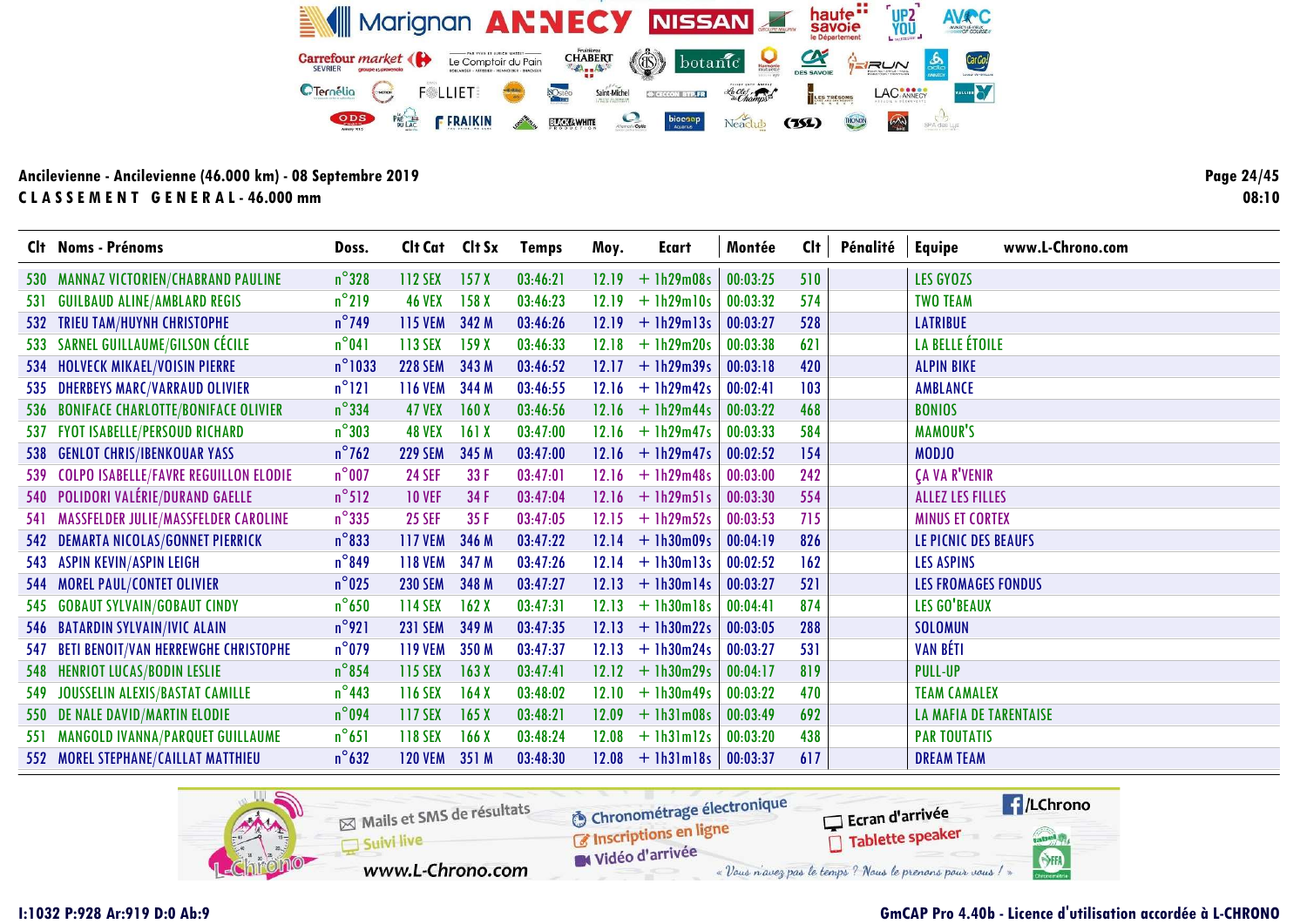## Ancilevienne - Ancilevienne (46.000 km) - 08 Septembre 2019

**C L A S S E M E N T   G E N E R A L - 46.000 mm**

| Clt | Noms - Prénoms | Doss. | Clt Cat | Clt Sx | Temps | Moy. | Ecart | Montée | Clt | Pénalité | Equipe |
|---|---|---|---|---|---|---|---|---|---|---|---|
| 530 | MANNAZ VICTORIEN/CHABRAND PAULINE | n°328 | 112 SEX | 157 X | 03:46:21 | 12.19 | + 1h29m08s | 00:03:25 | 510 | | LES GYOZS |
| 531 | GUILBAUD ALINE/AMBLARD REGIS | n°219 | 46 VEX | 158 X | 03:46:23 | 12.19 | + 1h29m10s | 00:03:32 | 574 | | TWO TEAM |
| 532 | TRIEU TAM/HUYNH CHRISTOPHE | n°749 | 115 VEM | 342 M | 03:46:26 | 12.19 | + 1h29m13s | 00:03:27 | 528 | | LATRIBUE |
| 533 | SARNEL GUILLAUME/GILSON CÉCILE | n°041 | 113 SEX | 159 X | 03:46:33 | 12.18 | + 1h29m20s | 00:03:38 | 621 | | LA BELLE ÉTOILE |
| 534 | HOLVECK MIKAEL/VOISIN PIERRE | n°1033 | 228 SEM | 343 M | 03:46:52 | 12.17 | + 1h29m39s | 00:03:18 | 420 | | ALPIN BIKE |
| 535 | DHERBEYS MARC/VARRAUD OLIVIER | n°121 | 116 VEM | 344 M | 03:46:55 | 12.16 | + 1h29m42s | 00:02:41 | 103 | | AMBLANCE |
| 536 | BONIFACE CHARLOTTE/BONIFACE OLIVIER | n°334 | 47 VEX | 160 X | 03:46:56 | 12.16 | + 1h29m44s | 00:03:22 | 468 | | BONIOS |
| 537 | FYOT ISABELLE/PERSOUD RICHARD | n°303 | 48 VEX | 161 X | 03:47:00 | 12.16 | + 1h29m47s | 00:03:33 | 584 | | MAMOUR'S |
| 538 | GENLOT CHRIS/IBENKOUAR YASS | n°762 | 229 SEM | 345 M | 03:47:00 | 12.16 | + 1h29m47s | 00:02:52 | 154 | | MODJO |
| 539 | COLPO ISABELLE/FAVRE REGUILLON ELODIE | n°007 | 24 SEF | 33 F | 03:47:01 | 12.16 | + 1h29m48s | 00:03:00 | 242 | | ÇA VA R'VENIR |
| 540 | POLIDORI VALÉRIE/DURAND GAELLE | n°512 | 10 VEF | 34 F | 03:47:04 | 12.16 | + 1h29m51s | 00:03:30 | 554 | | ALLEZ LES FILLES |
| 541 | MASSFELDER JULIE/MASSFELDER CAROLINE | n°335 | 25 SEF | 35 F | 03:47:05 | 12.15 | + 1h29m52s | 00:03:53 | 715 | | MINUS ET CORTEX |
| 542 | DEMARTA NICOLAS/GONNET PIERRICK | n°833 | 117 VEM | 346 M | 03:47:22 | 12.14 | + 1h30m09s | 00:04:19 | 826 | | LE PICNIC DES BEAUFS |
| 543 | ASPIN KEVIN/ASPIN LEIGH | n°849 | 118 VEM | 347 M | 03:47:26 | 12.14 | + 1h30m13s | 00:02:52 | 162 | | LES ASPINS |
| 544 | MOREL PAUL/CONTET OLIVIER | n°025 | 230 SEM | 348 M | 03:47:27 | 12.13 | + 1h30m14s | 00:03:27 | 521 | | LES FROMAGES FONDUS |
| 545 | GOBAUT SYLVAIN/GOBAUT CINDY | n°650 | 114 SEX | 162 X | 03:47:31 | 12.13 | + 1h30m18s | 00:04:41 | 874 | | LES GO'BEAUX |
| 546 | BATARDIN SYLVAIN/IVIC ALAIN | n°921 | 231 SEM | 349 M | 03:47:35 | 12.13 | + 1h30m22s | 00:03:05 | 288 | | SOLOMUN |
| 547 | BETI BENOIT/VAN HERREWGHE CHRISTOPHE | n°079 | 119 VEM | 350 M | 03:47:37 | 12.13 | + 1h30m24s | 00:03:27 | 531 | | VAN BÉTI |
| 548 | HENRIOT LUCAS/BODIN LESLIE | n°854 | 115 SEX | 163 X | 03:47:41 | 12.12 | + 1h30m29s | 00:04:17 | 819 | | PULL-UP |
| 549 | JOUSSELIN ALEXIS/BASTAT CAMILLE | n°443 | 116 SEX | 164 X | 03:48:02 | 12.10 | + 1h30m49s | 00:03:22 | 470 | | TEAM CAMALEX |
| 550 | DE NALE DAVID/MARTIN ELODIE | n°094 | 117 SEX | 165 X | 03:48:21 | 12.09 | + 1h31m08s | 00:03:49 | 692 | | LA MAFIA DE TARENTAISE |
| 551 | MANGOLD IVANNA/PARQUET GUILLAUME | n°651 | 118 SEX | 166 X | 03:48:24 | 12.08 | + 1h31m12s | 00:03:20 | 438 | | PAR TOUTATIS |
| 552 | MOREL STEPHANE/CAILLAT MATTHIEU | n°632 | 120 VEM | 351 M | 03:48:30 | 12.08 | + 1h31m18s | 00:03:37 | 617 | | DREAM TEAM |

I:1032 P:928 Ar:919 D:0 Ab:9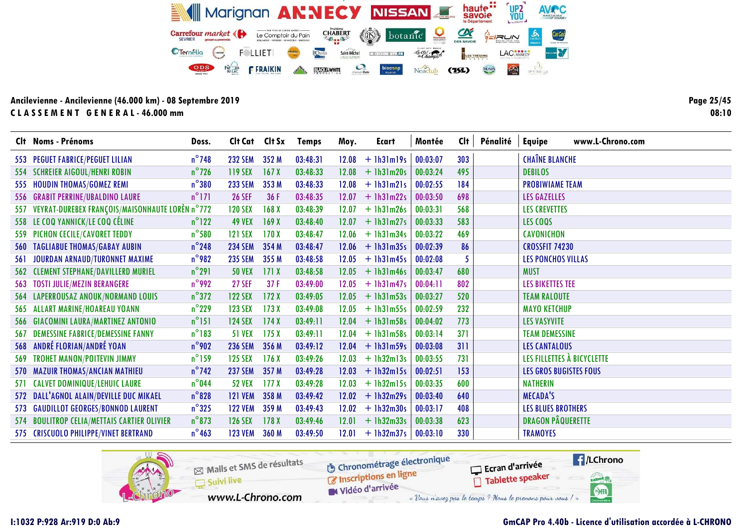**Ancilevienne - Ancilevienne (46.000 km) - 08 Septembre 2019**

**C L A S S E M E N T  G E N E R A L - 46.000 mm**

08:10

| Clt | Noms - Prénoms | Doss. | Clt Cat | Clt Sx | Temps | Moy. | Ecart | Montée | Clt | Pénalité | Equipe www.L-Chrono.com |
|---|---|---|---|---|---|---|---|---|---|---|---|
| 553 | PEGUET FABRICE/PEGUET LILIAN | n°748 | 232 SEM | 352 M | 03:48:31 | 12.08 | + 1h31m19s | 00:03:07 | 303 | | CHAÎNE BLANCHE |
| 554 | SCHREIER AIGOUL/HENRI ROBIN | n°726 | 119 SEX | 167 X | 03:48:33 | 12.08 | + 1h31m20s | 00:03:24 | 495 | | DEBILOS |
| 555 | HOUDIN THOMAS/GOMEZ REMI | n°380 | 233 SEM | 353 M | 03:48:33 | 12.08 | + 1h31m21s | 00:02:55 | 184 | | PROBIWIAME TEAM |
| 556 | GRABIT PERRINE/UBALDINO LAURE | n°171 | 26 SEF | 36 F | 03:48:35 | 12.07 | + 1h31m22s | 00:03:50 | 698 | | LES GAZELLES |
| 557 | VEYRAT-DUREBEX FRANÇOIS/MAISONHAUTE LORÈN | n°772 | 120 SEX | 168 X | 03:48:39 | 12.07 | + 1h31m26s | 00:03:31 | 568 | | LES CREVETTES |
| 558 | LE COQ YANNICK/LE COQ CÉLINE | n°122 | 49 VEX | 169 X | 03:48:40 | 12.07 | + 1h31m27s | 00:03:33 | 583 | | LES COQS |
| 559 | PICHON CECILE/CAVORET TEDDY | n°580 | 121 SEX | 170 X | 03:48:47 | 12.06 | + 1h31m34s | 00:03:22 | 469 | | CAVONICHON |
| 560 | TAGLIABUE THOMAS/GABAY AUBIN | n°248 | 234 SEM | 354 M | 03:48:47 | 12.06 | + 1h31m35s | 00:02:39 | 86 | | CROSSFIT 74230 |
| 561 | JOURDAN ARNAUD/TURONNET MAXIME | n°982 | 235 SEM | 355 M | 03:48:58 | 12.05 | + 1h31m45s | 00:02:08 | 5 | | LES PONCHOS VILLAS |
| 562 | CLEMENT STEPHANE/DAVILLERD MURIEL | n°291 | 50 VEX | 171 X | 03:48:58 | 12.05 | + 1h31m46s | 00:03:47 | 680 | | MUST |
| 563 | TOSTI JULIE/MEZIN BERANGERE | n°992 | 27 SEF | 37 F | 03:49:00 | 12.05 | + 1h31m47s | 00:04:11 | 802 | | LES BIKETTES TEE |
| 564 | LAPERROUSAZ ANOUK/NORMAND LOUIS | n°372 | 122 SEX | 172 X | 03:49:05 | 12.05 | + 1h31m53s | 00:03:27 | 520 | | TEAM RALOUTE |
| 565 | ALLART MARINE/HOAREAU YOANN | n°229 | 123 SEX | 173 X | 03:49:08 | 12.05 | + 1h31m55s | 00:02:59 | 232 | | MAYO KETCHUP |
| 566 | GIACOMINI LAURA/MARTINEZ ANTONIO | n°151 | 124 SEX | 174 X | 03:49:11 | 12.04 | + 1h31m58s | 00:04:02 | 773 | | LES VASYVITE |
| 567 | DEMESSINE FABRICE/DEMESSINE FANNY | n°183 | 51 VEX | 175 X | 03:49:11 | 12.04 | + 1h31m58s | 00:03:14 | 371 | | TEAM DEMESSINE |
| 568 | ANDRÉ FLORIAN/ANDRÉ YOAN | n°902 | 236 SEM | 356 M | 03:49:12 | 12.04 | + 1h31m59s | 00:03:08 | 311 | | LES CANTALOUS |
| 569 | TROHET MANON/POITEVIN JIMMY | n°159 | 125 SEX | 176 X | 03:49:26 | 12.03 | + 1h32m13s | 00:03:55 | 731 | | LES FILLETTES À BICYCLETTE |
| 570 | MAZUIR THOMAS/ANCIAN MATHIEU | n°742 | 237 SEM | 357 M | 03:49:28 | 12.03 | + 1h32m15s | 00:02:51 | 153 | | LES GROS BUGISTES FOUS |
| 571 | CALVET DOMINIQUE/LEHUIC LAURE | n°044 | 52 VEX | 177 X | 03:49:28 | 12.03 | + 1h32m15s | 00:03:35 | 600 | | NATHERIN |
| 572 | DALL'AGNOL ALAIN/DEVILLE DUC MIKAEL | n°828 | 121 VEM | 358 M | 03:49:42 | 12.02 | + 1h32m29s | 00:03:40 | 640 | | MECADA'S |
| 573 | GAUDILLOT GEORGES/BONNOD LAURENT | n°325 | 122 VEM | 359 M | 03:49:43 | 12.02 | + 1h32m30s | 00:03:17 | 408 | | LES BLUES BROTHERS |
| 574 | BOULITROP CELIA/METTAIS CARTIER OLIVIER | n°873 | 126 SEX | 178 X | 03:49:46 | 12.01 | + 1h32m33s | 00:03:38 | 623 | | DRAGON PÂQUERETTE |
| 575 | CRISCUOLO PHILIPPE/VINET BERTRAND | n°463 | 123 VEM | 360 M | 03:49:50 | 12.01 | + 1h32m37s | 00:03:10 | 330 | | TRAMOYES |

I:1032 P:928 Ar:919 D:0 Ab:9

GmCAP Pro 4.40b - Licence d'utilisation accordée à L-CHRONO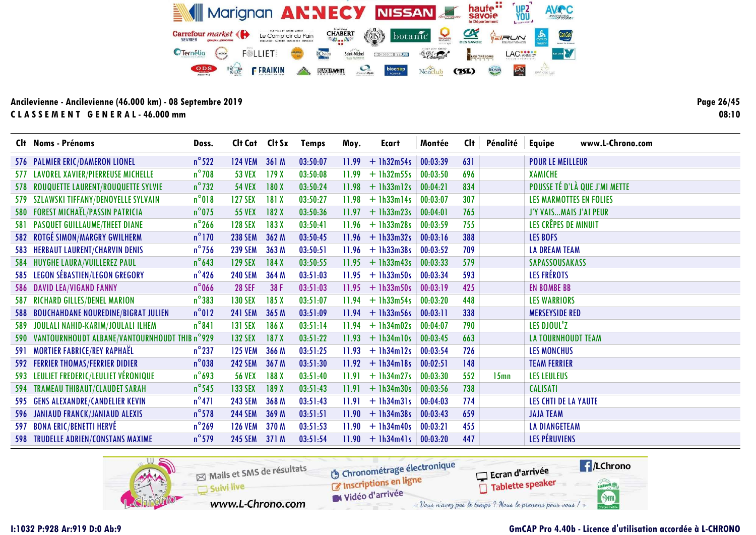## Ancilevienne - Ancilevienne (46.000 km) - 08 Septembre 2019

**C L A S S E M E N T   G E N E R A L - 46.000 mm**

| Clt | Noms - Prénoms | Doss. | Clt Cat | Clt Sx | Temps | Moy. | Ecart | Montée | Clt | Pénalité | Equipe |
|---|---|---|---|---|---|---|---|---|---|---|---|
| 576 | PALMIER ERIC/DAMERON LIONEL | n°522 | 124 VEM | 361 M | 03:50:07 | 11.99 | + 1h32m54s | 00:03:39 | 631 | | POUR LE MEILLEUR |
| 577 | LAVOREL XAVIER/PIERREUSE MICHELLE | n°708 | 53 VEX | 179 X | 03:50:08 | 11.99 | + 1h32m55s | 00:03:50 | 696 | | XAMICHE |
| 578 | ROUQUETTE LAURENT/ROUQUETTE SYLVIE | n°732 | 54 VEX | 180 X | 03:50:24 | 11.98 | + 1h33m12s | 00:04:21 | 834 | | POUSSE TÉ D'LÀ QUE J'MI METTE |
| 579 | SZLAWSKI TIFFANY/DENOYELLE SYLVAIN | n°018 | 127 SEX | 181 X | 03:50:27 | 11.98 | + 1h33m14s | 00:03:07 | 307 | | LES MARMOTTES EN FOLIES |
| 580 | FOREST MICHAËL/PASSIN PATRICIA | n°075 | 55 VEX | 182 X | 03:50:36 | 11.97 | + 1h33m23s | 00:04:01 | 765 | | J'Y VAIS...MAIS J'AI PEUR |
| 581 | PASQUET GUILLAUME/THEET DIANE | n°266 | 128 SEX | 183 X | 03:50:41 | 11.96 | + 1h33m28s | 00:03:59 | 755 | | LES CRÊPES DE MINUIT |
| 582 | ROTGÉ SIMON/MARGRY GWILHERM | n°170 | 238 SEM | 362 M | 03:50:45 | 11.96 | + 1h33m32s | 00:03:16 | 388 | | LES BOFS |
| 583 | HERBAUT LAURENT/CHARVIN DENIS | n°756 | 239 SEM | 363 M | 03:50:51 | 11.96 | + 1h33m38s | 00:03:52 | 709 | | LA DREAM TEAM |
| 584 | HUYGHE LAURA/VUILLEREZ PAUL | n°643 | 129 SEX | 184 X | 03:50:55 | 11.95 | + 1h33m43s | 00:03:33 | 579 | | SAPASSOUSAKASS |
| 585 | LEGON SÉBASTIEN/LEGON GREGORY | n°426 | 240 SEM | 364 M | 03:51:03 | 11.95 | + 1h33m50s | 00:03:34 | 593 | | LES FRÉROTS |
| 586 | DAVID LEA/VIGAND FANNY | n°066 | 28 SEF | 38 F | 03:51:03 | 11.95 | + 1h33m50s | 00:03:19 | 425 | | EN BOMBE BB |
| 587 | RICHARD GILLES/DENEL MARION | n°383 | 130 SEX | 185 X | 03:51:07 | 11.94 | + 1h33m54s | 00:03:20 | 448 | | LES WARRIORS |
| 588 | BOUCHAHDANE NOUREDINE/BIGRAT JULIEN | n°012 | 241 SEM | 365 M | 03:51:09 | 11.94 | + 1h33m56s | 00:03:11 | 338 | | MERSEYSIDE RED |
| 589 | JOULALI NAHID-KARIM/JOULALI ILHEM | n°841 | 131 SEX | 186 X | 03:51:14 | 11.94 | + 1h34m02s | 00:04:07 | 790 | | LES DJOUL'Z |
| 590 | VANTOURNHOUDT ALBANE/VANTOURNHOUDT THIB | n°929 | 132 SEX | 187 X | 03:51:22 | 11.93 | + 1h34m10s | 00:03:45 | 663 | | LA TOURNHOUDT TEAM |
| 591 | MORTIER FABRICE/REY RAPHAËL | n°237 | 125 VEM | 366 M | 03:51:25 | 11.93 | + 1h34m12s | 00:03:54 | 726 | | LES MONCHUS |
| 592 | FERRIER THOMAS/FERRIER DIDIER | n°038 | 242 SEM | 367 M | 03:51:30 | 11.92 | + 1h34m18s | 00:02:51 | 148 | | TEAM FERRIER |
| 593 | LEULIET FREDERIC/LEULIET VÉRONIQUE | n°693 | 56 VEX | 188 X | 03:51:40 | 11.91 | + 1h34m27s | 00:03:30 | 552 | 15mn | LES LEULEUS |
| 594 | TRAMEAU THIBAUT/CLAUDET SARAH | n°545 | 133 SEX | 189 X | 03:51:43 | 11.91 | + 1h34m30s | 00:03:56 | 738 | | CALISATI |
| 595 | GENS ALEXANDRE/CANDELIER KEVIN | n°471 | 243 SEM | 368 M | 03:51:43 | 11.91 | + 1h34m31s | 00:04:03 | 774 | | LES CHTI DE LA YAUTE |
| 596 | JANIAUD FRANCK/JANIAUD ALEXIS | n°578 | 244 SEM | 369 M | 03:51:51 | 11.90 | + 1h34m38s | 00:03:43 | 659 | | JAJA TEAM |
| 597 | BONA ERIC/BENETTI HERVÉ | n°269 | 126 VEM | 370 M | 03:51:53 | 11.90 | + 1h34m40s | 00:03:21 | 455 | | LA DIANGETEAM |
| 598 | TRUDELLE ADRIEN/CONSTANS MAXIME | n°579 | 245 SEM | 371 M | 03:51:54 | 11.90 | + 1h34m41s | 00:03:20 | 447 | | LES PÉRUVIENS |

I:1032 P:928 Ar:919 D:0 Ab:9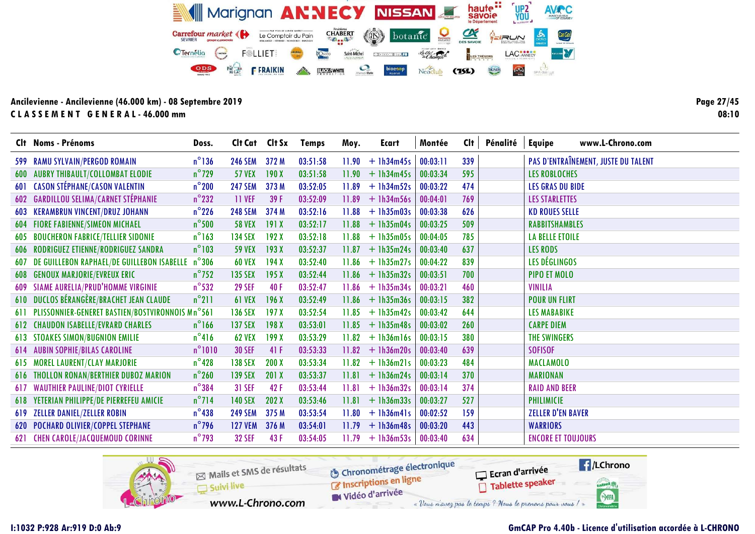## Ancilevienne - Ancilevienne (46.000 km) - 08 Septembre 2019

**C L A S S E M E N T   G E N E R A L - 46.000 mm**

Page 27/45
08:10

| Clt | Noms - Prénoms | Doss. | Clt Cat | Clt Sx | Temps | Moy. | Ecart | Montée | Clt | Pénalité | Equipe |
|---|---|---|---|---|---|---|---|---|---|---|---|
| 599 | RAMU SYLVAIN/PERGOD ROMAIN | n°136 | 246 SEM | 372 M | 03:51:58 | 11.90 | + 1h34m45s | 00:03:11 | 339 | | PAS D'ENTRAÎNEMENT, JUSTE DU TALENT |
| 600 | AUBRY THIBAULT/COLLOMBAT ELODIE | n°729 | 57 VEX | 190 X | 03:51:58 | 11.90 | + 1h34m45s | 00:03:34 | 595 | | LES ROBLOCHES |
| 601 | CASON STÉPHANE/CASON VALENTIN | n°200 | 247 SEM | 373 M | 03:52:05 | 11.89 | + 1h34m52s | 00:03:22 | 474 | | LES GRAS DU BIDE |
| 602 | GARDILLOU SELIMA/CARNET STÉPHANIE | n°232 | 11 VEF | 39 F | 03:52:09 | 11.89 | + 1h34m56s | 00:04:01 | 769 | | LES STARLETTES |
| 603 | KERAMBRUN VINCENT/DRUZ JOHANN | n°226 | 248 SEM | 374 M | 03:52:16 | 11.88 | + 1h35m03s | 00:03:38 | 626 | | KD ROUES SELLE |
| 604 | FIORE FABIENNE/SIMEON MICHAEL | n°500 | 58 VEX | 191 X | 03:52:17 | 11.88 | + 1h35m04s | 00:03:25 | 509 | | RABBITSHAMBLES |
| 605 | BOUCHERON FABRICE/TELLIER SIDONIE | n°163 | 134 SEX | 192 X | 03:52:18 | 11.88 | + 1h35m05s | 00:04:05 | 785 | | LA BELLE ETOILE |
| 606 | RODRIGUEZ ETIENNE/RODRIGUEZ SANDRA | n°103 | 59 VEX | 193 X | 03:52:37 | 11.87 | + 1h35m24s | 00:03:40 | 637 | | LES RODS |
| 607 | DE GUILLEBON RAPHAEL/DE GUILLEBON ISABELLE | n°306 | 60 VEX | 194 X | 03:52:40 | 11.86 | + 1h35m27s | 00:04:22 | 839 | | LES DÉGLINGOS |
| 608 | GENOUX MARJORIE/EVREUX ERIC | n°752 | 135 SEX | 195 X | 03:52:44 | 11.86 | + 1h35m32s | 00:03:51 | 700 | | PIPO ET MOLO |
| 609 | SIAME AURELIA/PRUD'HOMME VIRGINIE | n°532 | 29 SEF | 40 F | 03:52:47 | 11.86 | + 1h35m34s | 00:03:21 | 460 | | VINILIA |
| 610 | DUCLOS BÉRANGÈRE/BRACHET JEAN CLAUDE | n°211 | 61 VEX | 196 X | 03:52:49 | 11.86 | + 1h35m36s | 00:03:15 | 382 | | POUR UN FLIRT |
| 611 | PLISSONNIER-GENERET BASTIEN/BOSTVIRONNOIS M | n°561 | 136 SEX | 197 X | 03:52:54 | 11.85 | + 1h35m42s | 00:03:42 | 644 | | LES MABABIKE |
| 612 | CHAUDON ISABELLE/EVRARD CHARLES | n°166 | 137 SEX | 198 X | 03:53:01 | 11.85 | + 1h35m48s | 00:03:02 | 260 | | CARPE DIEM |
| 613 | STOAKES SIMON/BUGNION EMILIE | n°416 | 62 VEX | 199 X | 03:53:29 | 11.82 | + 1h36m16s | 00:03:15 | 380 | | THE SWINGERS |
| 614 | AUBIN SOPHIE/BILAS CAROLINE | n°1010 | 30 SEF | 41 F | 03:53:33 | 11.82 | + 1h36m20s | 00:03:40 | 639 | | SOFISOF |
| 615 | MOREL LAURENT/CLAY MARJORIE | n°428 | 138 SEX | 200 X | 03:53:34 | 11.82 | + 1h36m21s | 00:03:23 | 484 | | MACLAMOLO |
| 616 | THOLLON RONAN/BERTHIER DUBOZ MARION | n°260 | 139 SEX | 201 X | 03:53:37 | 11.81 | + 1h36m24s | 00:03:14 | 370 | | MARIONAN |
| 617 | WAUTHIER PAULINE/DIOT CYRIELLE | n°384 | 31 SEF | 42 F | 03:53:44 | 11.81 | + 1h36m32s | 00:03:14 | 374 | | RAID AND BEER |
| 618 | YETERIAN PHILIPPE/DE PIERREFEU AMICIE | n°714 | 140 SEX | 202 X | 03:53:46 | 11.81 | + 1h36m33s | 00:03:27 | 527 | | PHILIMICIE |
| 619 | ZELLER DANIEL/ZELLER ROBIN | n°438 | 249 SEM | 375 M | 03:53:54 | 11.80 | + 1h36m41s | 00:02:52 | 159 | | ZELLER D'EN BAVER |
| 620 | POCHARD OLIVIER/COPPEL STEPHANE | n°796 | 127 VEM | 376 M | 03:54:01 | 11.79 | + 1h36m48s | 00:03:20 | 443 | | WARRIORS |
| 621 | CHEN CAROLE/JACQUEMOUD CORINNE | n°793 | 32 SEF | 43 F | 03:54:05 | 11.79 | + 1h36m53s | 00:03:40 | 634 | | ENCORE ET TOUJOURS |

I:1032 P:928 Ar:919 D:0 Ab:9

GmCAP Pro 4.40b - Licence d'utilisation accordée à L-CHRONO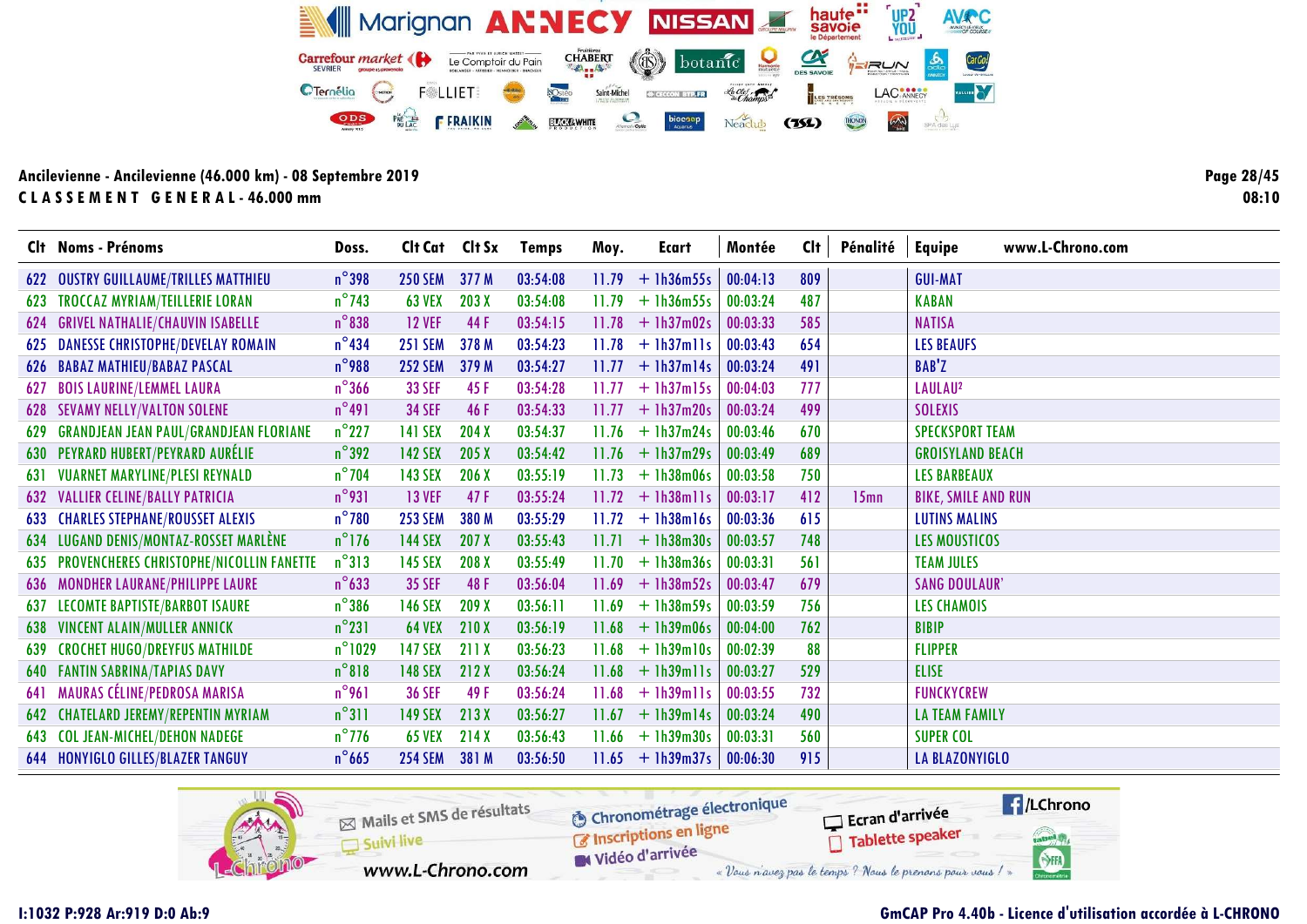**Ancilevienne - Ancilevienne (46.000 km) - 08 Septembre 2019**

**CLASSEMENT GENERAL - 46.000 mm**

| Clt | Noms - Prénoms | Doss. | Clt Cat | Clt Sx | Temps | Moy. | Ecart | Montée | Clt | Pénalité | Equipe |
|---|---|---|---|---|---|---|---|---|---|---|---|
| 622 | OUSTRY GUILLAUME/TRILLES MATTHIEU | n°398 | 250 SEM | 377 M | 03:54:08 | 11.79 | + 1h36m55s | 00:04:13 | 809 | | GUI-MAT |
| 623 | TROCCAZ MYRIAM/TEILLERIE LORAN | n°743 | 63 VEX | 203 X | 03:54:08 | 11.79 | + 1h36m55s | 00:03:24 | 487 | | KABAN |
| 624 | GRIVEL NATHALIE/CHAUVIN ISABELLE | n°838 | 12 VEF | 44 F | 03:54:15 | 11.78 | + 1h37m02s | 00:03:33 | 585 | | NATISA |
| 625 | DANESSE CHRISTOPHE/DEVELAY ROMAIN | n°434 | 251 SEM | 378 M | 03:54:23 | 11.78 | + 1h37m11s | 00:03:43 | 654 | | LES BEAUFS |
| 626 | BABAZ MATHIEU/BABAZ PASCAL | n°988 | 252 SEM | 379 M | 03:54:27 | 11.77 | + 1h37m14s | 00:03:24 | 491 | | BAB'Z |
| 627 | BOIS LAURINE/LEMMEL LAURA | n°366 | 33 SEF | 45 F | 03:54:28 | 11.77 | + 1h37m15s | 00:04:03 | 777 | | LAULAU² |
| 628 | SEVAMY NELLY/VALTON SOLENE | n°491 | 34 SEF | 46 F | 03:54:33 | 11.77 | + 1h37m20s | 00:03:24 | 499 | | SOLEXIS |
| 629 | GRANDJEAN JEAN PAUL/GRANDJEAN FLORIANE | n°227 | 141 SEX | 204 X | 03:54:37 | 11.76 | + 1h37m24s | 00:03:46 | 670 | | SPECKSPORT TEAM |
| 630 | PEYRARD HUBERT/PEYRARD AURÉLIE | n°392 | 142 SEX | 205 X | 03:54:42 | 11.76 | + 1h37m29s | 00:03:49 | 689 | | GROISYLAND BEACH |
| 631 | VUARNET MARYLINE/PLESI REYNALD | n°704 | 143 SEX | 206 X | 03:55:19 | 11.73 | + 1h38m06s | 00:03:58 | 750 | | LES BARBEAUX |
| 632 | VALLIER CELINE/BALLY PATRICIA | n°931 | 13 VEF | 47 F | 03:55:24 | 11.72 | + 1h38m11s | 00:03:17 | 412 | 15mn | BIKE, SMILE AND RUN |
| 633 | CHARLES STEPHANE/ROUSSET ALEXIS | n°780 | 253 SEM | 380 M | 03:55:29 | 11.72 | + 1h38m16s | 00:03:36 | 615 | | LUTINS MALINS |
| 634 | LUGAND DENIS/MONTAZ-ROSSET MARLÈNE | n°176 | 144 SEX | 207 X | 03:55:43 | 11.71 | + 1h38m30s | 00:03:57 | 748 | | LES MOUSTICOS |
| 635 | PROVENCHERES CHRISTOPHE/NICOLLIN FANETTE | n°313 | 145 SEX | 208 X | 03:55:49 | 11.70 | + 1h38m36s | 00:03:31 | 561 | | TEAM JULES |
| 636 | MONDHER LAURANE/PHILIPPE LAURE | n°633 | 35 SEF | 48 F | 03:56:04 | 11.69 | + 1h38m52s | 00:03:47 | 679 | | SANG DOULAUR' |
| 637 | LECOMTE BAPTISTE/BARBOT ISAURE | n°386 | 146 SEX | 209 X | 03:56:11 | 11.69 | + 1h38m59s | 00:03:59 | 756 | | LES CHAMOIS |
| 638 | VINCENT ALAIN/MULLER ANNICK | n°231 | 64 VEX | 210 X | 03:56:19 | 11.68 | + 1h39m06s | 00:04:00 | 762 | | BIBIP |
| 639 | CROCHET HUGO/DREYFUS MATHILDE | n°1029 | 147 SEX | 211 X | 03:56:23 | 11.68 | + 1h39m10s | 00:02:39 | 88 | | FLIPPER |
| 640 | FANTIN SABRINA/TAPIAS DAVY | n°818 | 148 SEX | 212 X | 03:56:24 | 11.68 | + 1h39m11s | 00:03:27 | 529 | | ELISE |
| 641 | MAURAS CÉLINE/PEDROSA MARISA | n°961 | 36 SEF | 49 F | 03:56:24 | 11.68 | + 1h39m11s | 00:03:55 | 732 | | FUNCKYCREW |
| 642 | CHATELARD JEREMY/REPENTIN MYRIAM | n°311 | 149 SEX | 213 X | 03:56:27 | 11.67 | + 1h39m14s | 00:03:24 | 490 | | LA TEAM FAMILY |
| 643 | COL JEAN-MICHEL/DEHON NADEGE | n°776 | 65 VEX | 214 X | 03:56:43 | 11.66 | + 1h39m30s | 00:03:31 | 560 | | SUPER COL |
| 644 | HONYIGLO GILLES/BLAZER TANGUY | n°665 | 254 SEM | 381 M | 03:56:50 | 11.65 | + 1h39m37s | 00:06:30 | 915 | | LA BLAZONYIGLO |

I:1032 P:928 Ar:919 D:0 Ab:9

GmCAP Pro 4.40b - Licence d'utilisation accordée à L-CHRONO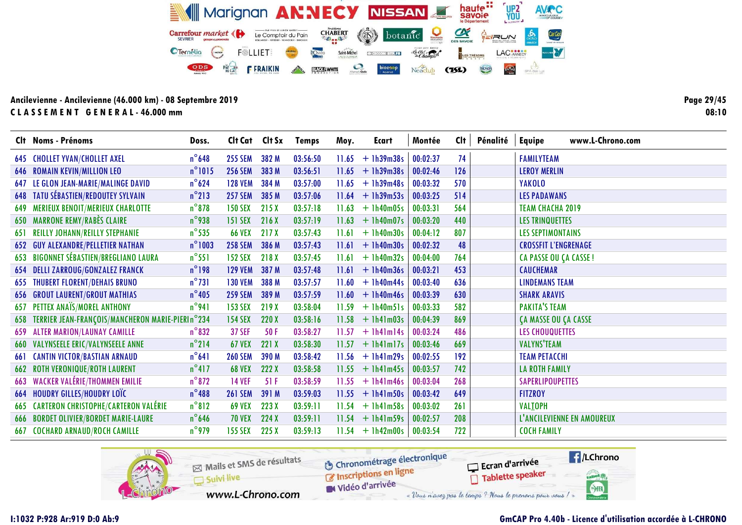**Ancilevienne - Ancilevienne (46.000 km) - 08 Septembre 2019**

**C L A S S E M E N T   G E N E R A L - 46.000 mm**

08:10

| Clt | Noms - Prénoms | Doss. | Clt Cat | Clt Sx | Temps | Moy. | Ecart | Montée | Clt | Pénalité | Equipe |
|---|---|---|---|---|---|---|---|---|---|---|---|
| 645 | CHOLLET YVAN/CHOLLET AXEL | n°648 | 255 SEM | 382 M | 03:56:50 | 11.65 | + 1h39m38s | 00:02:37 | 74 | | FAMILYTEAM |
| 646 | ROMAIN KEVIN/MILLION LEO | n°1015 | 256 SEM | 383 M | 03:56:51 | 11.65 | + 1h39m38s | 00:02:46 | 126 | | LEROY MERLIN |
| 647 | LE GLON JEAN-MARIE/MALINGE DAVID | n°624 | 128 VEM | 384 M | 03:57:00 | 11.65 | + 1h39m48s | 00:03:32 | 570 | | YAKOLO |
| 648 | TATU SÉBASTIEN/REDOUTEY SYLVAIN | n°213 | 257 SEM | 385 M | 03:57:06 | 11.64 | + 1h39m53s | 00:03:25 | 514 | | LES PADAWANS |
| 649 | MERIEUX BENOIT/MERIEUX CHARLOTTE | n°878 | 150 SEX | 215 X | 03:57:18 | 11.63 | + 1h40m05s | 00:03:31 | 564 | | TEAM CHACHA 2019 |
| 650 | MARRONE REMY/RABÈS CLAIRE | n°938 | 151 SEX | 216 X | 03:57:19 | 11.63 | + 1h40m07s | 00:03:20 | 440 | | LES TRINQUETTES |
| 651 | REILLY JOHANN/REILLY STEPHANIE | n°535 | 66 VEX | 217 X | 03:57:43 | 11.61 | + 1h40m30s | 00:04:12 | 807 | | LES SEPTIMONTAINS |
| 652 | GUY ALEXANDRE/PELLETIER NATHAN | n°1003 | 258 SEM | 386 M | 03:57:43 | 11.61 | + 1h40m30s | 00:02:32 | 48 | | CROSSFIT L'ENGRENAGE |
| 653 | BIGONNET SÉBASTIEN/BREGLIANO LAURA | n°551 | 152 SEX | 218 X | 03:57:45 | 11.61 | + 1h40m32s | 00:04:00 | 764 | | CA PASSE OU ÇA CASSE ! |
| 654 | DELLI ZARROUG/GONZALEZ FRANCK | n°198 | 129 VEM | 387 M | 03:57:48 | 11.61 | + 1h40m36s | 00:03:21 | 453 | | CAUCHEMAR |
| 655 | THUBERT FLORENT/DEHAIS BRUNO | n°731 | 130 VEM | 388 M | 03:57:57 | 11.60 | + 1h40m44s | 00:03:40 | 636 | | LINDEMANS TEAM |
| 656 | GROUT LAURENT/GROUT MATHIAS | n°405 | 259 SEM | 389 M | 03:57:59 | 11.60 | + 1h40m46s | 00:03:39 | 630 | | SHARK ARAVIS |
| 657 | PETTEX ANAÏS/MOREL ANTHONY | n°941 | 153 SEX | 219 X | 03:58:04 | 11.59 | + 1h40m51s | 00:03:33 | 582 | | PAKITA'S TEAM |
| 658 | TERRIER JEAN-FRANÇOIS/MANCHERON MARIE-PIERI | n°234 | 154 SEX | 220 X | 03:58:16 | 11.58 | + 1h41m03s | 00:04:39 | 869 | | ÇA MASSE OU ÇA CASSE |
| 659 | ALTER MARION/LAUNAY CAMILLE | n°832 | 37 SEF | 50 F | 03:58:27 | 11.57 | + 1h41m14s | 00:03:24 | 486 | | LES CHOUQUETTES |
| 660 | VALYNSEELE ERIC/VALYNSEELE ANNE | n°214 | 67 VEX | 221 X | 03:58:30 | 11.57 | + 1h41m17s | 00:03:46 | 669 | | VALYNS'TEAM |
| 661 | CANTIN VICTOR/BASTIAN ARNAUD | n°641 | 260 SEM | 390 M | 03:58:42 | 11.56 | + 1h41m29s | 00:02:55 | 192 | | TEAM PETACCHI |
| 662 | ROTH VERONIQUE/ROTH LAURENT | n°417 | 68 VEX | 222 X | 03:58:58 | 11.55 | + 1h41m45s | 00:03:57 | 742 | | LA ROTH FAMILY |
| 663 | WACKER VALÉRIE/THOMMEN EMILIE | n°872 | 14 VEF | 51 F | 03:58:59 | 11.55 | + 1h41m46s | 00:03:04 | 268 | | SAPERLIPOUPETTES |
| 664 | HOUDRY GILLES/HOUDRY LOÏC | n°488 | 261 SEM | 391 M | 03:59:03 | 11.55 | + 1h41m50s | 00:03:42 | 649 | | FITZROY |
| 665 | CARTERON CHRISTOPHE/CARTERON VALÉRIE | n°812 | 69 VEX | 223 X | 03:59:11 | 11.54 | + 1h41m58s | 00:03:02 | 261 | | VALTOPH |
| 666 | BORDET OLIVIER/BORDET MARIE-LAURE | n°646 | 70 VEX | 224 X | 03:59:11 | 11.54 | + 1h41m59s | 00:02:57 | 208 | | L'ANCILEVIENNE EN AMOUREUX |
| 667 | COCHARD ARNAUD/ROCH CAMILLE | n°979 | 155 SEX | 225 X | 03:59:13 | 11.54 | + 1h42m00s | 00:03:54 | 722 | | COCH FAMILY |

I:1032 P:928 Ar:919 D:0 Ab:9

GmCAP Pro 4.40b - Licence d'utilisation accordée à L-CHRONO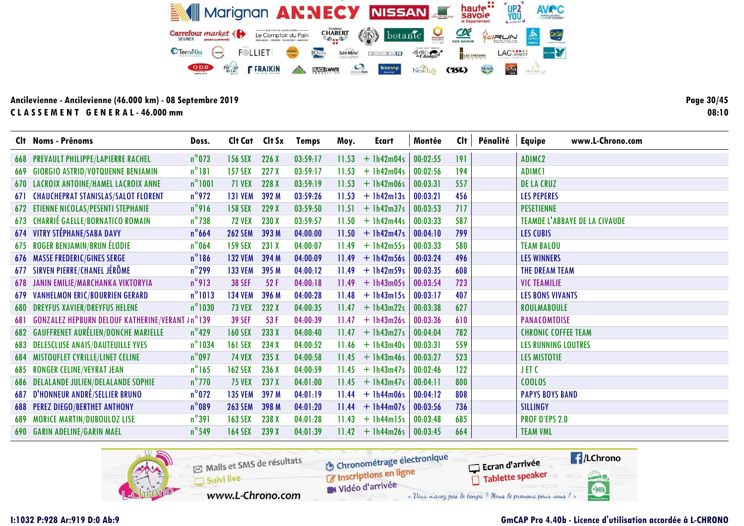## Ancilevienne - Ancilevienne (46.000 km) - 08 Septembre 2019

**CLASSEMENT GENERAL - 46.000 mm**

08:10

| Clt | Noms - Prénoms | Doss. | Clt Cat | Clt Sx | Temps | Moy. | Ecart | Montée | Clt | Pénalité | Equipe www.L-Chrono.com |
|---|---|---|---|---|---|---|---|---|---|---|---|
| 668 | PREVAULT PHILIPPE/LAPIERRE RACHEL | n°073 | 156 SEX | 226 X | 03:59:17 | 11.53 | + 1h42m04s | 00:02:55 | 191 | | ADIMC2 |
| 669 | GIORGIO ASTRID/VOTQUENNE BENJAMIN | n°181 | 157 SEX | 227 X | 03:59:17 | 11.53 | + 1h42m04s | 00:02:56 | 194 | | ADIMC1 |
| 670 | LACROIX ANTOINE/HAMEL LACROIX ANNE | n°1001 | 71 VEX | 228 X | 03:59:19 | 11.53 | + 1h42m06s | 00:03:31 | 557 | | DE LA CRUZ |
| 671 | CHAUCHEPRAT STANISLAS/SALOT FLORENT | n°972 | 131 VEM | 392 M | 03:59:26 | 11.53 | + 1h42m13s | 00:03:21 | 456 | | LES PEPERES |
| 672 | ETIENNE NICOLAS/PESENTI STEPHANIE | n°916 | 158 SEX | 229 X | 03:59:50 | 11.51 | + 1h42m37s | 00:03:53 | 717 | | PESETIENNE |
| 673 | CHARRIÉ GAELLE/BORNATICO ROMAIN | n°738 | 72 VEX | 230 X | 03:59:57 | 11.50 | + 1h42m44s | 00:03:33 | 587 | | TEAMDE L'ABBAYE DE LA CIVAUDE |
| 674 | VITRY STÉPHANE/SABA DAVY | n°664 | 262 SEM | 393 M | 04:00:00 | 11.50 | + 1h42m47s | 00:04:10 | 799 | | LES CUBIS |
| 675 | ROGER BENJAMIN/BRUN ÉLODIE | n°064 | 159 SEX | 231 X | 04:00:07 | 11.49 | + 1h42m55s | 00:03:33 | 580 | | TEAM BALOU |
| 676 | MASSE FREDERIC/GINES SERGE | n°186 | 132 VEM | 394 M | 04:00:09 | 11.49 | + 1h42m56s | 00:03:24 | 496 | | LES WINNERS |
| 677 | SIRVEN PIERRE/CHANEL JÉRÔME | n°299 | 133 VEM | 395 M | 04:00:12 | 11.49 | + 1h42m59s | 00:03:35 | 608 | | THE DREAM TEAM |
| 678 | JANIN EMILIE/MARCHANKA VIKTORYIA | n°913 | 38 SEF | 52 F | 04:00:18 | 11.49 | + 1h43m05s | 00:03:54 | 723 | | VIC TEAMILIE |
| 679 | VANHELMON ERIC/BOURRIEN GERARD | n°1013 | 134 VEM | 396 M | 04:00:28 | 11.48 | + 1h43m15s | 00:03:17 | 407 | | LES BONS VIVANTS |
| 680 | DREYFUS XAVIER/DREYFUS HELENE | n°1030 | 73 VEX | 232 X | 04:00:35 | 11.47 | + 1h43m22s | 00:03:38 | 627 | | ROULMABOULE |
| 681 | GONZALEZ HEPBURN DELOUF KATHERINE/VERANT / | n°139 | 39 SEF | 53 F | 04:00:39 | 11.47 | + 1h43m26s | 00:03:36 | 610 | | PANACOMTOISE |
| 682 | GAUFFRENET AURÉLIEN/DONCHE MARIELLE | n°429 | 160 SEX | 233 X | 04:00:40 | 11.47 | + 1h43m27s | 00:04:04 | 782 | | CHRONIC COFFEE TEAM |
| 683 | DELESCLUSE ANAIS/DAUTEUILLE YVES | n°1034 | 161 SEX | 234 X | 04:00:52 | 11.46 | + 1h43m40s | 00:03:31 | 559 | | LES RUNNING LOUTRES |
| 684 | MISTOUFLET CYRILLE/LINET CELINE | n°097 | 74 VEX | 235 X | 04:00:58 | 11.45 | + 1h43m46s | 00:03:27 | 523 | | LES MISTOTIE |
| 685 | RONGER CELINE/VEYRAT JEAN | n°165 | 162 SEX | 236 X | 04:00:59 | 11.45 | + 1h43m47s | 00:02:46 | 122 | | J ET C |
| 686 | DELALANDE JULIEN/DELALANDE SOPHIE | n°770 | 75 VEX | 237 X | 04:01:00 | 11.45 | + 1h43m47s | 00:04:11 | 800 | | COOLOS |
| 687 | D'HONNEUR ANDRÉ/SELLIER BRUNO | n°072 | 135 VEM | 397 M | 04:01:19 | 11.44 | + 1h44m06s | 00:04:12 | 808 | | PAPYS BOYS BAND |
| 688 | PEREZ DIEGO/BERTHET ANTHONY | n°089 | 263 SEM | 398 M | 04:01:20 | 11.44 | + 1h44m07s | 00:03:56 | 736 | | SILLINGY |
| 689 | MORICE MARTIN/DUBOULOZ LISE | n°391 | 163 SEX | 238 X | 04:01:28 | 11.43 | + 1h44m15s | 00:03:48 | 685 | | PROF D'EPS 2.0 |
| 690 | GARIN ADELINE/GARIN MAEL | n°549 | 164 SEX | 239 X | 04:01:39 | 11.42 | + 1h44m26s | 00:03:45 | 664 | | TEAM VML |

I:1032 P:928 Ar:919 D:0 Ab:9

GmCAP Pro 4.40b - Licence d'utilisation accordée à L-CHRONO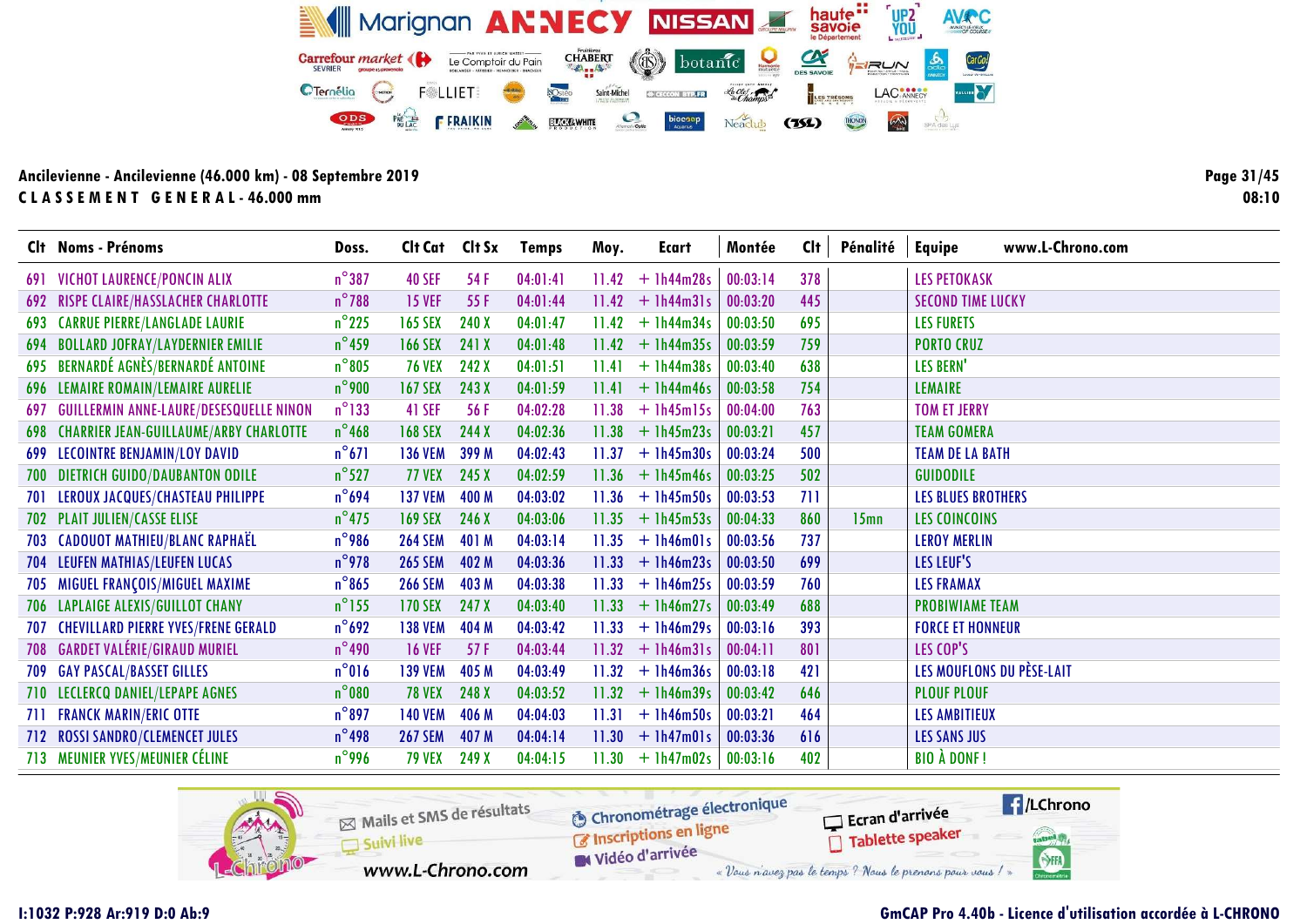Ancilevienne - Ancilevienne (46.000 km) - 08 Septembre 2019

**C L A S S E M E N T   G E N E R A L - 46.000 mm**

08:10

| Clt | Noms - Prénoms | Doss. | Clt Cat | Clt Sx | Temps | Moy. | Ecart | Montée | Clt | Pénalité | Equipe |
|---|---|---|---|---|---|---|---|---|---|---|---|
| 691 | VICHOT LAURENCE/PONCIN ALIX | n°387 | 40 SEF | 54 F | 04:01:41 | 11.42 | + 1h44m28s | 00:03:14 | 378 | | LES PETOKASK |
| 692 | RISPE CLAIRE/HASSLACHER CHARLOTTE | n°788 | 15 VEF | 55 F | 04:01:44 | 11.42 | + 1h44m31s | 00:03:20 | 445 | | SECOND TIME LUCKY |
| 693 | CARRUE PIERRE/LANGLADE LAURIE | n°225 | 165 SEX | 240 X | 04:01:47 | 11.42 | + 1h44m34s | 00:03:50 | 695 | | LES FURETS |
| 694 | BOLLARD JOFRAY/LAYDERNIER EMILIE | n°459 | 166 SEX | 241 X | 04:01:48 | 11.42 | + 1h44m35s | 00:03:59 | 759 | | PORTO CRUZ |
| 695 | BERNARDÉ AGNÈS/BERNARDÉ ANTOINE | n°805 | 76 VEX | 242 X | 04:01:51 | 11.41 | + 1h44m38s | 00:03:40 | 638 | | LES BERN' |
| 696 | LEMAIRE ROMAIN/LEMAIRE AURELIE | n°900 | 167 SEX | 243 X | 04:01:59 | 11.41 | + 1h44m46s | 00:03:58 | 754 | | LEMAIRE |
| 697 | GUILLERMIN ANNE-LAURE/DESESQUELLE NINON | n°133 | 41 SEF | 56 F | 04:02:28 | 11.38 | + 1h45m15s | 00:04:00 | 763 | | TOM ET JERRY |
| 698 | CHARRIER JEAN-GUILLAUME/ARBY CHARLOTTE | n°468 | 168 SEX | 244 X | 04:02:36 | 11.38 | + 1h45m23s | 00:03:21 | 457 | | TEAM GOMERA |
| 699 | LECOINTRE BENJAMIN/LOY DAVID | n°671 | 136 VEM | 399 M | 04:02:43 | 11.37 | + 1h45m30s | 00:03:24 | 500 | | TEAM DE LA BATH |
| 700 | DIETRICH GUIDO/DAUBANTON ODILE | n°527 | 77 VEX | 245 X | 04:02:59 | 11.36 | + 1h45m46s | 00:03:25 | 502 | | GUIDODILE |
| 701 | LEROUX JACQUES/CHASTEAU PHILIPPE | n°694 | 137 VEM | 400 M | 04:03:02 | 11.36 | + 1h45m50s | 00:03:53 | 711 | | LES BLUES BROTHERS |
| 702 | PLAIT JULIEN/CASSE ELISE | n°475 | 169 SEX | 246 X | 04:03:06 | 11.35 | + 1h45m53s | 00:04:33 | 860 | 15mn | LES COINCOINS |
| 703 | CADOUOT MATHIEU/BLANC RAPHAËL | n°986 | 264 SEM | 401 M | 04:03:14 | 11.35 | + 1h46m01s | 00:03:56 | 737 | | LEROY MERLIN |
| 704 | LEUFEN MATHIAS/LEUFEN LUCAS | n°978 | 265 SEM | 402 M | 04:03:36 | 11.33 | + 1h46m23s | 00:03:50 | 699 | | LES LEUF'S |
| 705 | MIGUEL FRANÇOIS/MIGUEL MAXIME | n°865 | 266 SEM | 403 M | 04:03:38 | 11.33 | + 1h46m25s | 00:03:59 | 760 | | LES FRAMAX |
| 706 | LAPLAIGE ALEXIS/GUILLOT CHANY | n°155 | 170 SEX | 247 X | 04:03:40 | 11.33 | + 1h46m27s | 00:03:49 | 688 | | PROBIWIAME TEAM |
| 707 | CHEVILLARD PIERRE YVES/FRENE GERALD | n°692 | 138 VEM | 404 M | 04:03:42 | 11.33 | + 1h46m29s | 00:03:16 | 393 | | FORCE ET HONNEUR |
| 708 | GARDET VALÉRIE/GIRAUD MURIEL | n°490 | 16 VEF | 57 F | 04:03:44 | 11.32 | + 1h46m31s | 00:04:11 | 801 | | LES COP'S |
| 709 | GAY PASCAL/BASSET GILLES | n°016 | 139 VEM | 405 M | 04:03:49 | 11.32 | + 1h46m36s | 00:03:18 | 421 | | LES MOUFLONS DU PÈSE-LAIT |
| 710 | LECLERCQ DANIEL/LEPAPE AGNES | n°080 | 78 VEX | 248 X | 04:03:52 | 11.32 | + 1h46m39s | 00:03:42 | 646 | | PLOUF PLOUF |
| 711 | FRANCK MARIN/ERIC OTTE | n°897 | 140 VEM | 406 M | 04:04:03 | 11.31 | + 1h46m50s | 00:03:21 | 464 | | LES AMBITIEUX |
| 712 | ROSSI SANDRO/CLEMENCET JULES | n°498 | 267 SEM | 407 M | 04:04:14 | 11.30 | + 1h47m01s | 00:03:36 | 616 | | LES SANS JUS |
| 713 | MEUNIER YVES/MEUNIER CÉLINE | n°996 | 79 VEX | 249 X | 04:04:15 | 11.30 | + 1h47m02s | 00:03:16 | 402 | | BIO À DONF ! |

I:1032 P:928 Ar:919 D:0 Ab:9

GmCAP Pro 4.40b - Licence d'utilisation accordée à L-CHRONO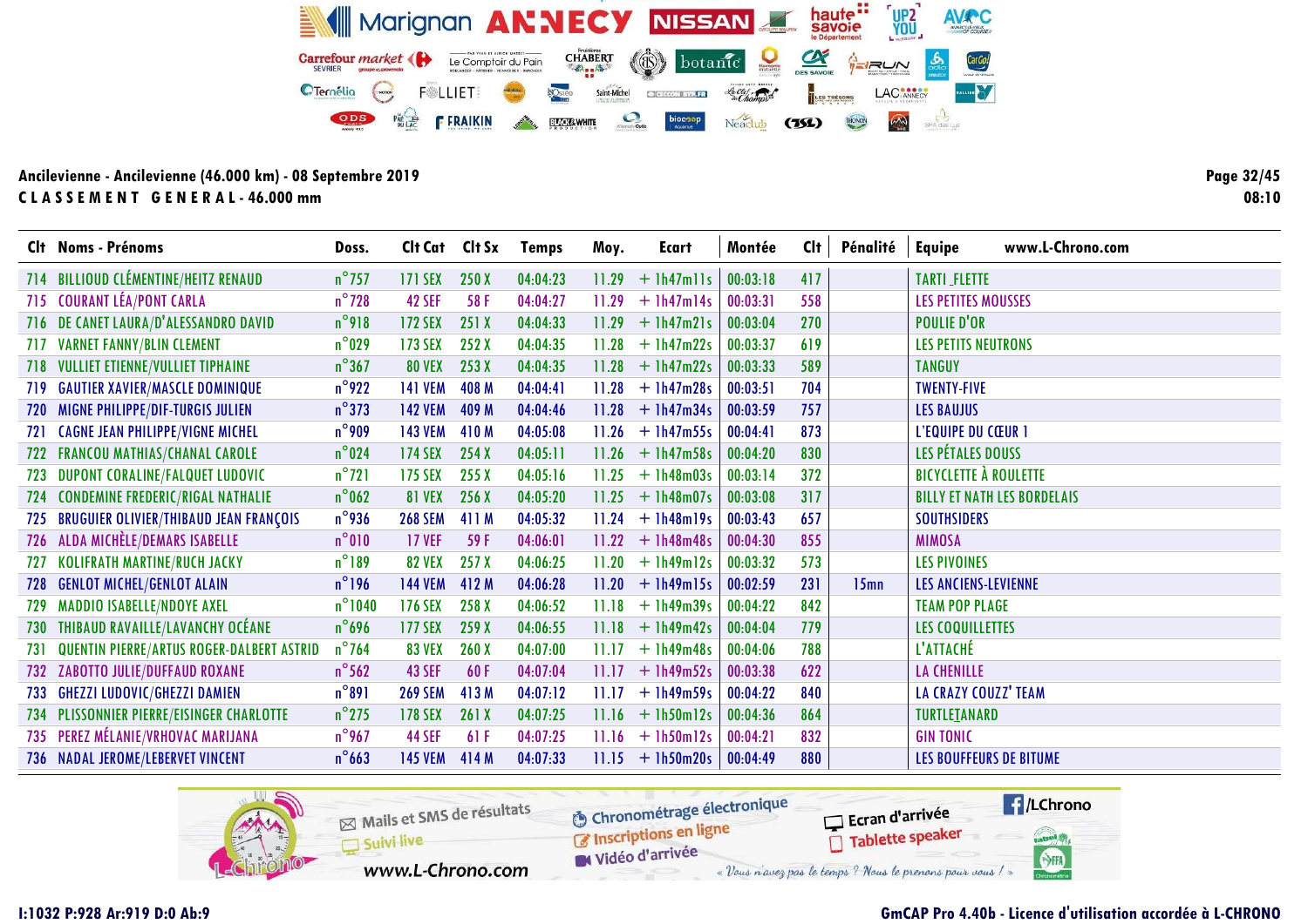## Ancilevienne - Ancilevienne (46.000 km) - 08 Septembre 2019

**C L A S S E M E N T   G E N E R A L - 46.000 mm**

| Clt | Noms - Prénoms | Doss. | Clt Cat | Clt Sx | Temps | Moy. | Ecart | Montée | Clt | Pénalité | Equipe |
|---|---|---|---|---|---|---|---|---|---|---|---|
| 714 | BILLIOUD CLÉMENTINE/HEITZ RENAUD | n°757 | 171 SEX | 250 X | 04:04:23 | 11.29 | + 1h47m11s | 00:03:18 | 417 | | TARTI_FLETTE |
| 715 | COURANT LÉA/PONT CARLA | n°728 | 42 SEF | 58 F | 04:04:27 | 11.29 | + 1h47m14s | 00:03:31 | 558 | | LES PETITES MOUSSES |
| 716 | DE CANET LAURA/D'ALESSANDRO DAVID | n°918 | 172 SEX | 251 X | 04:04:33 | 11.29 | + 1h47m21s | 00:03:04 | 270 | | POULIE D'OR |
| 717 | VARNET FANNY/BLIN CLEMENT | n°029 | 173 SEX | 252 X | 04:04:35 | 11.28 | + 1h47m22s | 00:03:37 | 619 | | LES PETITS NEUTRONS |
| 718 | VULLIET ETIENNE/VULLIET TIPHAINE | n°367 | 80 VEX | 253 X | 04:04:35 | 11.28 | + 1h47m22s | 00:03:33 | 589 | | TANGUY |
| 719 | GAUTIER XAVIER/MASCLE DOMINIQUE | n°922 | 141 VEM | 408 M | 04:04:41 | 11.28 | + 1h47m28s | 00:03:51 | 704 | | TWENTY-FIVE |
| 720 | MIGNE PHILIPPE/DIF-TURGIS JULIEN | n°373 | 142 VEM | 409 M | 04:04:46 | 11.28 | + 1h47m34s | 00:03:59 | 757 | | LES BAUJUS |
| 721 | CAGNE JEAN PHILIPPE/VIGNE MICHEL | n°909 | 143 VEM | 410 M | 04:05:08 | 11.26 | + 1h47m55s | 00:04:41 | 873 | | L'EQUIPE DU CŒUR 1 |
| 722 | FRANCOU MATHIAS/CHANAL CAROLE | n°024 | 174 SEX | 254 X | 04:05:11 | 11.26 | + 1h47m58s | 00:04:20 | 830 | | LES PÉTALES DOUSS |
| 723 | DUPONT CORALINE/FALQUET LUDOVIC | n°721 | 175 SEX | 255 X | 04:05:16 | 11.25 | + 1h48m03s | 00:03:14 | 372 | | BICYCLETTE À ROULETTE |
| 724 | CONDEMINE FREDERIC/RIGAL NATHALIE | n°062 | 81 VEX | 256 X | 04:05:20 | 11.25 | + 1h48m07s | 00:03:08 | 317 | | BILLY ET NATH LES BORDELAIS |
| 725 | BRUGUIER OLIVIER/THIBAUD JEAN FRANÇOIS | n°936 | 268 SEM | 411 M | 04:05:32 | 11.24 | + 1h48m19s | 00:03:43 | 657 | | SOUTHSIDERS |
| 726 | ALDA MICHÈLE/DEMARS ISABELLE | n°010 | 17 VEF | 59 F | 04:06:01 | 11.22 | + 1h48m48s | 00:04:30 | 855 | | MIMOSA |
| 727 | KOLIFRATH MARTINE/RUCH JACKY | n°189 | 82 VEX | 257 X | 04:06:25 | 11.20 | + 1h49m12s | 00:03:32 | 573 | | LES PIVOINES |
| 728 | GENLOT MICHEL/GENLOT ALAIN | n°196 | 144 VEM | 412 M | 04:06:28 | 11.20 | + 1h49m15s | 00:02:59 | 231 | 15mn | LES ANCIENS-LEVIENNE |
| 729 | MADDIO ISABELLE/NDOYE AXEL | n°1040 | 176 SEX | 258 X | 04:06:52 | 11.18 | + 1h49m39s | 00:04:22 | 842 | | TEAM POP PLAGE |
| 730 | THIBAUD RAVAILLE/LAVANCHY OCÉANE | n°696 | 177 SEX | 259 X | 04:06:55 | 11.18 | + 1h49m42s | 00:04:04 | 779 | | LES COQUILLETTES |
| 731 | QUENTIN PIERRE/ARTUS ROGER-DALBERT ASTRID | n°764 | 83 VEX | 260 X | 04:07:00 | 11.17 | + 1h49m48s | 00:04:06 | 788 | | L'ATTACHÉ |
| 732 | ZABOTTO JULIE/DUFFAUD ROXANE | n°562 | 43 SEF | 60 F | 04:07:04 | 11.17 | + 1h49m52s | 00:03:38 | 622 | | LA CHENILLE |
| 733 | GHEZZI LUDOVIC/GHEZZI DAMIEN | n°891 | 269 SEM | 413 M | 04:07:12 | 11.17 | + 1h49m59s | 00:04:22 | 840 | | LA CRAZY COUZZ' TEAM |
| 734 | PLISSONNIER PIERRE/EISINGER CHARLOTTE | n°275 | 178 SEX | 261 X | 04:07:25 | 11.16 | + 1h50m12s | 00:04:36 | 864 | | TURTLETANARD |
| 735 | PEREZ MÉLANIE/VRHOVAC MARIJANA | n°967 | 44 SEF | 61 F | 04:07:25 | 11.16 | + 1h50m12s | 00:04:21 | 832 | | GIN TONIC |
| 736 | NADAL JEROME/LEBERVET VINCENT | n°663 | 145 VEM | 414 M | 04:07:33 | 11.15 | + 1h50m20s | 00:04:49 | 880 | | LES BOUFFEURS DE BITUME |

I:1032 P:928 Ar:919 D:0 Ab:9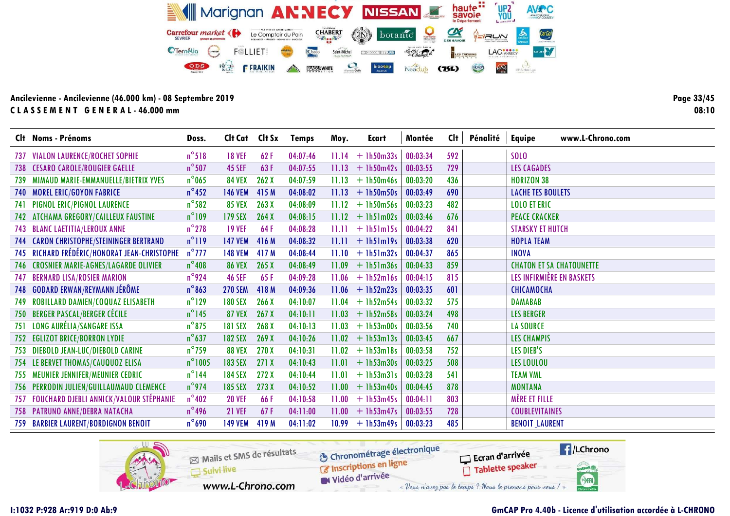Ancilevienne - Ancilevienne (46.000 km) - 08 Septembre 2019

**CLASSEMENT GENERAL - 46.000 mm**

| Clt | Noms - Prénoms | Doss. | Clt Cat | Clt Sx | Temps | Moy. | Ecart | Montée | Clt | Pénalité | Equipe |
|---|---|---|---|---|---|---|---|---|---|---|---|
| 737 | VIALON LAURENCE/ROCHET SOPHIE | n°518 | 18 VEF | 62 F | 04:07:46 | 11.14 | + 1h50m33s | 00:03:34 | 592 | | SOLO |
| 738 | CESARO CAROLE/ROUGIER GAELLE | n°507 | 45 SEF | 63 F | 04:07:55 | 11.13 | + 1h50m42s | 00:03:55 | 729 | | LES CAGADES |
| 739 | MIMAUD MARIE-EMMANUELLE/BIETRIX YVES | n°065 | 84 VEX | 262 X | 04:07:59 | 11.13 | + 1h50m46s | 00:03:20 | 436 | | HORIZON 38 |
| 740 | MOREL ERIC/GOYON FABRICE | n°452 | 146 VEM | 415 M | 04:08:02 | 11.13 | + 1h50m50s | 00:03:49 | 690 | | LACHE TES BOULETS |
| 741 | PIGNOL ERIC/PIGNOL LAURENCE | n°582 | 85 VEX | 263 X | 04:08:09 | 11.12 | + 1h50m56s | 00:03:23 | 482 | | LOLO ET ERIC |
| 742 | ATCHAMA GREGORY/CAILLEUX FAUSTINE | n°109 | 179 SEX | 264 X | 04:08:15 | 11.12 | + 1h51m02s | 00:03:46 | 676 | | PEACE CRACKER |
| 743 | BLANC LAETITIA/LEROUX ANNE | n°278 | 19 VEF | 64 F | 04:08:28 | 11.11 | + 1h51m15s | 00:04:22 | 841 | | STARSKY ET HUTCH |
| 744 | CARON CHRISTOPHE/STEININGER BERTRAND | n°119 | 147 VEM | 416 M | 04:08:32 | 11.11 | + 1h51m19s | 00:03:38 | 620 | | HOPLA TEAM |
| 745 | RICHARD FRÉDÉRIC/HONORAT JEAN-CHRISTOPHE | n°777 | 148 VEM | 417 M | 04:08:44 | 11.10 | + 1h51m32s | 00:04:37 | 865 | | INOVA |
| 746 | CROSNIER MARIE-AGNES/LAGARDE OLIVIER | n°408 | 86 VEX | 265 X | 04:08:49 | 11.09 | + 1h51m36s | 00:04:33 | 859 | | CHATON ET SA CHATOUNETTE |
| 747 | BERNARD LISA/ROSIER MARION | n°924 | 46 SEF | 65 F | 04:09:28 | 11.06 | + 1h52m16s | 00:04:15 | 815 | | LES INFIRMIÈRE EN BASKETS |
| 748 | GODARD ERWAN/REYMANN JÉRÔME | n°863 | 270 SEM | 418 M | 04:09:36 | 11.06 | + 1h52m23s | 00:03:35 | 601 | | CHICAMOCHA |
| 749 | ROBILLARD DAMIEN/COQUAZ ELISABETH | n°129 | 180 SEX | 266 X | 04:10:07 | 11.04 | + 1h52m54s | 00:03:32 | 575 | | DAMABAB |
| 750 | BERGER PASCAL/BERGER CÉCILE | n°145 | 87 VEX | 267 X | 04:10:11 | 11.03 | + 1h52m58s | 00:03:24 | 498 | | LES BERGER |
| 751 | LONG AURÉLIA/SANGARE ISSA | n°875 | 181 SEX | 268 X | 04:10:13 | 11.03 | + 1h53m00s | 00:03:56 | 740 | | LA SOURCE |
| 752 | EGLIZOT BRICE/BORRON LYDIE | n°637 | 182 SEX | 269 X | 04:10:26 | 11.02 | + 1h53m13s | 00:03:45 | 667 | | LES CHAMPIS |
| 753 | DIEBOLD JEAN-LUC/DIEBOLD CARINE | n°759 | 88 VEX | 270 X | 04:10:31 | 11.02 | + 1h53m18s | 00:03:58 | 752 | | LES DIEB'S |
| 754 | LE BERVET THOMAS/CAUQUOZ ELISA | n°1005 | 183 SEX | 271 X | 04:10:43 | 11.01 | + 1h53m30s | 00:03:25 | 508 | | LES LOULOU |
| 755 | MEUNIER JENNIFER/MEUNIER CEDRIC | n°144 | 184 SEX | 272 X | 04:10:44 | 11.01 | + 1h53m31s | 00:03:28 | 541 | | TEAM VML |
| 756 | PERRODIN JULIEN/GUILLAUMAUD CLEMENCE | n°974 | 185 SEX | 273 X | 04:10:52 | 11.00 | + 1h53m40s | 00:04:45 | 878 | | MONTANA |
| 757 | FOUCHARD DJEBLI ANNICK/VALOUR STÉPHANIE | n°402 | 20 VEF | 66 F | 04:10:58 | 11.00 | + 1h53m45s | 00:04:11 | 803 | | MÈRE ET FILLE |
| 758 | PATRUNO ANNE/DEBRA NATACHA | n°496 | 21 VEF | 67 F | 04:11:00 | 11.00 | + 1h53m47s | 00:03:55 | 728 | | COUBLEVITAINES |
| 759 | BARBIER LAURENT/BORDIGNON BENOIT | n°690 | 149 VEM | 419 M | 04:11:02 | 10.99 | + 1h53m49s | 00:03:23 | 485 | | BENOIT_LAURENT |

I:1032 P:928 Ar:919 D:0 Ab:9

GmCAP Pro 4.40b - Licence d'utilisation accordée à L-CHRONO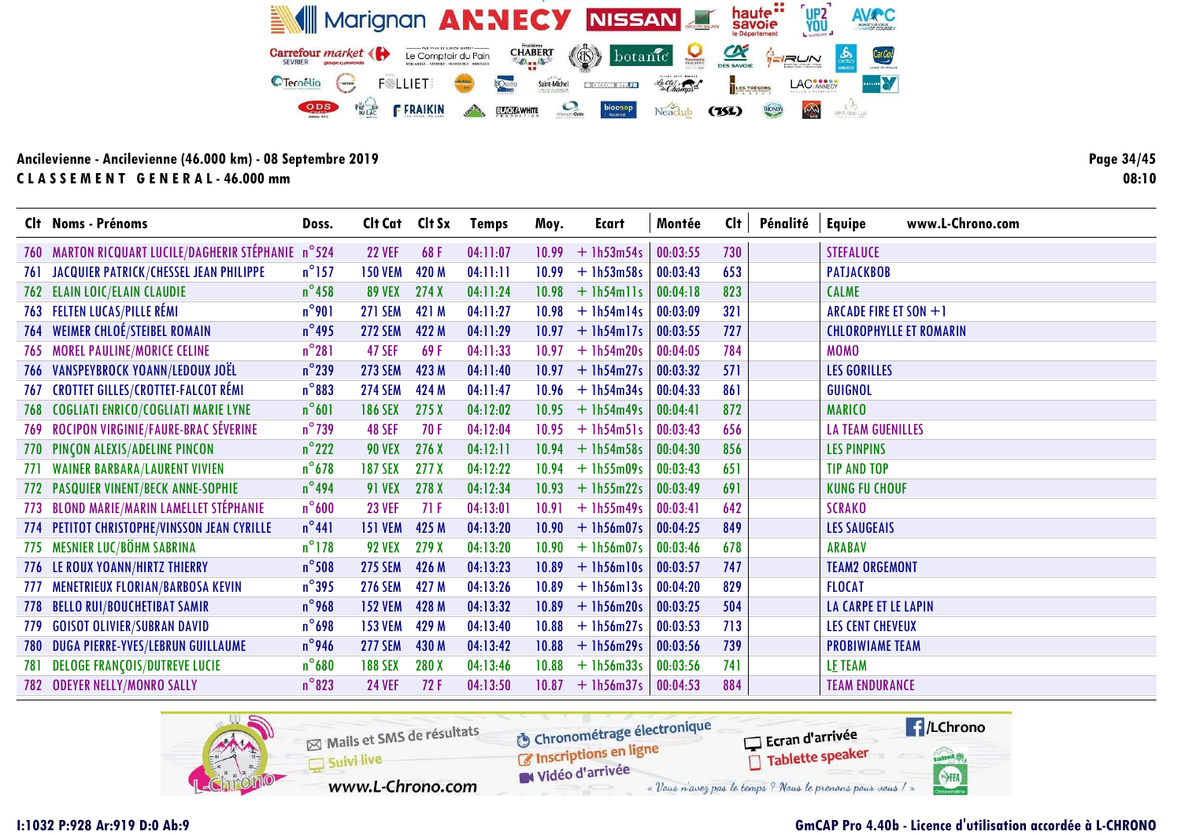## Ancilevienne - Ancilevienne (46.000 km) - 08 Septembre 2019

**C L A S S E M E N T   G E N E R A L - 46.000 mm**

| Clt | Noms - Prénoms | Doss. | Clt Cat | Clt Sx | Temps | Moy. | Ecart | Montée | Clt | Pénalité | Equipe |
|---|---|---|---|---|---|---|---|---|---|---|---|
| 760 | MARTON RICQUART LUCILE/DAGHERIR STÉPHANIE | n°524 | 22 VEF | 68 F | 04:11:07 | 10.99 | + 1h53m54s | 00:03:55 | 730 | | STEFALUCE |
| 761 | JACQUIER PATRICK/CHESSEL JEAN PHILIPPE | n°157 | 150 VEM | 420 M | 04:11:11 | 10.99 | + 1h53m58s | 00:03:43 | 653 | | PATJACKBOB |
| 762 | ELAIN LOIC/ELAIN CLAUDIE | n°458 | 89 VEX | 274 X | 04:11:24 | 10.98 | + 1h54m11s | 00:04:18 | 823 | | CALME |
| 763 | FELTEN LUCAS/PILLE RÉMI | n°901 | 271 SEM | 421 M | 04:11:27 | 10.98 | + 1h54m14s | 00:03:09 | 321 | | ARCADE FIRE ET SON +1 |
| 764 | WEIMER CHLOÉ/STEIBEL ROMAIN | n°495 | 272 SEM | 422 M | 04:11:29 | 10.97 | + 1h54m17s | 00:03:55 | 727 | | CHLOROPHYLLE ET ROMARIN |
| 765 | MOREL PAULINE/MORICE CELINE | n°281 | 47 SEF | 69 F | 04:11:33 | 10.97 | + 1h54m20s | 00:04:05 | 784 | | MOMO |
| 766 | VANSPEYBROCK YOANN/LEDOUX JOËL | n°239 | 273 SEM | 423 M | 04:11:40 | 10.97 | + 1h54m27s | 00:03:32 | 571 | | LES GORILLES |
| 767 | CROTTET GILLES/CROTTET-FALCOT RÉMI | n°883 | 274 SEM | 424 M | 04:11:47 | 10.96 | + 1h54m34s | 00:04:33 | 861 | | GUIGNOL |
| 768 | COGLIATI ENRICO/COGLIATI MARIE LYNE | n°601 | 186 SEX | 275 X | 04:12:02 | 10.95 | + 1h54m49s | 00:04:41 | 872 | | MARICO |
| 769 | ROCIPON VIRGINIE/FAURE-BRAC SÉVERINE | n°739 | 48 SEF | 70 F | 04:12:04 | 10.95 | + 1h54m51s | 00:03:43 | 656 | | LA TEAM GUENILLES |
| 770 | PINÇON ALEXIS/ADELINE PINCON | n°222 | 90 VEX | 276 X | 04:12:11 | 10.94 | + 1h54m58s | 00:04:30 | 856 | | LES PINPINS |
| 771 | WAINER BARBARA/LAURENT VIVIEN | n°678 | 187 SEX | 277 X | 04:12:22 | 10.94 | + 1h55m09s | 00:03:43 | 651 | | TIP AND TOP |
| 772 | PASQUIER VINENT/BECK ANNE-SOPHIE | n°494 | 91 VEX | 278 X | 04:12:34 | 10.93 | + 1h55m22s | 00:03:49 | 691 | | KUNG FU CHOUF |
| 773 | BLOND MARIE/MARIN LAMELLET STÉPHANIE | n°600 | 23 VEF | 71 F | 04:13:01 | 10.91 | + 1h55m49s | 00:03:41 | 642 | | SCRAKO |
| 774 | PETITOT CHRISTOPHE/VINSSON JEAN CYRILLE | n°441 | 151 VEM | 425 M | 04:13:20 | 10.90 | + 1h56m07s | 00:04:25 | 849 | | LES SAUGEAIS |
| 775 | MESNIER LUC/BÖHM SABRINA | n°178 | 92 VEX | 279 X | 04:13:20 | 10.90 | + 1h56m07s | 00:03:46 | 678 | | ARABAV |
| 776 | LE ROUX YOANN/HIRTZ THIERRY | n°508 | 275 SEM | 426 M | 04:13:23 | 10.89 | + 1h56m10s | 00:03:57 | 747 | | TEAM2 ORGEMONT |
| 777 | MENETRIEUX FLORIAN/BARBOSA KEVIN | n°395 | 276 SEM | 427 M | 04:13:26 | 10.89 | + 1h56m13s | 00:04:20 | 829 | | FLOCAT |
| 778 | BELLO RUI/BOUCHETIBAT SAMIR | n°968 | 152 VEM | 428 M | 04:13:32 | 10.89 | + 1h56m20s | 00:03:25 | 504 | | LA CARPE ET LE LAPIN |
| 779 | GOISOT OLIVIER/SUBRAN DAVID | n°698 | 153 VEM | 429 M | 04:13:40 | 10.88 | + 1h56m27s | 00:03:53 | 713 | | LES CENT CHEVEUX |
| 780 | DUGA PIERRE-YVES/LEBRUN GUILLAUME | n°946 | 277 SEM | 430 M | 04:13:42 | 10.88 | + 1h56m29s | 00:03:56 | 739 | | PROBIWIAME TEAM |
| 781 | DELOGE FRANÇOIS/DUTREVE LUCIE | n°680 | 188 SEX | 280 X | 04:13:46 | 10.88 | + 1h56m33s | 00:03:56 | 741 | | LE TEAM |
| 782 | ODEYER NELLY/MONRO SALLY | n°823 | 24 VEF | 72 F | 04:13:50 | 10.87 | + 1h56m37s | 00:04:53 | 884 | | TEAM ENDURANCE |

I:1032 P:928 Ar:919 D:0 Ab:9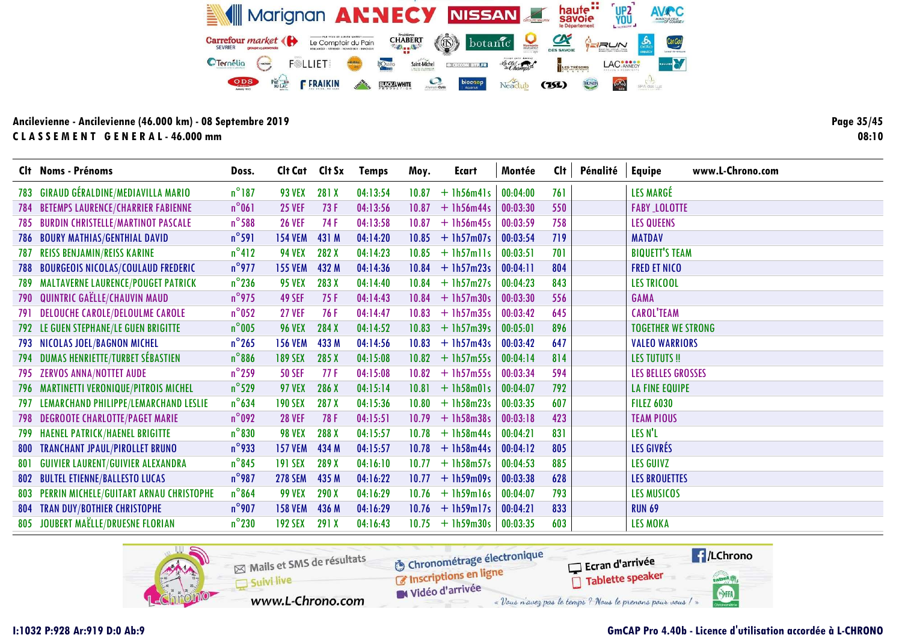## Ancilevienne - Ancilevienne (46.000 km) - 08 Septembre 2019

**CLASSEMENT GENERAL - 46.000 mm**

| Clt | Noms - Prénoms | Doss. | Clt Cat | Clt Sx | Temps | Moy. | Ecart | Montée | Clt | Pénalité | Equipe |
|---|---|---|---|---|---|---|---|---|---|---|---|
| 783 | GIRAUD GÉRALDINE/MEDIAVILLA MARIO | n°187 | 93 VEX | 281 X | 04:13:54 | 10.87 | + 1h56m41s | 00:04:00 | 761 | | LES MARGÉ |
| 784 | BETEMPS LAURENCE/CHARRIER FABIENNE | n°061 | 25 VEF | 73 F | 04:13:56 | 10.87 | + 1h56m44s | 00:03:30 | 550 | | FABY_LOLOTTE |
| 785 | BURDIN CHRISTELLE/MARTINOT PASCALE | n°588 | 26 VEF | 74 F | 04:13:58 | 10.87 | + 1h56m45s | 00:03:59 | 758 | | LES QUEENS |
| 786 | BOURY MATHIAS/GENTHIAL DAVID | n°591 | 154 VEM | 431 M | 04:14:20 | 10.85 | + 1h57m07s | 00:03:54 | 719 | | MATDAV |
| 787 | REISS BENJAMIN/REISS KARINE | n°412 | 94 VEX | 282 X | 04:14:23 | 10.85 | + 1h57m11s | 00:03:51 | 701 | | BIQUETT'S TEAM |
| 788 | BOURGEOIS NICOLAS/COULAUD FREDERIC | n°977 | 155 VEM | 432 M | 04:14:36 | 10.84 | + 1h57m23s | 00:04:11 | 804 | | FRED ET NICO |
| 789 | MALTAVERNE LAURENCE/POUGET PATRICK | n°236 | 95 VEX | 283 X | 04:14:40 | 10.84 | + 1h57m27s | 00:04:23 | 843 | | LES TRICOOL |
| 790 | QUINTRIC GAËLLE/CHAUVIN MAUD | n°975 | 49 SEF | 75 F | 04:14:43 | 10.84 | + 1h57m30s | 00:03:30 | 556 | | GAMA |
| 791 | DELOUCHE CAROLE/DELOULME CAROLE | n°052 | 27 VEF | 76 F | 04:14:47 | 10.83 | + 1h57m35s | 00:03:42 | 645 | | CAROL'TEAM |
| 792 | LE GUEN STEPHANE/LE GUEN BRIGITTE | n°005 | 96 VEX | 284 X | 04:14:52 | 10.83 | + 1h57m39s | 00:05:01 | 896 | | TOGETHER WE STRONG |
| 793 | NICOLAS JOEL/BAGNON MICHEL | n°265 | 156 VEM | 433 M | 04:14:56 | 10.83 | + 1h57m43s | 00:03:42 | 647 | | VALEO WARRIORS |
| 794 | DUMAS HENRIETTE/TURBET SÉBASTIEN | n°886 | 189 SEX | 285 X | 04:15:08 | 10.82 | + 1h57m55s | 00:04:14 | 814 | | LES TUTUTS !! |
| 795 | ZERVOS ANNA/NOTTET AUDE | n°259 | 50 SEF | 77 F | 04:15:08 | 10.82 | + 1h57m55s | 00:03:34 | 594 | | LES BELLES GROSSES |
| 796 | MARTINETTI VERONIQUE/PITROIS MICHEL | n°529 | 97 VEX | 286 X | 04:15:14 | 10.81 | + 1h58m01s | 00:04:07 | 792 | | LA FINE EQUIPE |
| 797 | LEMARCHAND PHILIPPE/LEMARCHAND LESLIE | n°634 | 190 SEX | 287 X | 04:15:36 | 10.80 | + 1h58m23s | 00:03:35 | 607 | | FILEZ 6030 |
| 798 | DEGROOTE CHARLOTTE/PAGET MARIE | n°092 | 28 VEF | 78 F | 04:15:51 | 10.79 | + 1h58m38s | 00:03:18 | 423 | | TEAM PIOUS |
| 799 | HAENEL PATRICK/HAENEL BRIGITTE | n°830 | 98 VEX | 288 X | 04:15:57 | 10.78 | + 1h58m44s | 00:04:21 | 831 | | LES N'L |
| 800 | TRANCHANT JPAUL/PIROLLET BRUNO | n°933 | 157 VEM | 434 M | 04:15:57 | 10.78 | + 1h58m44s | 00:04:12 | 805 | | LES GIVRÉS |
| 801 | GUIVIER LAURENT/GUIVIER ALEXANDRA | n°845 | 191 SEX | 289 X | 04:16:10 | 10.77 | + 1h58m57s | 00:04:53 | 885 | | LES GUIVZ |
| 802 | BULTEL ETIENNE/BALLESTO LUCAS | n°987 | 278 SEM | 435 M | 04:16:22 | 10.77 | + 1h59m09s | 00:03:38 | 628 | | LES BROUETTES |
| 803 | PERRIN MICHELE/GUITART ARNAU CHRISTOPHE | n°864 | 99 VEX | 290 X | 04:16:29 | 10.76 | + 1h59m16s | 00:04:07 | 793 | | LES MUSICOS |
| 804 | TRAN DUY/BOTHIER CHRISTOPHE | n°907 | 158 VEM | 436 M | 04:16:29 | 10.76 | + 1h59m17s | 00:04:21 | 833 | | RUN 69 |
| 805 | JOUBERT MAËLLE/DRUESNE FLORIAN | n°230 | 192 SEX | 291 X | 04:16:43 | 10.75 | + 1h59m30s | 00:03:35 | 603 | | LES MOKA |

I:1032 P:928 Ar:919 D:0 Ab:9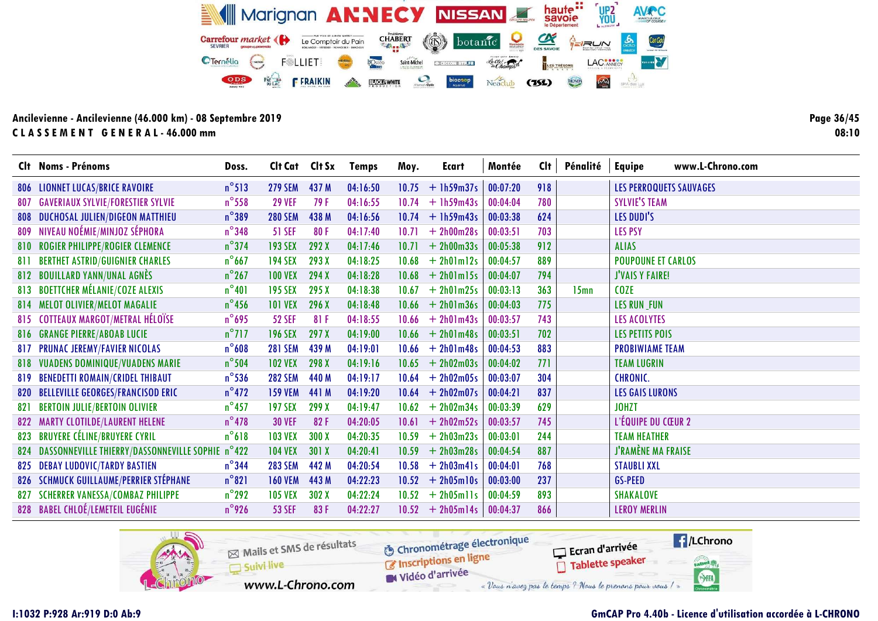## Ancilevienne - Ancilevienne (46.000 km) - 08 Septembre 2019

**C L A S S E M E N T   G E N E R A L - 46.000 mm**

| Clt | Noms - Prénoms | Doss. | Clt Cat | Clt Sx | Temps | Moy. | Ecart | Montée | Clt | Pénalité | Equipe |
|---|---|---|---|---|---|---|---|---|---|---|---|
| 806 | LIONNET LUCAS/BRICE RAVOIRE | n°513 | 279 SEM | 437 M | 04:16:50 | 10.75 | + 1h59m37s | 00:07:20 | 918 | | LES PERROQUETS SAUVAGES |
| 807 | GAVERIAUX SYLVIE/FORESTIER SYLVIE | n°558 | 29 VEF | 79 F | 04:16:55 | 10.74 | + 1h59m43s | 00:04:04 | 780 | | SYLVIE'S TEAM |
| 808 | DUCHOSAL JULIEN/DIGEON MATTHIEU | n°389 | 280 SEM | 438 M | 04:16:56 | 10.74 | + 1h59m43s | 00:03:38 | 624 | | LES DUDI'S |
| 809 | NIVEAU NOÉMIE/MINJOZ SÉPHORA | n°348 | 51 SEF | 80 F | 04:17:40 | 10.71 | + 2h00m28s | 00:03:51 | 703 | | LES PSY |
| 810 | ROGIER PHILIPPE/ROGIER CLEMENCE | n°374 | 193 SEX | 292 X | 04:17:46 | 10.71 | + 2h00m33s | 00:05:38 | 912 | | ALIAS |
| 811 | BERTHET ASTRID/GUIGNIER CHARLES | n°667 | 194 SEX | 293 X | 04:18:25 | 10.68 | + 2h01m12s | 00:04:57 | 889 | | POUPOUNE ET CARLOS |
| 812 | BOUILLARD YANN/UNAL AGNÈS | n°267 | 100 VEX | 294 X | 04:18:28 | 10.68 | + 2h01m15s | 00:04:07 | 794 | | J'VAIS Y FAIRE! |
| 813 | BOETTCHER MÉLANIE/COZE ALEXIS | n°401 | 195 SEX | 295 X | 04:18:38 | 10.67 | + 2h01m25s | 00:03:13 | 363 | 15mn | COZE |
| 814 | MELOT OLIVIER/MELOT MAGALIE | n°456 | 101 VEX | 296 X | 04:18:48 | 10.66 | + 2h01m36s | 00:04:03 | 775 | | LES RUN _FUN |
| 815 | COTTEAUX MARGOT/METRAL HÉLOÏSE | n°695 | 52 SEF | 81 F | 04:18:55 | 10.66 | + 2h01m43s | 00:03:57 | 743 | | LES ACOLYTES |
| 816 | GRANGE PIERRE/ABOAB LUCIE | n°717 | 196 SEX | 297 X | 04:19:00 | 10.66 | + 2h01m48s | 00:03:51 | 702 | | LES PETITS POIS |
| 817 | PRUNAC JEREMY/FAVIER NICOLAS | n°608 | 281 SEM | 439 M | 04:19:01 | 10.66 | + 2h01m48s | 00:04:53 | 883 | | PROBIWIAME TEAM |
| 818 | VUADENS DOMINIQUE/VUADENS MARIE | n°504 | 102 VEX | 298 X | 04:19:16 | 10.65 | + 2h02m03s | 00:04:02 | 771 | | TEAM LUGRIN |
| 819 | BENEDETTI ROMAIN/CRIDEL THIBAUT | n°536 | 282 SEM | 440 M | 04:19:17 | 10.64 | + 2h02m05s | 00:03:07 | 304 | | CHRONIC. |
| 820 | BELLEVILLE GEORGES/FRANCISOD ERIC | n°472 | 159 VEM | 441 M | 04:19:20 | 10.64 | + 2h02m07s | 00:04:21 | 837 | | LES GAIS LURONS |
| 821 | BERTOIN JULIE/BERTOIN OLIVIER | n°457 | 197 SEX | 299 X | 04:19:47 | 10.62 | + 2h02m34s | 00:03:39 | 629 | | JOHZT |
| 822 | MARTY CLOTILDE/LAURENT HELENE | n°478 | 30 VEF | 82 F | 04:20:05 | 10.61 | + 2h02m52s | 00:03:57 | 745 | | L'ÉQUIPE DU CŒUR 2 |
| 823 | BRUYERE CÉLINE/BRUYERE CYRIL | n°618 | 103 VEX | 300 X | 04:20:35 | 10.59 | + 2h03m23s | 00:03:01 | 244 | | TEAM HEATHER |
| 824 | DASSONNEVILLE THIERRY/DASSONNEVILLE SOPHIE | n°422 | 104 VEX | 301 X | 04:20:41 | 10.59 | + 2h03m28s | 00:04:54 | 887 | | J'RAMÈNE MA FRAISE |
| 825 | DEBAY LUDOVIC/TARDY BASTIEN | n°344 | 283 SEM | 442 M | 04:20:54 | 10.58 | + 2h03m41s | 00:04:01 | 768 | | STAUBLI XXL |
| 826 | SCHMUCK GUILLAUME/PERRIER STÉPHANE | n°821 | 160 VEM | 443 M | 04:22:23 | 10.52 | + 2h05m10s | 00:03:00 | 237 | | GS-PEED |
| 827 | SCHERRER VANESSA/COMBAZ PHILIPPE | n°292 | 105 VEX | 302 X | 04:22:24 | 10.52 | + 2h05m11s | 00:04:59 | 893 | | SHAKALOVE |
| 828 | BABEL CHLOÉ/LEMETEIL EUGÉNIE | n°926 | 53 SEF | 83 F | 04:22:27 | 10.52 | + 2h05m14s | 00:04:37 | 866 | | LEROY MERLIN |

I:1032 P:928 Ar:919 D:0 Ab:9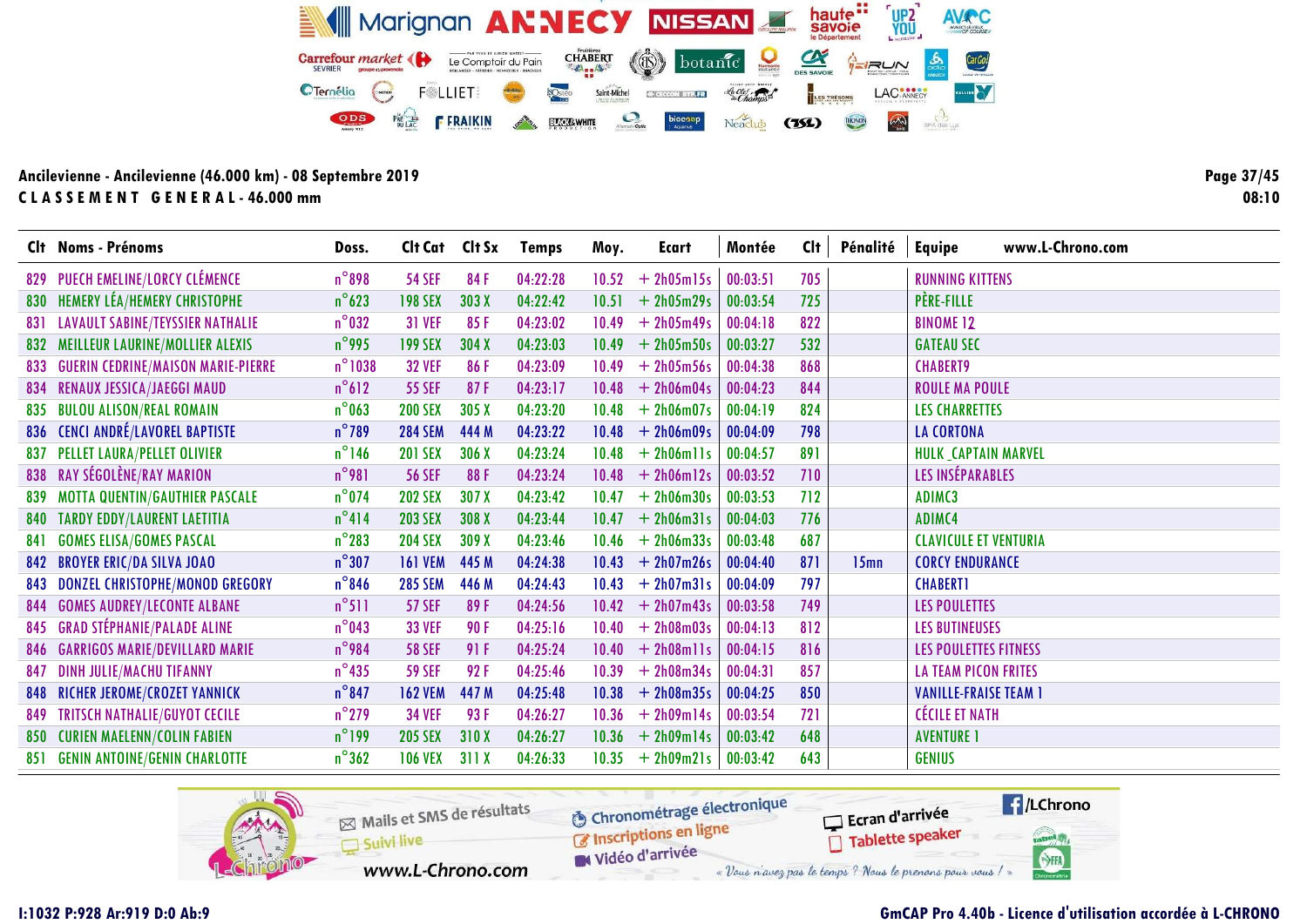## Ancilevienne - Ancilevienne (46.000 km) - 08 Septembre 2019

**CLASSEMENT GENERAL - 46.000 mm**

| Clt | Noms - Prénoms | Doss. | Clt Cat | Clt Sx | Temps | Moy. | Ecart | Montée | Clt | Pénalité | Equipe |
|---|---|---|---|---|---|---|---|---|---|---|---|
| 829 | PUECH EMELINE/LORCY CLÉMENCE | n°898 | 54 SEF | 84 F | 04:22:28 | 10.52 | + 2h05m15s | 00:03:51 | 705 | | RUNNING KITTENS |
| 830 | HEMERY LÉA/HEMERY CHRISTOPHE | n°623 | 198 SEX | 303 X | 04:22:42 | 10.51 | + 2h05m29s | 00:03:54 | 725 | | PÈRE-FILLE |
| 831 | LAVAULT SABINE/TEYSSIER NATHALIE | n°032 | 31 VEF | 85 F | 04:23:02 | 10.49 | + 2h05m49s | 00:04:18 | 822 | | BINOME 12 |
| 832 | MEILLEUR LAURINE/MOLLIER ALEXIS | n°995 | 199 SEX | 304 X | 04:23:03 | 10.49 | + 2h05m50s | 00:03:27 | 532 | | GATEAU SEC |
| 833 | GUERIN CEDRINE/MAISON MARIE-PIERRE | n°1038 | 32 VEF | 86 F | 04:23:09 | 10.49 | + 2h05m56s | 00:04:38 | 868 | | CHABERT9 |
| 834 | RENAUX JESSICA/JAEGGI MAUD | n°612 | 55 SEF | 87 F | 04:23:17 | 10.48 | + 2h06m04s | 00:04:23 | 844 | | ROULE MA POULE |
| 835 | BULOU ALISON/REAL ROMAIN | n°063 | 200 SEX | 305 X | 04:23:20 | 10.48 | + 2h06m07s | 00:04:19 | 824 | | LES CHARRETTES |
| 836 | CENCI ANDRÉ/LAVOREL BAPTISTE | n°789 | 284 SEM | 444 M | 04:23:22 | 10.48 | + 2h06m09s | 00:04:09 | 798 | | LA CORTONA |
| 837 | PELLET LAURA/PELLET OLIVIER | n°146 | 201 SEX | 306 X | 04:23:24 | 10.48 | + 2h06m11s | 00:04:57 | 891 | | HULK_CAPTAIN MARVEL |
| 838 | RAY SÉGOLÈNE/RAY MARION | n°981 | 56 SEF | 88 F | 04:23:24 | 10.48 | + 2h06m12s | 00:03:52 | 710 | | LES INSÉPARABLES |
| 839 | MOTTA QUENTIN/GAUTHIER PASCALE | n°074 | 202 SEX | 307 X | 04:23:42 | 10.47 | + 2h06m30s | 00:03:53 | 712 | | ADIMC3 |
| 840 | TARDY EDDY/LAURENT LAETITIA | n°414 | 203 SEX | 308 X | 04:23:44 | 10.47 | + 2h06m31s | 00:04:03 | 776 | | ADIMC4 |
| 841 | GOMES ELISA/GOMES PASCAL | n°283 | 204 SEX | 309 X | 04:23:46 | 10.46 | + 2h06m33s | 00:03:48 | 687 | | CLAVICULE ET VENTURIA |
| 842 | BROYER ERIC/DA SILVA JOAO | n°307 | 161 VEM | 445 M | 04:24:38 | 10.43 | + 2h07m26s | 00:04:40 | 871 | 15mn | CORCY ENDURANCE |
| 843 | DONZEL CHRISTOPHE/MONOD GREGORY | n°846 | 285 SEM | 446 M | 04:24:43 | 10.43 | + 2h07m31s | 00:04:09 | 797 | | CHABERT1 |
| 844 | GOMES AUDREY/LECONTE ALBANE | n°511 | 57 SEF | 89 F | 04:24:56 | 10.42 | + 2h07m43s | 00:03:58 | 749 | | LES POULETTES |
| 845 | GRAD STÉPHANIE/PALADE ALINE | n°043 | 33 VEF | 90 F | 04:25:16 | 10.40 | + 2h08m03s | 00:04:13 | 812 | | LES BUTINEUSES |
| 846 | GARRIGOS MARIE/DEVILLARD MARIE | n°984 | 58 SEF | 91 F | 04:25:24 | 10.40 | + 2h08m11s | 00:04:15 | 816 | | LES POULETTES FITNESS |
| 847 | DINH JULIE/MACHU TIFANNY | n°435 | 59 SEF | 92 F | 04:25:46 | 10.39 | + 2h08m34s | 00:04:31 | 857 | | LA TEAM PICON FRITES |
| 848 | RICHER JEROME/CROZET YANNICK | n°847 | 162 VEM | 447 M | 04:25:48 | 10.38 | + 2h08m35s | 00:04:25 | 850 | | VANILLE-FRAISE TEAM 1 |
| 849 | TRITSCH NATHALIE/GUYOT CECILE | n°279 | 34 VEF | 93 F | 04:26:27 | 10.36 | + 2h09m14s | 00:03:54 | 721 | | CÉCILE ET NATH |
| 850 | CURIEN MAELENN/COLIN FABIEN | n°199 | 205 SEX | 310 X | 04:26:27 | 10.36 | + 2h09m14s | 00:03:42 | 648 | | AVENTURE 1 |
| 851 | GENIN ANTOINE/GENIN CHARLOTTE | n°362 | 106 VEX | 311 X | 04:26:33 | 10.35 | + 2h09m21s | 00:03:42 | 643 | | GENIUS |

I:1032 P:928 Ar:919 D:0 Ab:9

GmCAP Pro 4.40b - Licence d'utilisation accordée à L-CHRONO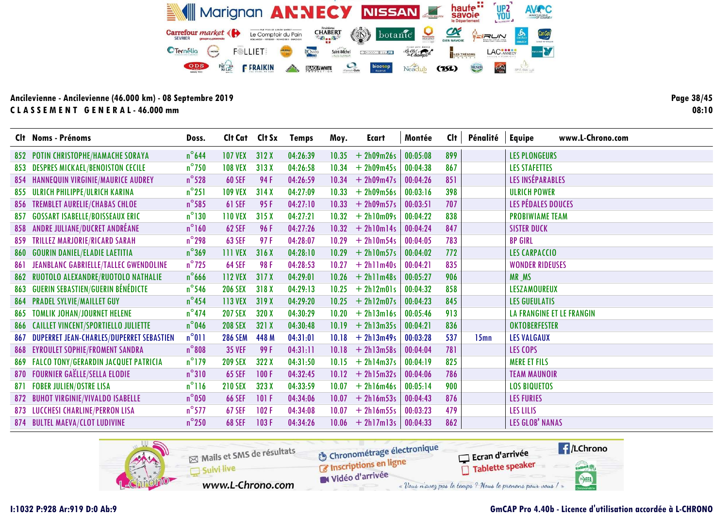Ancilevienne - Ancilevienne (46.000 km) - 08 Septembre 2019

CLASSEMENT GENERAL - 46.000 mm

08:10

| Clt | Noms - Prénoms | Doss. | Clt Cat | Clt Sx | Temps | Moy. | Ecart | Montée | Clt | Pénalité | Equipe |
|---|---|---|---|---|---|---|---|---|---|---|---|
| 852 | POTIN CHRISTOPHE/HAMACHE SORAYA | n°644 | 107 VEX | 312 X | 04:26:39 | 10.35 | + 2h09m26s | 00:05:08 | 899 | | LES PLONGEURS |
| 853 | DESPRES MICKAEL/BENOISTON CECILE | n°750 | 108 VEX | 313 X | 04:26:58 | 10.34 | + 2h09m45s | 00:04:38 | 867 | | LES STAFETTES |
| 854 | HANNEQUIN VIRGINIE/MAURICE AUDREY | n°528 | 60 SEF | 94 F | 04:26:59 | 10.34 | + 2h09m47s | 00:04:26 | 851 | | LES INSÉPARABLES |
| 855 | ULRICH PHILIPPE/ULRICH KARINA | n°251 | 109 VEX | 314 X | 04:27:09 | 10.33 | + 2h09m56s | 00:03:16 | 398 | | ULRICH POWER |
| 856 | TREMBLET AURELIE/CHABAS CHLOE | n°585 | 61 SEF | 95 F | 04:27:10 | 10.33 | + 2h09m57s | 00:03:51 | 707 | | LES PÉDALES DOUCES |
| 857 | GOSSART ISABELLE/BOISSEAUX ERIC | n°130 | 110 VEX | 315 X | 04:27:21 | 10.32 | + 2h10m09s | 00:04:22 | 838 | | PROBIWIAME TEAM |
| 858 | ANDRE JULIANE/DUCRET ANDRÉANE | n°160 | 62 SEF | 96 F | 04:27:26 | 10.32 | + 2h10m14s | 00:04:24 | 847 | | SISTER DUCK |
| 859 | TRILLEZ MARJORIE/RICARD SARAH | n°298 | 63 SEF | 97 F | 04:28:07 | 10.29 | + 2h10m54s | 00:04:05 | 783 | | BP GIRL |
| 860 | GOURIN DANIEL/ELADIE LAETITIA | n°369 | 111 VEX | 316 X | 04:28:10 | 10.29 | + 2h10m57s | 00:04:02 | 772 | | LES CARPACCIO |
| 861 | JEANBLANC GABRIELLE/TALLEC GWENDOLINE | n°725 | 64 SEF | 98 F | 04:28:53 | 10.27 | + 2h11m40s | 00:04:21 | 835 | | WONDER RIDEUSES |
| 862 | RUOTOLO ALEXANDRE/RUOTOLO NATHALIE | n°666 | 112 VEX | 317 X | 04:29:01 | 10.26 | + 2h11m48s | 00:05:27 | 906 | | MR_MS |
| 863 | GUERIN SEBASTIEN/GUERIN BÉNÉDICTE | n°546 | 206 SEX | 318 X | 04:29:13 | 10.25 | + 2h12m01s | 00:04:32 | 858 | | LESZAMOUREUX |
| 864 | PRADEL SYLVIE/MAILLET GUY | n°454 | 113 VEX | 319 X | 04:29:20 | 10.25 | + 2h12m07s | 00:04:23 | 845 | | LES GUEULATIS |
| 865 | TOMLIK JOHAN/JOURNET HELENE | n°474 | 207 SEX | 320 X | 04:30:29 | 10.20 | + 2h13m16s | 00:05:46 | 913 | | LA FRANGINE ET LE FRANGIN |
| 866 | CAILLET VINCENT/SPORTIELLO JULIETTE | n°046 | 208 SEX | 321 X | 04:30:48 | 10.19 | + 2h13m35s | 00:04:21 | 836 | | OKTOBERFESTER |
| 867 | DUPERRET JEAN-CHARLES/DUPERRET SEBASTIEN | n°011 | 286 SEM | 448 M | 04:31:01 | 10.18 | + 2h13m49s | 00:03:28 | 537 | 15mn | LES VALGAUX |
| 868 | EYROULET SOPHIE/FROMENT SANDRA | n°808 | 35 VEF | 99 F | 04:31:11 | 10.18 | + 2h13m58s | 00:04:04 | 781 | | LES COPS |
| 869 | FALCO TONY/GERARDIN JACQUET PATRICIA | n°179 | 209 SEX | 322 X | 04:31:50 | 10.15 | + 2h14m37s | 00:04:19 | 825 | | MERE ET FILS |
| 870 | FOURNIER GAËLLE/SELLA ELODIE | n°310 | 65 SEF | 100 F | 04:32:45 | 10.12 | + 2h15m32s | 00:04:06 | 786 | | TEAM MAUNOIR |
| 871 | FOBER JULIEN/OSTRE LISA | n°116 | 210 SEX | 323 X | 04:33:59 | 10.07 | + 2h16m46s | 00:05:14 | 900 | | LOS BIQUETOS |
| 872 | BUHOT VIRGINIE/VIVALDO ISABELLE | n°050 | 66 SEF | 101 F | 04:34:06 | 10.07 | + 2h16m53s | 00:04:43 | 876 | | LES FURIES |
| 873 | LUCCHESI CHARLINE/PERRON LISA | n°577 | 67 SEF | 102 F | 04:34:08 | 10.07 | + 2h16m55s | 00:03:23 | 479 | | LES LILIS |
| 874 | BULTEL MAEVA/CLOT LUDIVINE | n°250 | 68 SEF | 103 F | 04:34:26 | 10.06 | + 2h17m13s | 00:04:33 | 862 | | LES GLOB' NANAS |

I:1032 P:928 Ar:919 D:0 Ab:9

GmCAP Pro 4.40b - Licence d'utilisation accordée à L-CHRONO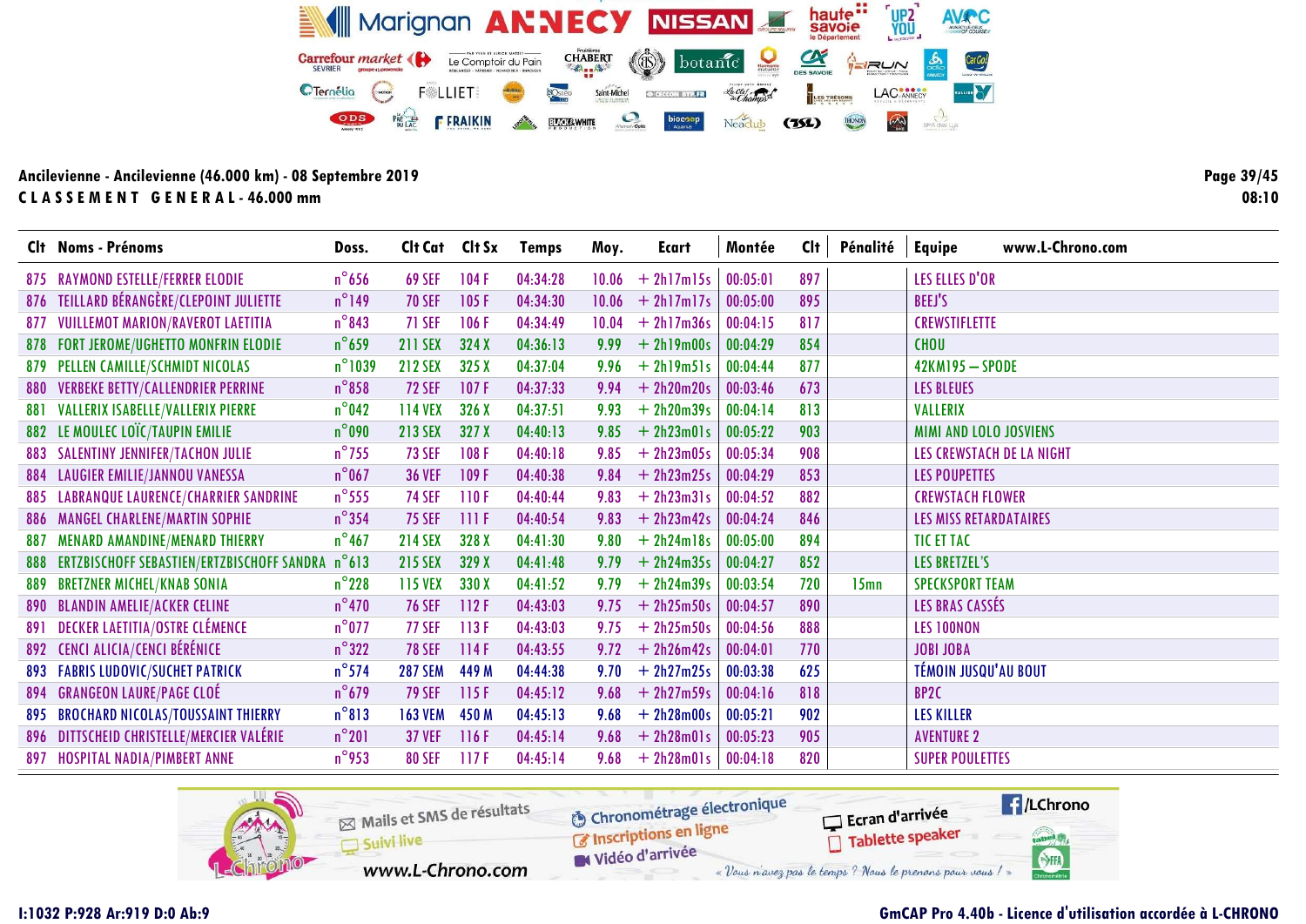**Ancilevienne - Ancilevienne (46.000 km) - 08 Septembre 2019**

**CLASSEMENT GENERAL - 46.000 mm**

08:10

| Clt | Noms - Prénoms | Doss. | Clt Cat | Clt Sx | Temps | Moy. | Ecart | Montée | Clt | Pénalité | Equipe |
|---|---|---|---|---|---|---|---|---|---|---|---|
| 875 | RAYMOND ESTELLE/FERRER ELODIE | n°656 | 69 SEF | 104 F | 04:34:28 | 10.06 | + 2h17m15s | 00:05:01 | 897 | | LES ELLES D'OR |
| 876 | TEILLARD BÉRANGÈRE/CLEPOINT JULIETTE | n°149 | 70 SEF | 105 F | 04:34:30 | 10.06 | + 2h17m17s | 00:05:00 | 895 | | BEEJ'S |
| 877 | VUILLEMOT MARION/RAVEROT LAETITIA | n°843 | 71 SEF | 106 F | 04:34:49 | 10.04 | + 2h17m36s | 00:04:15 | 817 | | CREWSTIFLETTE |
| 878 | FORT JEROME/UGHETTO MONFRIN ELODIE | n°659 | 211 SEX | 324 X | 04:36:13 | 9.99 | + 2h19m00s | 00:04:29 | 854 | | CHOU |
| 879 | PELLEN CAMILLE/SCHMIDT NICOLAS | n°1039 | 212 SEX | 325 X | 04:37:04 | 9.96 | + 2h19m51s | 00:04:44 | 877 | | 42KM195 – SPODE |
| 880 | VERBEKE BETTY/CALLENDRIER PERRINE | n°858 | 72 SEF | 107 F | 04:37:33 | 9.94 | + 2h20m20s | 00:03:46 | 673 | | LES BLEUES |
| 881 | VALLERIX ISABELLE/VALLERIX PIERRE | n°042 | 114 VEX | 326 X | 04:37:51 | 9.93 | + 2h20m39s | 00:04:14 | 813 | | VALLERIX |
| 882 | LE MOULEC LOÏC/TAUPIN EMILIE | n°090 | 213 SEX | 327 X | 04:40:13 | 9.85 | + 2h23m01s | 00:05:22 | 903 | | MIMI AND LOLO JOSVIENS |
| 883 | SALENTINY JENNIFER/TACHON JULIE | n°755 | 73 SEF | 108 F | 04:40:18 | 9.85 | + 2h23m05s | 00:05:34 | 908 | | LES CREWSTACH DE LA NIGHT |
| 884 | LAUGIER EMILIE/JANNOU VANESSA | n°067 | 36 VEF | 109 F | 04:40:38 | 9.84 | + 2h23m25s | 00:04:29 | 853 | | LES POUPETTES |
| 885 | LABRANQUE LAURENCE/CHARRIER SANDRINE | n°555 | 74 SEF | 110 F | 04:40:44 | 9.83 | + 2h23m31s | 00:04:52 | 882 | | CREWSTACH FLOWER |
| 886 | MANGEL CHARLENE/MARTIN SOPHIE | n°354 | 75 SEF | 111 F | 04:40:54 | 9.83 | + 2h23m42s | 00:04:24 | 846 | | LES MISS RETARDATAIRES |
| 887 | MENARD AMANDINE/MENARD THIERRY | n°467 | 214 SEX | 328 X | 04:41:30 | 9.80 | + 2h24m18s | 00:05:00 | 894 | | TIC ET TAC |
| 888 | ERTZBISCHOFF SEBASTIEN/ERTZBISCHOFF SANDRA | n°613 | 215 SEX | 329 X | 04:41:48 | 9.79 | + 2h24m35s | 00:04:27 | 852 | | LES BRETZEL'S |
| 889 | BRETZNER MICHEL/KNAB SONIA | n°228 | 115 VEX | 330 X | 04:41:52 | 9.79 | + 2h24m39s | 00:03:54 | 720 | 15mn | SPECKSPORT TEAM |
| 890 | BLANDIN AMELIE/ACKER CELINE | n°470 | 76 SEF | 112 F | 04:43:03 | 9.75 | + 2h25m50s | 00:04:57 | 890 | | LES BRAS CASSÉS |
| 891 | DECKER LAETITIA/OSTRE CLÉMENCE | n°077 | 77 SEF | 113 F | 04:43:03 | 9.75 | + 2h25m50s | 00:04:56 | 888 | | LES 100NON |
| 892 | CENCI ALICIA/CENCI BÉRÉNICE | n°322 | 78 SEF | 114 F | 04:43:55 | 9.72 | + 2h26m42s | 00:04:01 | 770 | | JOBI JOBA |
| 893 | FABRIS LUDOVIC/SUCHET PATRICK | n°574 | 287 SEM | 449 M | 04:44:38 | 9.70 | + 2h27m25s | 00:03:38 | 625 | | TÉMOIN JUSQU'AU BOUT |
| 894 | GRANGEON LAURE/PAGE CLOÉ | n°679 | 79 SEF | 115 F | 04:45:12 | 9.68 | + 2h27m59s | 00:04:16 | 818 | | BP2C |
| 895 | BROCHARD NICOLAS/TOUSSAINT THIERRY | n°813 | 163 VEM | 450 M | 04:45:13 | 9.68 | + 2h28m00s | 00:05:21 | 902 | | LES KILLER |
| 896 | DITTSCHEID CHRISTELLE/MERCIER VALÉRIE | n°201 | 37 VEF | 116 F | 04:45:14 | 9.68 | + 2h28m01s | 00:05:23 | 905 | | AVENTURE 2 |
| 897 | HOSPITAL NADIA/PIMBERT ANNE | n°953 | 80 SEF | 117 F | 04:45:14 | 9.68 | + 2h28m01s | 00:04:18 | 820 | | SUPER POULETTES |

I:1032 P:928 Ar:919 D:0 Ab:9

GmCAP Pro 4.40b - Licence d'utilisation accordée à L-CHRONO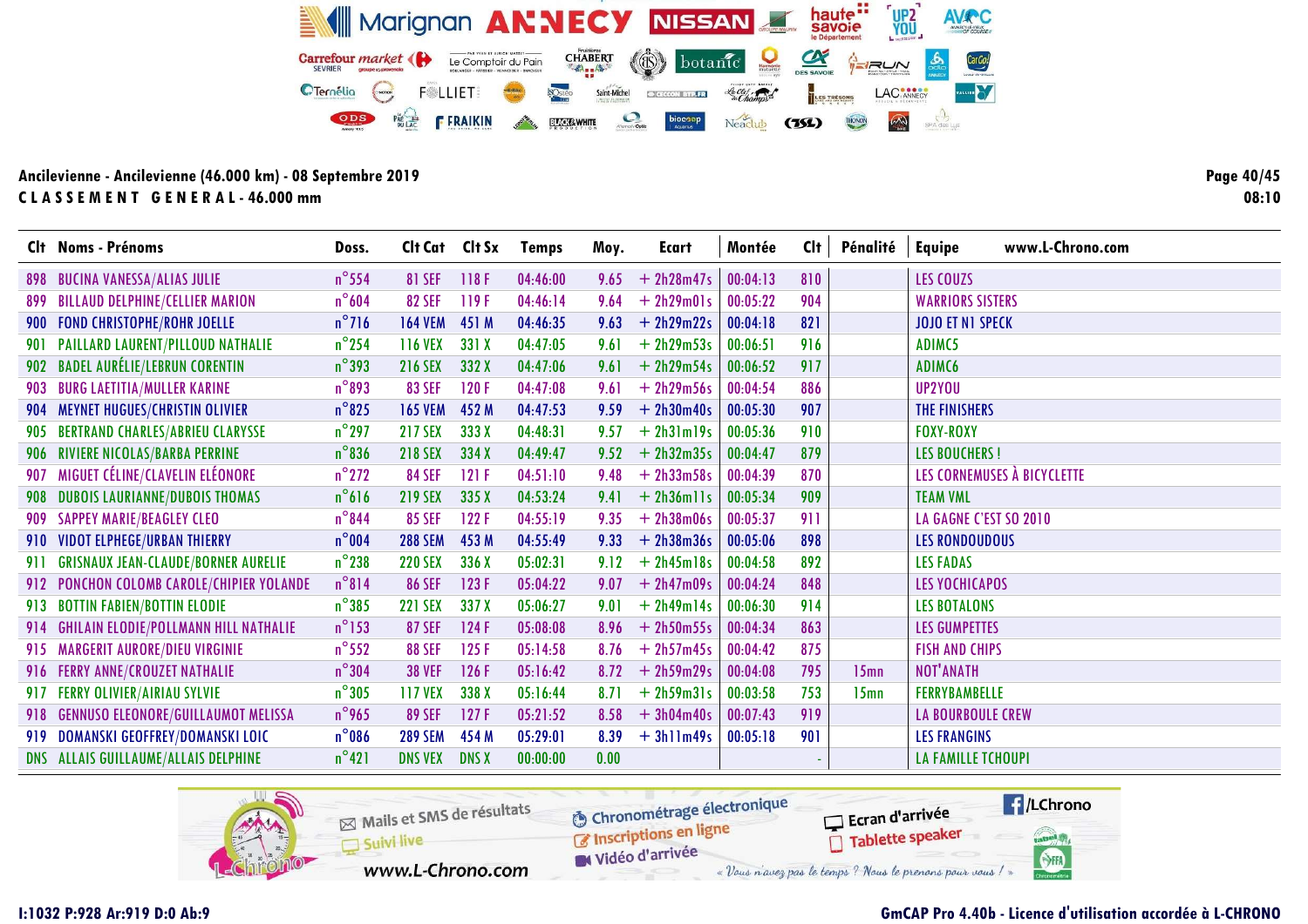## Ancilevienne - Ancilevienne (46.000 km) - 08 Septembre 2019

**CLASSEMENT GENERAL - 46.000 mm**

08:10

| Clt | Noms - Prénoms | Doss. | Clt Cat | Clt Sx | Temps | Moy. | Ecart | Montée | Clt | Pénalité | Equipe |
|---|---|---|---|---|---|---|---|---|---|---|---|
| 898 | BUCINA VANESSA/ALIAS JULIE | n°554 | 81 SEF | 118 F | 04:46:00 | 9.65 | + 2h28m47s | 00:04:13 | 810 | | LES COUZS |
| 899 | BILLAUD DELPHINE/CELLIER MARION | n°604 | 82 SEF | 119 F | 04:46:14 | 9.64 | + 2h29m01s | 00:05:22 | 904 | | WARRIORS SISTERS |
| 900 | FOND CHRISTOPHE/ROHR JOELLE | n°716 | 164 VEM | 451 M | 04:46:35 | 9.63 | + 2h29m22s | 00:04:18 | 821 | | JOJO ET N1 SPECK |
| 901 | PAILLARD LAURENT/PILLOUD NATHALIE | n°254 | 116 VEX | 331 X | 04:47:05 | 9.61 | + 2h29m53s | 00:06:51 | 916 | | ADIMC5 |
| 902 | BADEL AURÉLIE/LEBRUN CORENTIN | n°393 | 216 SEX | 332 X | 04:47:06 | 9.61 | + 2h29m54s | 00:06:52 | 917 | | ADIMC6 |
| 903 | BURG LAETITIA/MULLER KARINE | n°893 | 83 SEF | 120 F | 04:47:08 | 9.61 | + 2h29m56s | 00:04:54 | 886 | | UP2YOU |
| 904 | MEYNET HUGUES/CHRISTIN OLIVIER | n°825 | 165 VEM | 452 M | 04:47:53 | 9.59 | + 2h30m40s | 00:05:30 | 907 | | THE FINISHERS |
| 905 | BERTRAND CHARLES/ABRIEU CLARYSSE | n°297 | 217 SEX | 333 X | 04:48:31 | 9.57 | + 2h31m19s | 00:05:36 | 910 | | FOXY-ROXY |
| 906 | RIVIERE NICOLAS/BARBA PERRINE | n°836 | 218 SEX | 334 X | 04:49:47 | 9.52 | + 2h32m35s | 00:04:47 | 879 | | LES BOUCHERS ! |
| 907 | MIGUET CÉLINE/CLAVELIN ELÉONORE | n°272 | 84 SEF | 121 F | 04:51:10 | 9.48 | + 2h33m58s | 00:04:39 | 870 | | LES CORNEMUSES À BICYCLETTE |
| 908 | DUBOIS LAURIANNE/DUBOIS THOMAS | n°616 | 219 SEX | 335 X | 04:53:24 | 9.41 | + 2h36m11s | 00:05:34 | 909 | | TEAM VML |
| 909 | SAPPEY MARIE/BEAGLEY CLEO | n°844 | 85 SEF | 122 F | 04:55:19 | 9.35 | + 2h38m06s | 00:05:37 | 911 | | LA GAGNE C'EST SO 2010 |
| 910 | VIDOT ELPHEGE/URBAN THIERRY | n°004 | 288 SEM | 453 M | 04:55:49 | 9.33 | + 2h38m36s | 00:05:06 | 898 | | LES RONDOUDOUS |
| 911 | GRISNAUX JEAN-CLAUDE/BORNER AURELIE | n°238 | 220 SEX | 336 X | 05:02:31 | 9.12 | + 2h45m18s | 00:04:58 | 892 | | LES FADAS |
| 912 | PONCHON COLOMB CAROLE/CHIPIER YOLANDE | n°814 | 86 SEF | 123 F | 05:04:22 | 9.07 | + 2h47m09s | 00:04:24 | 848 | | LES YOCHICAPOS |
| 913 | BOTTIN FABIEN/BOTTIN ELODIE | n°385 | 221 SEX | 337 X | 05:06:27 | 9.01 | + 2h49m14s | 00:06:30 | 914 | | LES BOTALONS |
| 914 | GHILAIN ELODIE/POLLMANN HILL NATHALIE | n°153 | 87 SEF | 124 F | 05:08:08 | 8.96 | + 2h50m55s | 00:04:34 | 863 | | LES GUMPETTES |
| 915 | MARGERIT AURORE/DIEU VIRGINIE | n°552 | 88 SEF | 125 F | 05:14:58 | 8.76 | + 2h57m45s | 00:04:42 | 875 | | FISH AND CHIPS |
| 916 | FERRY ANNE/CROUZET NATHALIE | n°304 | 38 VEF | 126 F | 05:16:42 | 8.72 | + 2h59m29s | 00:04:08 | 795 | 15mn | NOT'ANATH |
| 917 | FERRY OLIVIER/AIRIAU SYLVIE | n°305 | 117 VEX | 338 X | 05:16:44 | 8.71 | + 2h59m31s | 00:03:58 | 753 | 15mn | FERRYBAMBELLE |
| 918 | GENNUSO ELEONORE/GUILLAUMOT MELISSA | n°965 | 89 SEF | 127 F | 05:21:52 | 8.58 | + 3h04m40s | 00:07:43 | 919 | | LA BOURBOULE CREW |
| 919 | DOMANSKI GEOFFREY/DOMANSKI LOIC | n°086 | 289 SEM | 454 M | 05:29:01 | 8.39 | + 3h11m49s | 00:05:18 | 901 | | LES FRANGINS |
| DNS | ALLAIS GUILLAUME/ALLAIS DELPHINE | n°421 | DNS VEX | DNS X | 00:00:00 | 0.00 | | | - | | LA FAMILLE TCHOUPI |

I:1032 P:928 Ar:919 D:0 Ab:9

GmCAP Pro 4.40b - Licence d'utilisation accordée à L-CHRONO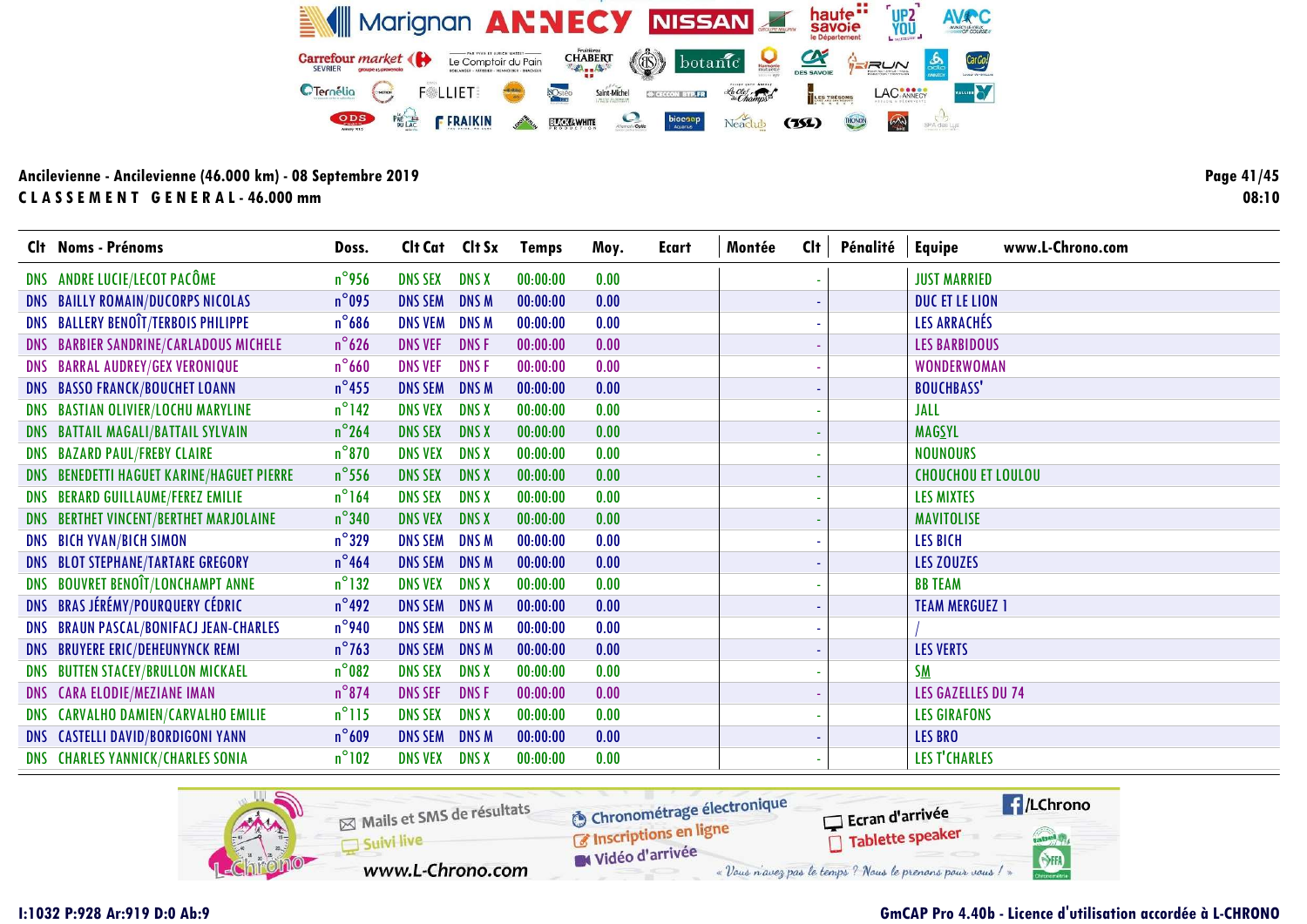## Ancilevienne - Ancilevienne (46.000 km) - 08 Septembre 2019

**C L A S S E M E N T   G E N E R A L - 46.000 mm**

08:10

| Clt | Noms - Prénoms | Doss. | Clt Cat | Clt Sx | Temps | Moy. | Ecart | Montée | Clt | Pénalité | Equipe |
|---|---|---|---|---|---|---|---|---|---|---|---|
| DNS | ANDRE LUCIE/LECOT PACÔME | n°956 | DNS SEX | DNS X | 00:00:00 | 0.00 | | | - | | JUST MARRIED |
| DNS | BAILLY ROMAIN/DUCORPS NICOLAS | n°095 | DNS SEM | DNS M | 00:00:00 | 0.00 | | | - | | DUC ET LE LION |
| DNS | BALLERY BENOÎT/TERBOIS PHILIPPE | n°686 | DNS VEM | DNS M | 00:00:00 | 0.00 | | | - | | LES ARRACHÉS |
| DNS | BARBIER SANDRINE/CARLADOUS MICHELE | n°626 | DNS VEF | DNS F | 00:00:00 | 0.00 | | | - | | LES BARBIDOUS |
| DNS | BARRAL AUDREY/GEX VERONIQUE | n°660 | DNS VEF | DNS F | 00:00:00 | 0.00 | | | - | | WONDERWOMAN |
| DNS | BASSO FRANCK/BOUCHET LOANN | n°455 | DNS SEM | DNS M | 00:00:00 | 0.00 | | | - | | BOUCHBASS' |
| DNS | BASTIAN OLIVIER/LOCHU MARYLINE | n°142 | DNS VEX | DNS X | 00:00:00 | 0.00 | | | - | | JALL |
| DNS | BATTAIL MAGALI/BATTAIL SYLVAIN | n°264 | DNS SEX | DNS X | 00:00:00 | 0.00 | | | - | | MAGSYL |
| DNS | BAZARD PAUL/FREBY CLAIRE | n°870 | DNS VEX | DNS X | 00:00:00 | 0.00 | | | - | | NOUNOURS |
| DNS | BENEDETTI HAGUET KARINE/HAGUET PIERRE | n°556 | DNS SEX | DNS X | 00:00:00 | 0.00 | | | - | | CHOUCHOU ET LOULOU |
| DNS | BERARD GUILLAUME/FEREZ EMILIE | n°164 | DNS SEX | DNS X | 00:00:00 | 0.00 | | | - | | LES MIXTES |
| DNS | BERTHET VINCENT/BERTHET MARJOLAINE | n°340 | DNS VEX | DNS X | 00:00:00 | 0.00 | | | - | | MAVITOLISE |
| DNS | BICH YVAN/BICH SIMON | n°329 | DNS SEM | DNS M | 00:00:00 | 0.00 | | | - | | LES BICH |
| DNS | BLOT STEPHANE/TARTARE GREGORY | n°464 | DNS SEM | DNS M | 00:00:00 | 0.00 | | | - | | LES ZOUZES |
| DNS | BOUVRET BENOÎT/LONCHAMPT ANNE | n°132 | DNS VEX | DNS X | 00:00:00 | 0.00 | | | - | | BB TEAM |
| DNS | BRAS JÉRÉMY/POURQUERY CÉDRIC | n°492 | DNS SEM | DNS M | 00:00:00 | 0.00 | | | - | | TEAM MERGUEZ 1 |
| DNS | BRAUN PASCAL/BONIFACJ JEAN-CHARLES | n°940 | DNS SEM | DNS M | 00:00:00 | 0.00 | | | - | | / |
| DNS | BRUYERE ERIC/DEHEUNYNCK REMI | n°763 | DNS SEM | DNS M | 00:00:00 | 0.00 | | | - | | LES VERTS |
| DNS | BUTTEN STACEY/BRULLON MICKAEL | n°082 | DNS SEX | DNS X | 00:00:00 | 0.00 | | | - | | SM |
| DNS | CARA ELODIE/MEZIANE IMAN | n°874 | DNS SEF | DNS F | 00:00:00 | 0.00 | | | - | | LES GAZELLES DU 74 |
| DNS | CARVALHO DAMIEN/CARVALHO EMILIE | n°115 | DNS SEX | DNS X | 00:00:00 | 0.00 | | | - | | LES GIRAFONS |
| DNS | CASTELLI DAVID/BORDIGONI YANN | n°609 | DNS SEM | DNS M | 00:00:00 | 0.00 | | | - | | LES BRO |
| DNS | CHARLES YANNICK/CHARLES SONIA | n°102 | DNS VEX | DNS X | 00:00:00 | 0.00 | | | - | | LES T'CHARLES |

I:1032 P:928 Ar:919 D:0 Ab:9

GmCAP Pro 4.40b - Licence d'utilisation accordée à L-CHRONO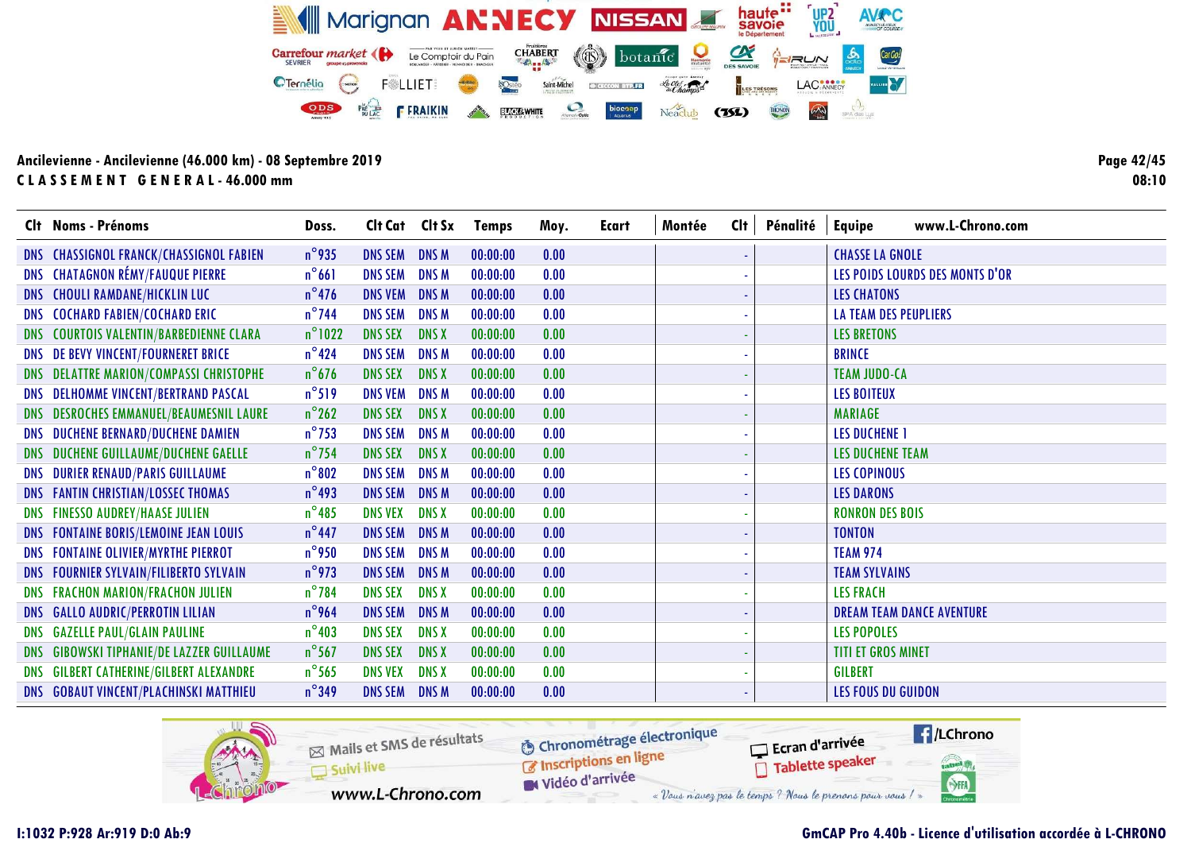**Ancilevienne - Ancilevienne (46.000 km) - 08 Septembre 2019**

**CLASSEMENT GENERAL - 46.000 mm**

08:10

| Clt | Noms - Prénoms | Doss. | Clt Cat | Clt Sx | Temps | Moy. | Ecart | Montée | Clt | Pénalité | Equipe |
|---|---|---|---|---|---|---|---|---|---|---|---|
| DNS | CHASSIGNOL FRANCK/CHASSIGNOL FABIEN | n°935 | DNS SEM | DNS M | 00:00:00 | 0.00 | | | - | | CHASSE LA GNOLE |
| DNS | CHATAGNON RÉMY/FAUQUE PIERRE | n°661 | DNS SEM | DNS M | 00:00:00 | 0.00 | | | - | | LES POIDS LOURDS DES MONTS D'OR |
| DNS | CHOULI RAMDANE/HICKLIN LUC | n°476 | DNS VEM | DNS M | 00:00:00 | 0.00 | | | - | | LES CHATONS |
| DNS | COCHARD FABIEN/COCHARD ERIC | n°744 | DNS SEM | DNS M | 00:00:00 | 0.00 | | | - | | LA TEAM DES PEUPLIERS |
| DNS | COURTOIS VALENTIN/BARBEDIENNE CLARA | n°1022 | DNS SEX | DNS X | 00:00:00 | 0.00 | | | - | | LES BRETONS |
| DNS | DE BEVY VINCENT/FOURNERET BRICE | n°424 | DNS SEM | DNS M | 00:00:00 | 0.00 | | | - | | BRINCE |
| DNS | DELATTRE MARION/COMPASSI CHRISTOPHE | n°676 | DNS SEX | DNS X | 00:00:00 | 0.00 | | | - | | TEAM JUDO-CA |
| DNS | DELHOMME VINCENT/BERTRAND PASCAL | n°519 | DNS VEM | DNS M | 00:00:00 | 0.00 | | | - | | LES BOITEUX |
| DNS | DESROCHES EMMANUEL/BEAUMESNIL LAURE | n°262 | DNS SEX | DNS X | 00:00:00 | 0.00 | | | - | | MARIAGE |
| DNS | DUCHENE BERNARD/DUCHENE DAMIEN | n°753 | DNS SEM | DNS M | 00:00:00 | 0.00 | | | - | | LES DUCHENE 1 |
| DNS | DUCHENE GUILLAUME/DUCHENE GAELLE | n°754 | DNS SEX | DNS X | 00:00:00 | 0.00 | | | - | | LES DUCHENE TEAM |
| DNS | DURIER RENAUD/PARIS GUILLAUME | n°802 | DNS SEM | DNS M | 00:00:00 | 0.00 | | | - | | LES COPINOUS |
| DNS | FANTIN CHRISTIAN/LOSSEC THOMAS | n°493 | DNS SEM | DNS M | 00:00:00 | 0.00 | | | - | | LES DARONS |
| DNS | FINESSO AUDREY/HAASE JULIEN | n°485 | DNS VEX | DNS X | 00:00:00 | 0.00 | | | - | | RONRON DES BOIS |
| DNS | FONTAINE BORIS/LEMOINE JEAN LOUIS | n°447 | DNS SEM | DNS M | 00:00:00 | 0.00 | | | - | | TONTON |
| DNS | FONTAINE OLIVIER/MYRTHE PIERROT | n°950 | DNS SEM | DNS M | 00:00:00 | 0.00 | | | - | | TEAM 974 |
| DNS | FOURNIER SYLVAIN/FILIBERTO SYLVAIN | n°973 | DNS SEM | DNS M | 00:00:00 | 0.00 | | | - | | TEAM SYLVAINS |
| DNS | FRACHON MARION/FRACHON JULIEN | n°784 | DNS SEX | DNS X | 00:00:00 | 0.00 | | | - | | LES FRACH |
| DNS | GALLO AUDRIC/PERROTIN LILIAN | n°964 | DNS SEM | DNS M | 00:00:00 | 0.00 | | | - | | DREAM TEAM DANCE AVENTURE |
| DNS | GAZELLE PAUL/GLAIN PAULINE | n°403 | DNS SEX | DNS X | 00:00:00 | 0.00 | | | - | | LES POPOLES |
| DNS | GIBOWSKI TIPHANIE/DE LAZZER GUILLAUME | n°567 | DNS SEX | DNS X | 00:00:00 | 0.00 | | | - | | TITI ET GROS MINET |
| DNS | GILBERT CATHERINE/GILBERT ALEXANDRE | n°565 | DNS VEX | DNS X | 00:00:00 | 0.00 | | | - | | GILBERT |
| DNS | GOBAUT VINCENT/PLACHINSKI MATTHIEU | n°349 | DNS SEM | DNS M | 00:00:00 | 0.00 | | | - | | LES FOUS DU GUIDON |

I:1032 P:928 Ar:919 D:0 Ab:9

GmCAP Pro 4.40b - Licence d'utilisation accordée à L-CHRONO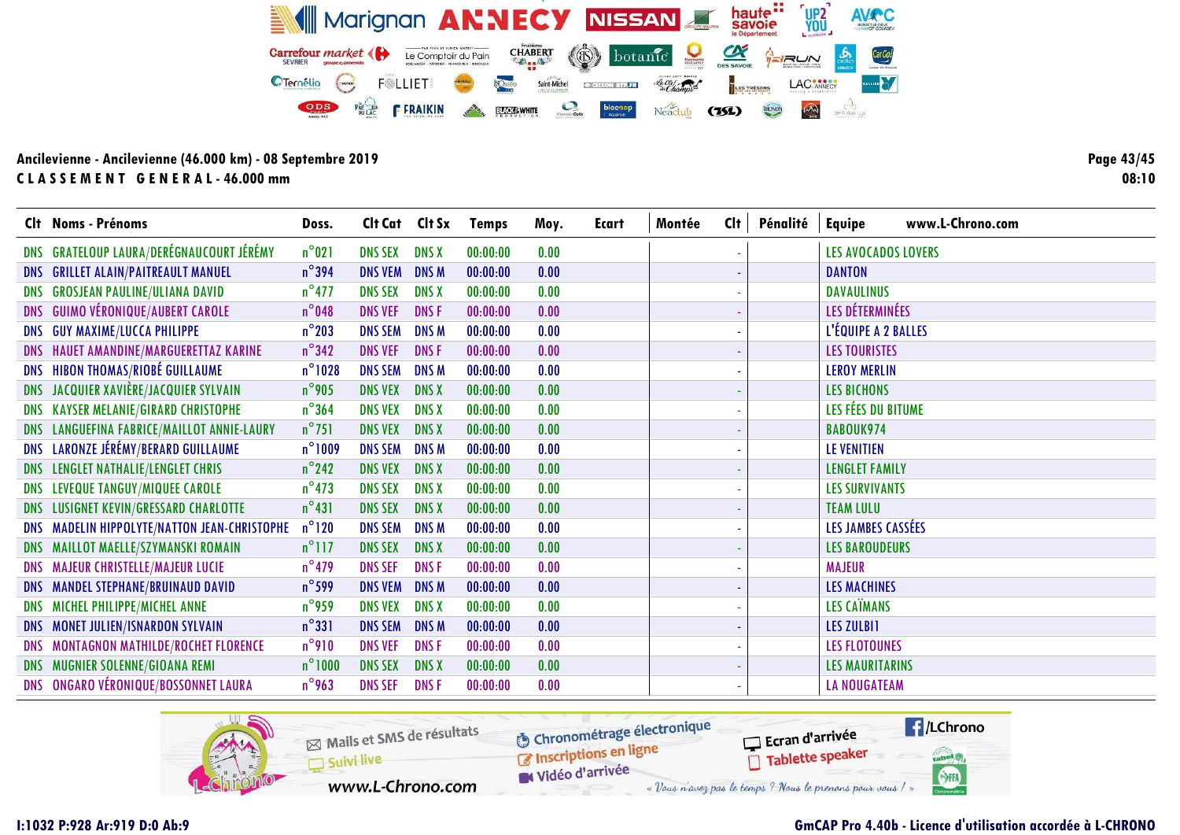## Ancilevienne - Ancilevienne (46.000 km) - 08 Septembre 2019

**CLASSEMENT GENERAL - 46.000 mm**

08:10

| Clt | Noms - Prénoms | Doss. | Clt Cat | Clt Sx | Temps | Moy. | Ecart | Montée | Clt | Pénalité | Equipe |
|---|---|---|---|---|---|---|---|---|---|---|---|
| DNS | GRATELOUP LAURA/DERÉGNAUCOURT JÉRÉMY | n°021 | DNS SEX | DNS X | 00:00:00 | 0.00 | | | - | | LES AVOCADOS LOVERS |
| DNS | GRILLET ALAIN/PAITREAULT MANUEL | n°394 | DNS VEM | DNS M | 00:00:00 | 0.00 | | | - | | DANTON |
| DNS | GROSJEAN PAULINE/ULIANA DAVID | n°477 | DNS SEX | DNS X | 00:00:00 | 0.00 | | | - | | DAVAULINUS |
| DNS | GUIMO VÉRONIQUE/AUBERT CAROLE | n°048 | DNS VEF | DNS F | 00:00:00 | 0.00 | | | - | | LES DÉTERMINÉES |
| DNS | GUY MAXIME/LUCCA PHILIPPE | n°203 | DNS SEM | DNS M | 00:00:00 | 0.00 | | | - | | L'ÉQUIPE A 2 BALLES |
| DNS | HAUET AMANDINE/MARGUERETTAZ KARINE | n°342 | DNS VEF | DNS F | 00:00:00 | 0.00 | | | - | | LES TOURISTES |
| DNS | HIBON THOMAS/RIOBÉ GUILLAUME | n°1028 | DNS SEM | DNS M | 00:00:00 | 0.00 | | | - | | LEROY MERLIN |
| DNS | JACQUIER XAVIÈRE/JACQUIER SYLVAIN | n°905 | DNS VEX | DNS X | 00:00:00 | 0.00 | | | - | | LES BICHONS |
| DNS | KAYSER MELANIE/GIRARD CHRISTOPHE | n°364 | DNS VEX | DNS X | 00:00:00 | 0.00 | | | - | | LES FÉES DU BITUME |
| DNS | LANGUEFINA FABRICE/MAILLOT ANNIE-LAURY | n°751 | DNS VEX | DNS X | 00:00:00 | 0.00 | | | - | | BABOUK974 |
| DNS | LARONZE JÉRÉMY/BERARD GUILLAUME | n°1009 | DNS SEM | DNS M | 00:00:00 | 0.00 | | | - | | LE VENITIEN |
| DNS | LENGLET NATHALIE/LENGLET CHRIS | n°242 | DNS VEX | DNS X | 00:00:00 | 0.00 | | | - | | LENGLET FAMILY |
| DNS | LEVEQUE TANGUY/MIQUEE CAROLE | n°473 | DNS SEX | DNS X | 00:00:00 | 0.00 | | | - | | LES SURVIVANTS |
| DNS | LUSIGNET KEVIN/GRESSARD CHARLOTTE | n°431 | DNS SEX | DNS X | 00:00:00 | 0.00 | | | - | | TEAM LULU |
| DNS | MADELIN HIPPOLYTE/NATTON JEAN-CHRISTOPHE | n°120 | DNS SEM | DNS M | 00:00:00 | 0.00 | | | - | | LES JAMBES CASSÉES |
| DNS | MAILLOT MAELLE/SZYMANSKI ROMAIN | n°117 | DNS SEX | DNS X | 00:00:00 | 0.00 | | | - | | LES BAROUDEURS |
| DNS | MAJEUR CHRISTELLE/MAJEUR LUCIE | n°479 | DNS SEF | DNS F | 00:00:00 | 0.00 | | | - | | MAJEUR |
| DNS | MANDEL STEPHANE/BRUINAUD DAVID | n°599 | DNS VEM | DNS M | 00:00:00 | 0.00 | | | - | | LES MACHINES |
| DNS | MICHEL PHILIPPE/MICHEL ANNE | n°959 | DNS VEX | DNS X | 00:00:00 | 0.00 | | | - | | LES CAÏMANS |
| DNS | MONET JULIEN/ISNARDON SYLVAIN | n°331 | DNS SEM | DNS M | 00:00:00 | 0.00 | | | - | | LES ZULBI1 |
| DNS | MONTAGNON MATHILDE/ROCHET FLORENCE | n°910 | DNS VEF | DNS F | 00:00:00 | 0.00 | | | - | | LES FLOTOUNES |
| DNS | MUGNIER SOLENNE/GIOANA REMI | n°1000 | DNS SEX | DNS X | 00:00:00 | 0.00 | | | - | | LES MAURITARINS |
| DNS | ONGARO VÉRONIQUE/BOSSONNET LAURA | n°963 | DNS SEF | DNS F | 00:00:00 | 0.00 | | | - | | LA NOUGATEAM |

I:1032 P:928 Ar:919 D:0 Ab:9

GmCAP Pro 4.40b - Licence d'utilisation accordée à L-CHRONO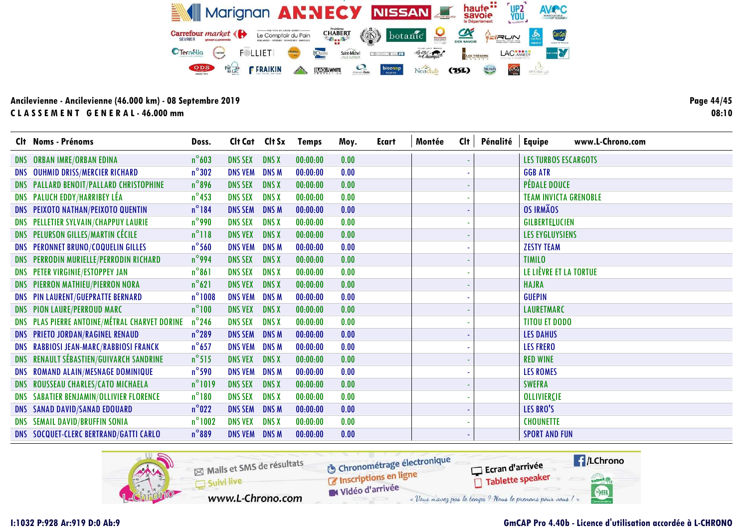## Ancilevienne - Ancilevienne (46.000 km) - 08 Septembre 2019

**C L A S S E M E N T   G E N E R A L - 46.000 mm**

08:10

| Clt | Noms - Prénoms | Doss. | Clt Cat | Clt Sx | Temps | Moy. | Ecart | Montée | Clt | Pénalité | Equipe |
|---|---|---|---|---|---|---|---|---|---|---|---|
| DNS | ORBAN IMRE/ORBAN EDINA | n°603 | DNS SEX | DNS X | 00:00:00 | 0.00 | | | - | | LES TURBOS ESCARGOTS |
| DNS | OUHMID DRISS/MERCIER RICHARD | n°302 | DNS VEM | DNS M | 00:00:00 | 0.00 | | | - | | GGB ATR |
| DNS | PALLARD BENOIT/PALLARD CHRISTOPHINE | n°896 | DNS SEX | DNS X | 00:00:00 | 0.00 | | | - | | PÉDALE DOUCE |
| DNS | PALUCH EDDY/HARRIBEY LÉA | n°453 | DNS SEX | DNS X | 00:00:00 | 0.00 | | | - | | TEAM INVICTA GRENOBLE |
| DNS | PEIXOTO NATHAN/PEIXOTO QUENTIN | n°184 | DNS SEM | DNS M | 00:00:00 | 0.00 | | | - | | OS IRMÃOS |
| DNS | PELLETIER SYLVAIN/CHAPPUY LAURIE | n°990 | DNS SEX | DNS X | 00:00:00 | 0.00 | | | - | | GILBERTELUCIEN |
| DNS | PELURSON GILLES/MARTIN CÉCILE | n°118 | DNS VEX | DNS X | 00:00:00 | 0.00 | | | - | | LES EYGLUYSIENS |
| DNS | PERONNET BRUNO/COQUELIN GILLES | n°560 | DNS VEM | DNS M | 00:00:00 | 0.00 | | | - | | ZESTY TEAM |
| DNS | PERRODIN MURIELLE/PERRODIN RICHARD | n°994 | DNS SEX | DNS X | 00:00:00 | 0.00 | | | - | | TIMILO |
| DNS | PETER VIRGINIE/ESTOPPEY JAN | n°861 | DNS SEX | DNS X | 00:00:00 | 0.00 | | | - | | LE LIÈVRE ET LA TORTUE |
| DNS | PIERRON MATHIEU/PIERRON NORA | n°621 | DNS VEX | DNS X | 00:00:00 | 0.00 | | | - | | HAJRA |
| DNS | PIN LAURENT/GUEPRATTE BERNARD | n°1008 | DNS VEM | DNS M | 00:00:00 | 0.00 | | | - | | GUEPIN |
| DNS | PION LAURE/PERROUD MARC | n°100 | DNS VEX | DNS X | 00:00:00 | 0.00 | | | - | | LAURETMARC |
| DNS | PLAS PIERRE ANTOINE/MÉTRAL CHARVET DORINE | n°246 | DNS SEX | DNS X | 00:00:00 | 0.00 | | | - | | TITOU ET DODO |
| DNS | PRIETO JORDAN/RAGINEL RENAUD | n°289 | DNS SEM | DNS M | 00:00:00 | 0.00 | | | - | | LES DAHUS |
| DNS | RABBIOSI JEAN-MARC/RABBIOSI FRANCK | n°657 | DNS VEM | DNS M | 00:00:00 | 0.00 | | | - | | LES FRERO |
| DNS | RENAULT SÉBASTIEN/GUIVARCH SANDRINE | n°515 | DNS VEX | DNS X | 00:00:00 | 0.00 | | | - | | RED WINE |
| DNS | ROMAND ALAIN/MESNAGE DOMINIQUE | n°590 | DNS VEM | DNS M | 00:00:00 | 0.00 | | | - | | LES ROMES |
| DNS | ROUSSEAU CHARLES/CATO MICHAELA | n°1019 | DNS SEX | DNS X | 00:00:00 | 0.00 | | | - | | SWEFRA |
| DNS | SABATIER BENJAMIN/OLLIVIER FLORENCE | n°180 | DNS SEX | DNS X | 00:00:00 | 0.00 | | | - | | OLLIVIERCIE |
| DNS | SANAD DAVID/SANAD EDOUARD | n°022 | DNS SEM | DNS M | 00:00:00 | 0.00 | | | - | | LES BRO'S |
| DNS | SEMAIL DAVID/BRUFFIN SONIA | n°1002 | DNS VEX | DNS X | 00:00:00 | 0.00 | | | - | | CHOUNETTE |
| DNS | SOCQUET-CLERC BERTRAND/GATTI CARLO | n°889 | DNS VEM | DNS M | 00:00:00 | 0.00 | | | - | | SPORT AND FUN |

I:1032 P:928 Ar:919 D:0 Ab:9

GmCAP Pro 4.40b - Licence d'utilisation accordée à L-CHRONO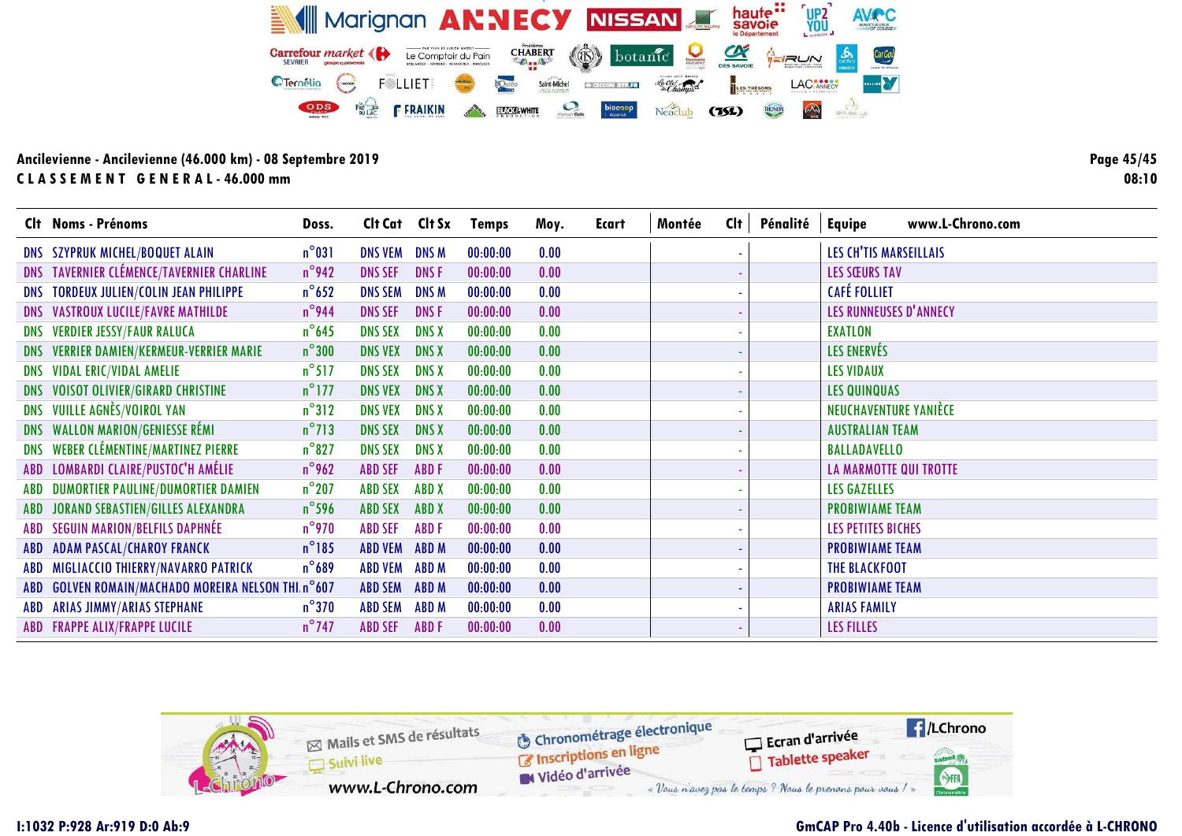**Ancilevienne - Ancilevienne (46.000 km) - 08 Septembre 2019**

**C L A S S E M E N T   G E N E R A L - 46.000 mm**

08:10

| Clt | Noms - Prénoms | Doss. | Clt Cat | Clt Sx | Temps | Moy. | Ecart | Montée | Clt | Pénalité | Equipe www.L-Chrono.com |
|---|---|---|---|---|---|---|---|---|---|---|---|
| DNS | SZYPRUK MICHEL/BOQUET ALAIN | n°031 | DNS VEM | DNS M | 00:00:00 | 0.00 | | | - | | LES CH'TIS MARSEILLAIS |
| DNS | TAVERNIER CLÉMENCE/TAVERNIER CHARLINE | n°942 | DNS SEF | DNS F | 00:00:00 | 0.00 | | | - | | LES SŒURS TAV |
| DNS | TORDEUX JULIEN/COLIN JEAN PHILIPPE | n°652 | DNS SEM | DNS M | 00:00:00 | 0.00 | | | - | | CAFÉ FOLLIET |
| DNS | VASTROUX LUCILE/FAVRE MATHILDE | n°944 | DNS SEF | DNS F | 00:00:00 | 0.00 | | | - | | LES RUNNEUSES D'ANNECY |
| DNS | VERDIER JESSY/FAUR RALUCA | n°645 | DNS SEX | DNS X | 00:00:00 | 0.00 | | | - | | EXATLON |
| DNS | VERRIER DAMIEN/KERMEUR-VERRIER MARIE | n°300 | DNS VEX | DNS X | 00:00:00 | 0.00 | | | - | | LES ENERVÉS |
| DNS | VIDAL ERIC/VIDAL AMELIE | n°517 | DNS SEX | DNS X | 00:00:00 | 0.00 | | | - | | LES VIDAUX |
| DNS | VOISOT OLIVIER/GIRARD CHRISTINE | n°177 | DNS VEX | DNS X | 00:00:00 | 0.00 | | | - | | LES QUINQUAS |
| DNS | VUILLE AGNÈS/VOIROL YAN | n°312 | DNS VEX | DNS X | 00:00:00 | 0.00 | | | - | | NEUCHAVENTURE YANIÈCE |
| DNS | WALLON MARION/GENIESSE RÉMI | n°713 | DNS SEX | DNS X | 00:00:00 | 0.00 | | | - | | AUSTRALIAN TEAM |
| DNS | WEBER CLÉMENTINE/MARTINEZ PIERRE | n°827 | DNS SEX | DNS X | 00:00:00 | 0.00 | | | - | | BALLADAVELLO |
| ABD | LOMBARDI CLAIRE/PUSTOC'H AMÉLIE | n°962 | ABD SEF | ABD F | 00:00:00 | 0.00 | | | - | | LA MARMOTTE QUI TROTTE |
| ABD | DUMORTIER PAULINE/DUMORTIER DAMIEN | n°207 | ABD SEX | ABD X | 00:00:00 | 0.00 | | | - | | LES GAZELLES |
| ABD | JORAND SEBASTIEN/GILLES ALEXANDRA | n°596 | ABD SEX | ABD X | 00:00:00 | 0.00 | | | - | | PROBIWIAME TEAM |
| ABD | SEGUIN MARION/BELFILS DAPHNÉE | n°970 | ABD SEF | ABD F | 00:00:00 | 0.00 | | | - | | LES PETITES BICHES |
| ABD | ADAM PASCAL/CHAROY FRANCK | n°185 | ABD VEM | ABD M | 00:00:00 | 0.00 | | | - | | PROBIWIAME TEAM |
| ABD | MIGLIACCIO THIERRY/NAVARRO PATRICK | n°689 | ABD VEM | ABD M | 00:00:00 | 0.00 | | | - | | THE BLACKFOOT |
| ABD | GOLVEN ROMAIN/MACHADO MOREIRA NELSON THI | n°607 | ABD SEM | ABD M | 00:00:00 | 0.00 | | | - | | PROBIWIAME TEAM |
| ABD | ARIAS JIMMY/ARIAS STEPHANE | n°370 | ABD SEM | ABD M | 00:00:00 | 0.00 | | | - | | ARIAS FAMILY |
| ABD | FRAPPE ALIX/FRAPPE LUCILE | n°747 | ABD SEF | ABD F | 00:00:00 | 0.00 | | | - | | LES FILLES |

I:1032 P:928 Ar:919 D:0 Ab:9

GmCAP Pro 4.40b - Licence d'utilisation accordée à L-CHRONO